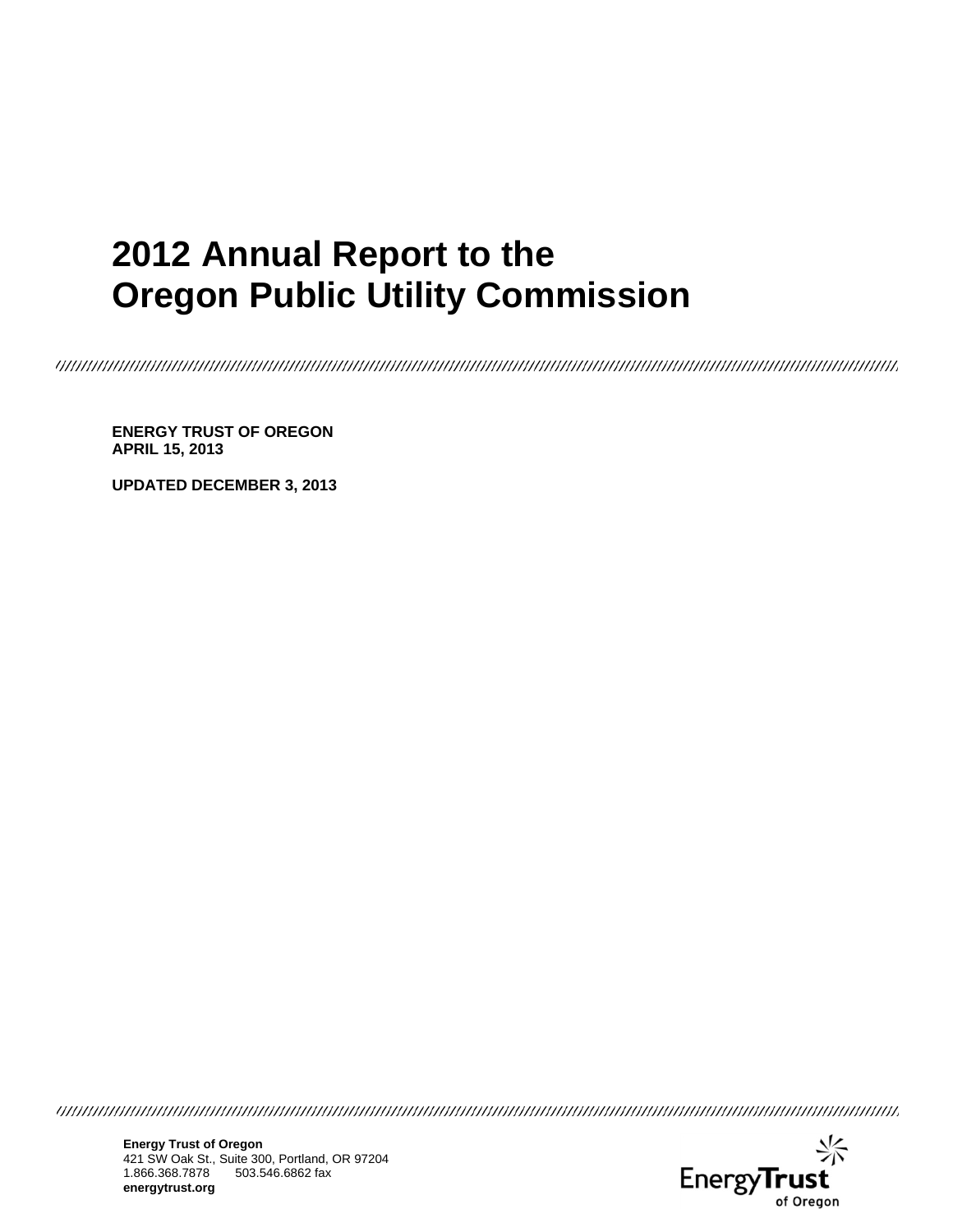# 2012 Annual Report to the Oregon Public Utility Commission

**ENERGY TRUST OF OREGON**
**APRIL 15, 2013**

**UPDATED DECEMBER 3, 2013**

**Energy Trust of Oregon**
421 SW Oak St., Suite 300, Portland, OR 97204
1.866.368.7878 503.546.6862 fax
**energytrust.org**

EnergyTrust of Oregon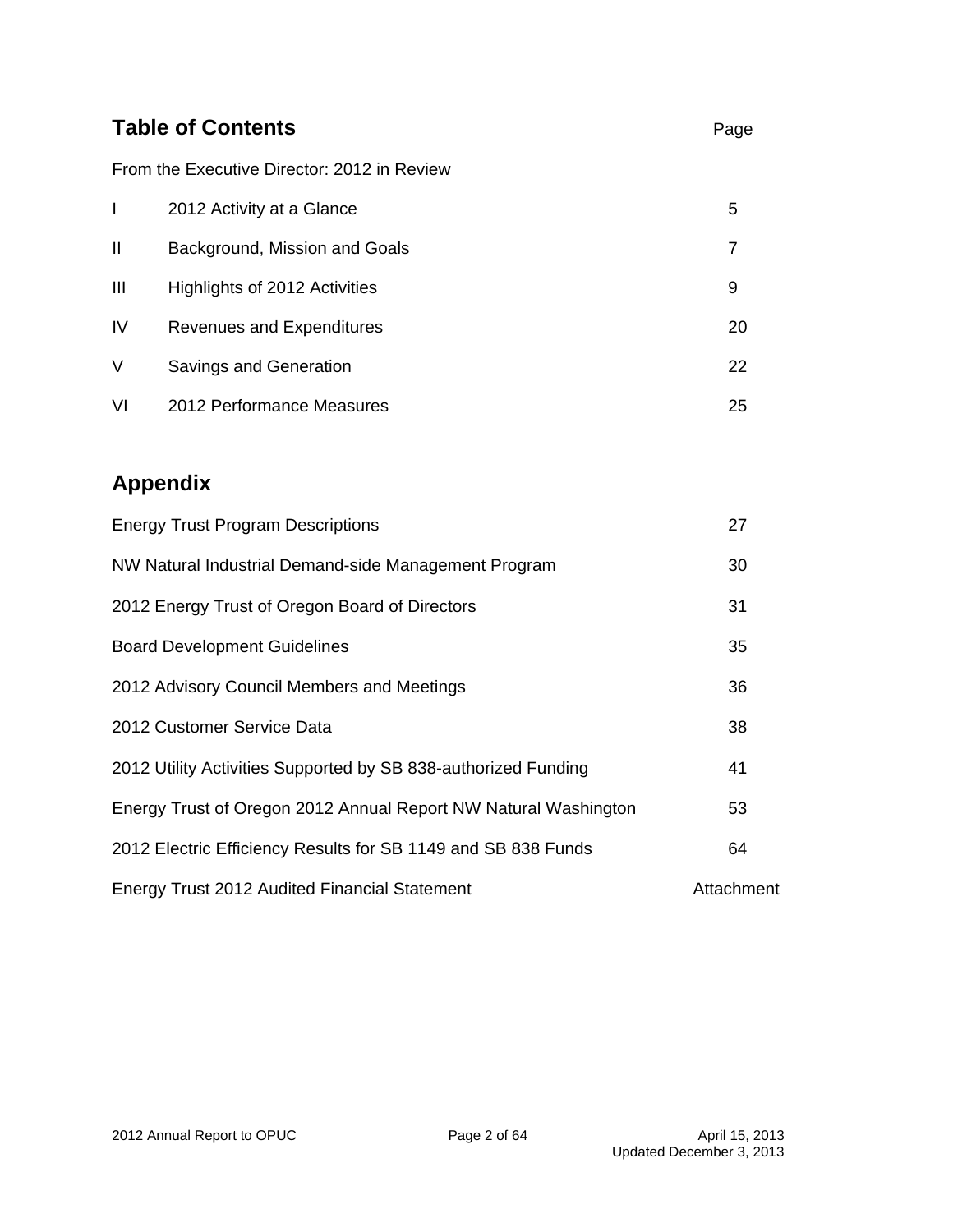## Table of Contents

| | | Page |
|---|---|---|
| From the Executive Director: 2012 in Review | | |
| I | 2012 Activity at a Glance | 5 |
| II | Background, Mission and Goals | 7 |
| III | Highlights of 2012 Activities | 9 |
| IV | Revenues and Expenditures | 20 |
| V | Savings and Generation | 22 |
| VI | 2012 Performance Measures | 25 |

## Appendix

| | |
|---|---|
| Energy Trust Program Descriptions | 27 |
| NW Natural Industrial Demand-side Management Program | 30 |
| 2012 Energy Trust of Oregon Board of Directors | 31 |
| Board Development Guidelines | 35 |
| 2012 Advisory Council Members and Meetings | 36 |
| 2012 Customer Service Data | 38 |
| 2012 Utility Activities Supported by SB 838-authorized Funding | 41 |
| Energy Trust of Oregon 2012 Annual Report NW Natural Washington | 53 |
| 2012 Electric Efficiency Results for SB 1149 and SB 838 Funds | 64 |
| Energy Trust 2012 Audited Financial Statement | Attachment |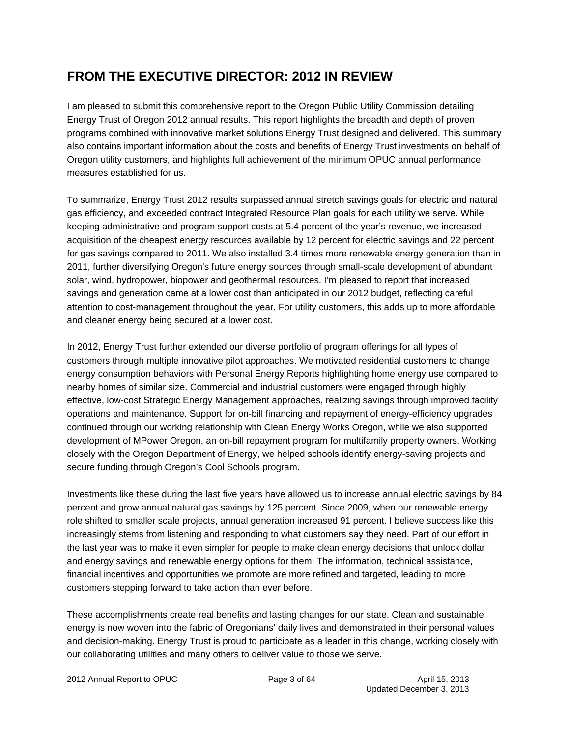# FROM THE EXECUTIVE DIRECTOR: 2012 IN REVIEW

I am pleased to submit this comprehensive report to the Oregon Public Utility Commission detailing Energy Trust of Oregon 2012 annual results. This report highlights the breadth and depth of proven programs combined with innovative market solutions Energy Trust designed and delivered. This summary also contains important information about the costs and benefits of Energy Trust investments on behalf of Oregon utility customers, and highlights full achievement of the minimum OPUC annual performance measures established for us.

To summarize, Energy Trust 2012 results surpassed annual stretch savings goals for electric and natural gas efficiency, and exceeded contract Integrated Resource Plan goals for each utility we serve. While keeping administrative and program support costs at 5.4 percent of the year's revenue, we increased acquisition of the cheapest energy resources available by 12 percent for electric savings and 22 percent for gas savings compared to 2011. We also installed 3.4 times more renewable energy generation than in 2011, further diversifying Oregon's future energy sources through small-scale development of abundant solar, wind, hydropower, biopower and geothermal resources. I'm pleased to report that increased savings and generation came at a lower cost than anticipated in our 2012 budget, reflecting careful attention to cost-management throughout the year. For utility customers, this adds up to more affordable and cleaner energy being secured at a lower cost.

In 2012, Energy Trust further extended our diverse portfolio of program offerings for all types of customers through multiple innovative pilot approaches. We motivated residential customers to change energy consumption behaviors with Personal Energy Reports highlighting home energy use compared to nearby homes of similar size. Commercial and industrial customers were engaged through highly effective, low-cost Strategic Energy Management approaches, realizing savings through improved facility operations and maintenance. Support for on-bill financing and repayment of energy-efficiency upgrades continued through our working relationship with Clean Energy Works Oregon, while we also supported development of MPower Oregon, an on-bill repayment program for multifamily property owners. Working closely with the Oregon Department of Energy, we helped schools identify energy-saving projects and secure funding through Oregon's Cool Schools program.

Investments like these during the last five years have allowed us to increase annual electric savings by 84 percent and grow annual natural gas savings by 125 percent. Since 2009, when our renewable energy role shifted to smaller scale projects, annual generation increased 91 percent. I believe success like this increasingly stems from listening and responding to what customers say they need. Part of our effort in the last year was to make it even simpler for people to make clean energy decisions that unlock dollar and energy savings and renewable energy options for them. The information, technical assistance, financial incentives and opportunities we promote are more refined and targeted, leading to more customers stepping forward to take action than ever before.

These accomplishments create real benefits and lasting changes for our state. Clean and sustainable energy is now woven into the fabric of Oregonians' daily lives and demonstrated in their personal values and decision-making. Energy Trust is proud to participate as a leader in this change, working closely with our collaborating utilities and many others to deliver value to those we serve.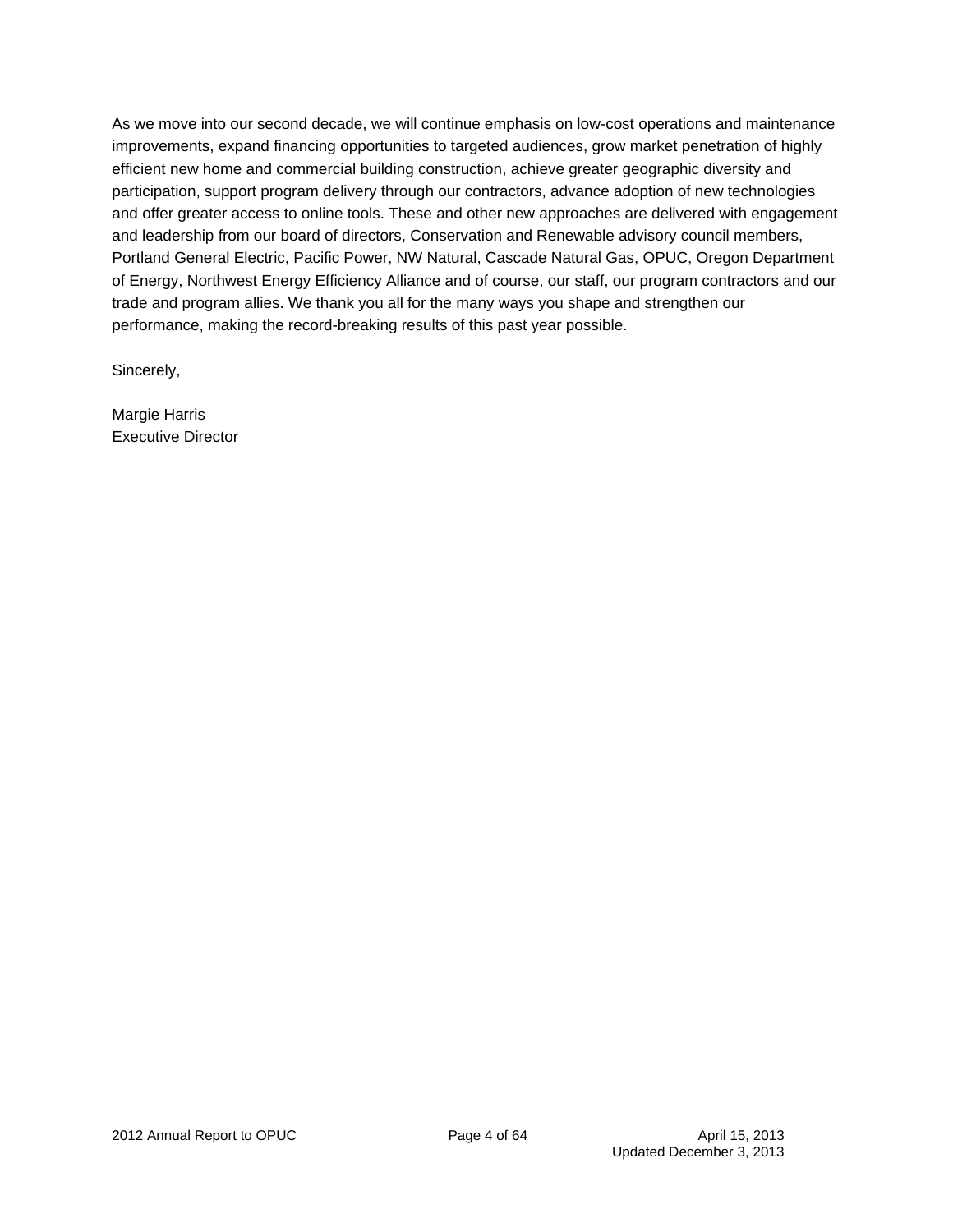As we move into our second decade, we will continue emphasis on low-cost operations and maintenance improvements, expand financing opportunities to targeted audiences, grow market penetration of highly efficient new home and commercial building construction, achieve greater geographic diversity and participation, support program delivery through our contractors, advance adoption of new technologies and offer greater access to online tools. These and other new approaches are delivered with engagement and leadership from our board of directors, Conservation and Renewable advisory council members, Portland General Electric, Pacific Power, NW Natural, Cascade Natural Gas, OPUC, Oregon Department of Energy, Northwest Energy Efficiency Alliance and of course, our staff, our program contractors and our trade and program allies. We thank you all for the many ways you shape and strengthen our performance, making the record-breaking results of this past year possible.

Sincerely,

Margie Harris
Executive Director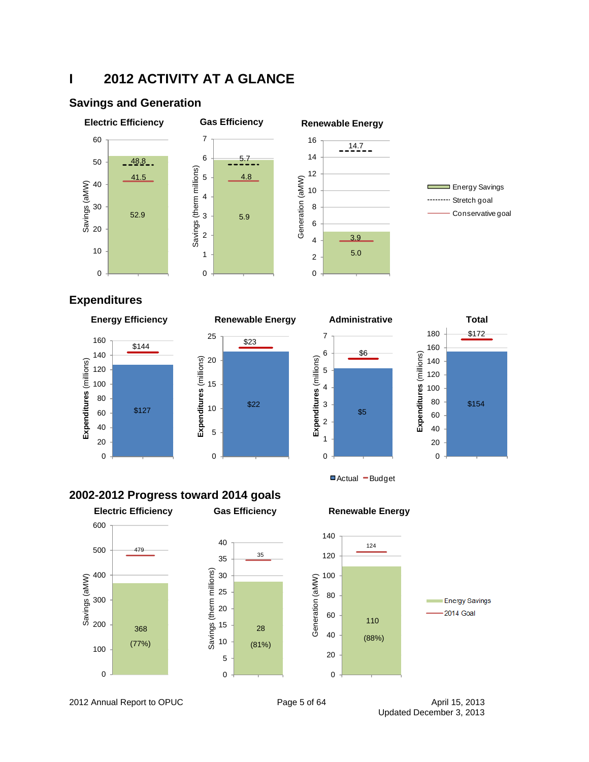# I 2012 ACTIVITY AT A GLANCE

## Savings and Generation

| | Electric Efficiency (Savings, aMW) | Gas Efficiency (Savings, therm millions) | Renewable Energy (Generation, aMW) |
|---|---|---|---|
| Energy Savings | 52.9 | 5.9 | 5.0 |
| Stretch goal | 48.8 | 5.7 | 14.7 |
| Conservative goal | 41.5 | 4.8 | 3.9 |

## Expenditures

| | Energy Efficiency | Renewable Energy | Administrative | Total |
|---|---|---|---|---|
| Actual (millions) | $127 | $22 | $5 | $154 |
| Budget (millions) | $144 | $23 | $6 | $172 |

## 2002-2012 Progress toward 2014 goals

| | Electric Efficiency (Savings, aMW) | Gas Efficiency (Savings, therm millions) | Renewable Energy (Generation, aMW) |
|---|---|---|---|
| Energy Savings | 368 (77%) | 28 (81%) | 110 (88%) |
| 2014 Goal | 479 | 35 | 124 |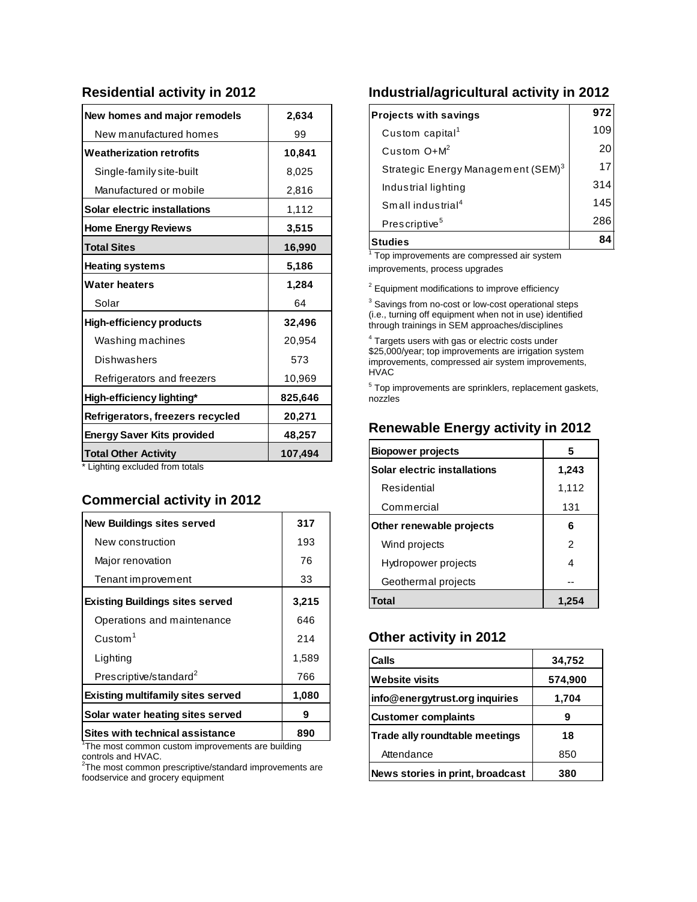## Residential activity in 2012

| | |
|---|---|
| **New homes and major remodels** | **2,634** |
| New manufactured homes | 99 |
| **Weatherization retrofits** | **10,841** |
| Single-family site-built | 8,025 |
| Manufactured or mobile | 2,816 |
| **Solar electric installations** | 1,112 |
| **Home Energy Reviews** | **3,515** |
| **Total Sites** | **16,990** |
| **Heating systems** | **5,186** |
| **Water heaters** | **1,284** |
| Solar | 64 |
| **High-efficiency products** | **32,496** |
| Washing machines | 20,954 |
| Dishwashers | 573 |
| Refrigerators and freezers | 10,969 |
| **High-efficiency lighting*** | **825,646** |
| **Refrigerators, freezers recycled** | **20,271** |
| **Energy Saver Kits provided** | **48,257** |
| **Total Other Activity** | **107,494** |

* Lighting excluded from totals

## Commercial activity in 2012

| | |
|---|---|
| **New Buildings sites served** | **317** |
| New construction | 193 |
| Major renovation | 76 |
| Tenant improvement | 33 |
| **Existing Buildings sites served** | **3,215** |
| Operations and maintenance | 646 |
| Custom[1] | 214 |
| Lighting | 1,589 |
| Prescriptive/standard[2] | 766 |
| **Existing multifamily sites served** | **1,080** |
| **Solar water heating sites served** | **9** |
| **Sites with technical assistance** | **890** |

[1]The most common custom improvements are building controls and HVAC.

[2]The most common prescriptive/standard improvements are foodservice and grocery equipment

## Industrial/agricultural activity in 2012

| | |
|---|---|
| **Projects with savings** | **972** |
| Custom capital[1] | 109 |
| Custom O+M[2] | 20 |
| Strategic Energy Management (SEM)[3] | 17 |
| Industrial lighting | 314 |
| Small industrial[4] | 145 |
| Prescriptive[5] | 286 |
| **Studies** | **84** |

[1] Top improvements are compressed air system improvements, process upgrades

[2] Equipment modifications to improve efficiency

[3] Savings from no-cost or low-cost operational steps (i.e., turning off equipment when not in use) identified through trainings in SEM approaches/disciplines

[4] Targets users with gas or electric costs under $25,000/year; top improvements are irrigation system improvements, compressed air system improvements, HVAC

[5] Top improvements are sprinklers, replacement gaskets, nozzles

## Renewable Energy activity in 2012

| | |
|---|---|
| **Biopower projects** | **5** |
| **Solar electric installations** | **1,243** |
| Residential | 1,112 |
| Commercial | 131 |
| **Other renewable projects** | **6** |
| Wind projects | 2 |
| Hydropower projects | 4 |
| Geothermal projects | -- |
| **Total** | **1,254** |

## Other activity in 2012

| | |
|---|---|
| **Calls** | **34,752** |
| **Website visits** | **574,900** |
| **info@energytrust.org inquiries** | **1,704** |
| **Customer complaints** | **9** |
| **Trade ally roundtable meetings** | **18** |
| Attendance | 850 |
| **News stories in print, broadcast** | **380** |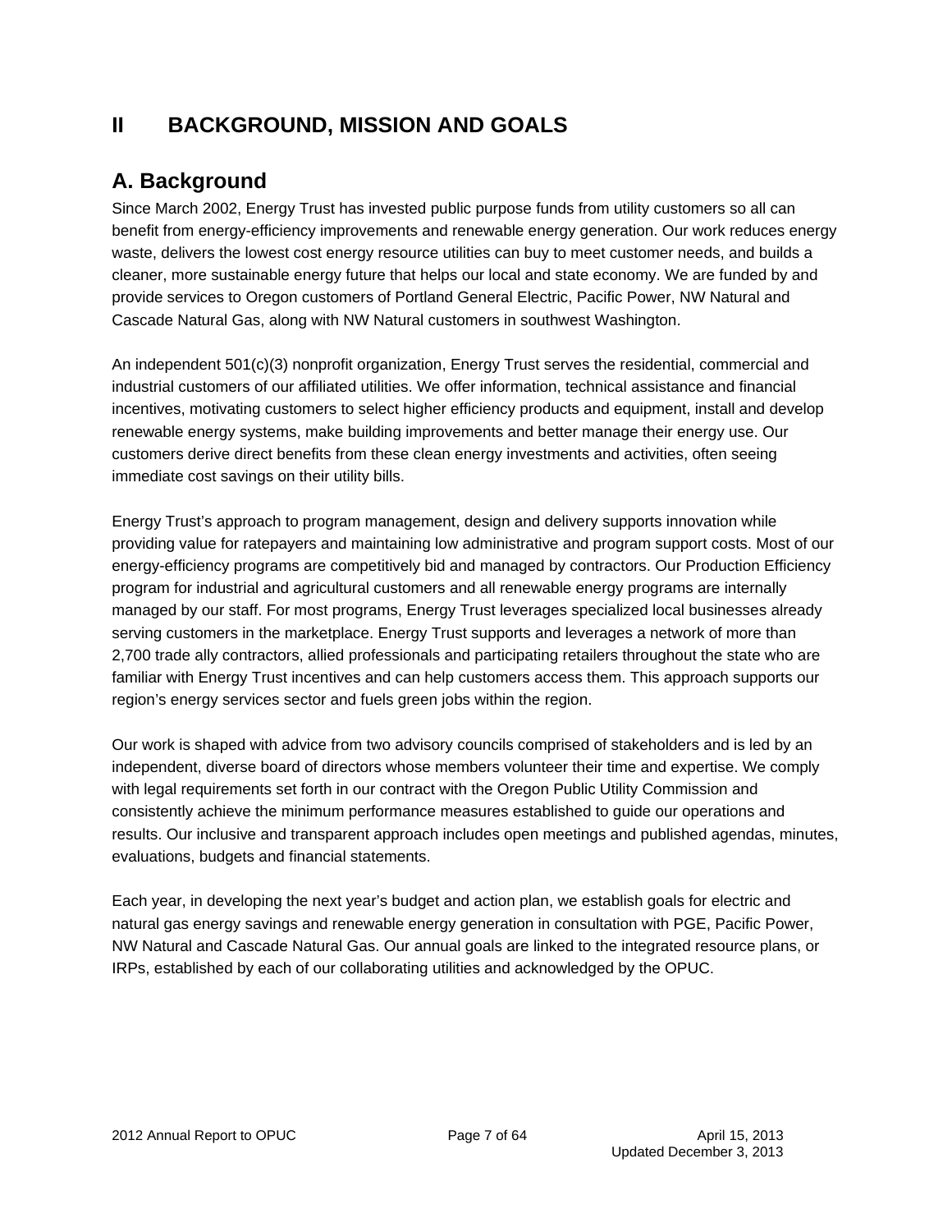# II BACKGROUND, MISSION AND GOALS

## A. Background

Since March 2002, Energy Trust has invested public purpose funds from utility customers so all can benefit from energy-efficiency improvements and renewable energy generation. Our work reduces energy waste, delivers the lowest cost energy resource utilities can buy to meet customer needs, and builds a cleaner, more sustainable energy future that helps our local and state economy. We are funded by and provide services to Oregon customers of Portland General Electric, Pacific Power, NW Natural and Cascade Natural Gas, along with NW Natural customers in southwest Washington.

An independent 501(c)(3) nonprofit organization, Energy Trust serves the residential, commercial and industrial customers of our affiliated utilities. We offer information, technical assistance and financial incentives, motivating customers to select higher efficiency products and equipment, install and develop renewable energy systems, make building improvements and better manage their energy use. Our customers derive direct benefits from these clean energy investments and activities, often seeing immediate cost savings on their utility bills.

Energy Trust's approach to program management, design and delivery supports innovation while providing value for ratepayers and maintaining low administrative and program support costs. Most of our energy-efficiency programs are competitively bid and managed by contractors. Our Production Efficiency program for industrial and agricultural customers and all renewable energy programs are internally managed by our staff. For most programs, Energy Trust leverages specialized local businesses already serving customers in the marketplace. Energy Trust supports and leverages a network of more than 2,700 trade ally contractors, allied professionals and participating retailers throughout the state who are familiar with Energy Trust incentives and can help customers access them. This approach supports our region's energy services sector and fuels green jobs within the region.

Our work is shaped with advice from two advisory councils comprised of stakeholders and is led by an independent, diverse board of directors whose members volunteer their time and expertise. We comply with legal requirements set forth in our contract with the Oregon Public Utility Commission and consistently achieve the minimum performance measures established to guide our operations and results. Our inclusive and transparent approach includes open meetings and published agendas, minutes, evaluations, budgets and financial statements.

Each year, in developing the next year's budget and action plan, we establish goals for electric and natural gas energy savings and renewable energy generation in consultation with PGE, Pacific Power, NW Natural and Cascade Natural Gas. Our annual goals are linked to the integrated resource plans, or IRPs, established by each of our collaborating utilities and acknowledged by the OPUC.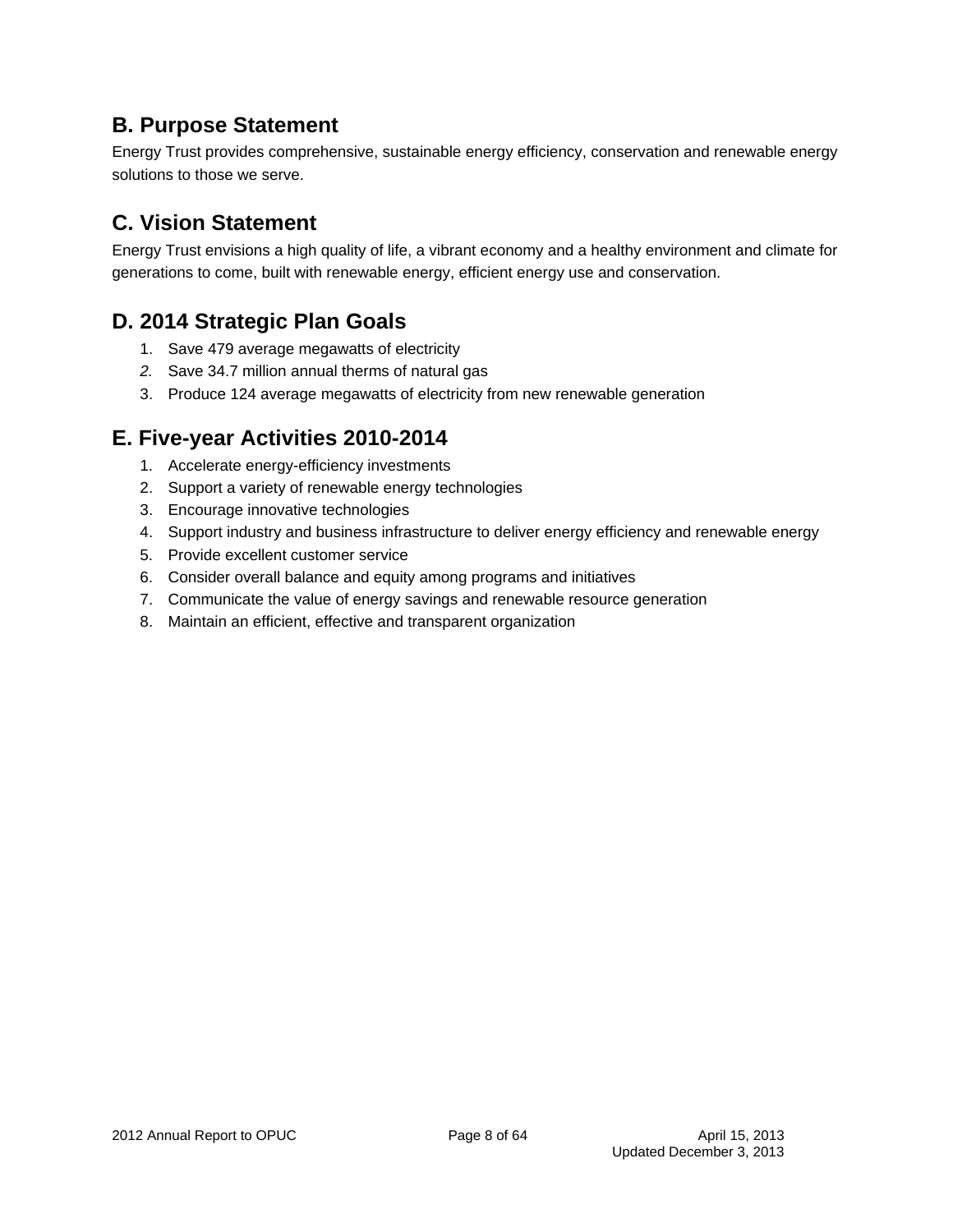## B. Purpose Statement

Energy Trust provides comprehensive, sustainable energy efficiency, conservation and renewable energy solutions to those we serve.

## C. Vision Statement

Energy Trust envisions a high quality of life, a vibrant economy and a healthy environment and climate for generations to come, built with renewable energy, efficient energy use and conservation.

## D. 2014 Strategic Plan Goals

1. Save 479 average megawatts of electricity
2. Save 34.7 million annual therms of natural gas
3. Produce 124 average megawatts of electricity from new renewable generation

## E. Five-year Activities 2010-2014

1. Accelerate energy-efficiency investments
2. Support a variety of renewable energy technologies
3. Encourage innovative technologies
4. Support industry and business infrastructure to deliver energy efficiency and renewable energy
5. Provide excellent customer service
6. Consider overall balance and equity among programs and initiatives
7. Communicate the value of energy savings and renewable resource generation
8. Maintain an efficient, effective and transparent organization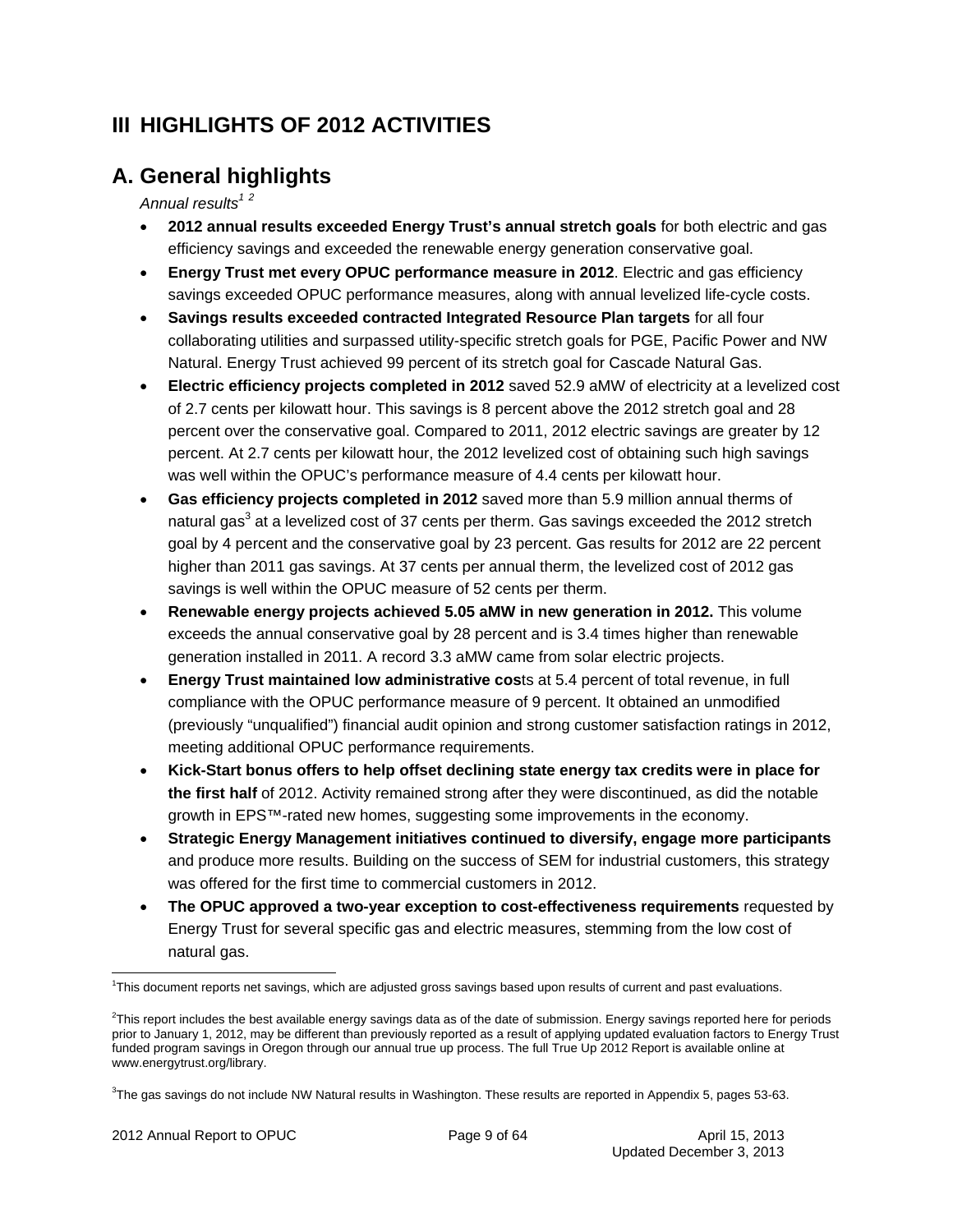# III HIGHLIGHTS OF 2012 ACTIVITIES

## A. General highlights

*Annual results*[1 2]

- **2012 annual results exceeded Energy Trust's annual stretch goals** for both electric and gas efficiency savings and exceeded the renewable energy generation conservative goal.
- **Energy Trust met every OPUC performance measure in 2012**. Electric and gas efficiency savings exceeded OPUC performance measures, along with annual levelized life-cycle costs.
- **Savings results exceeded contracted Integrated Resource Plan targets** for all four collaborating utilities and surpassed utility-specific stretch goals for PGE, Pacific Power and NW Natural. Energy Trust achieved 99 percent of its stretch goal for Cascade Natural Gas.
- **Electric efficiency projects completed in 2012** saved 52.9 aMW of electricity at a levelized cost of 2.7 cents per kilowatt hour. This savings is 8 percent above the 2012 stretch goal and 28 percent over the conservative goal. Compared to 2011, 2012 electric savings are greater by 12 percent. At 2.7 cents per kilowatt hour, the 2012 levelized cost of obtaining such high savings was well within the OPUC's performance measure of 4.4 cents per kilowatt hour.
- **Gas efficiency projects completed in 2012** saved more than 5.9 million annual therms of natural gas[3] at a levelized cost of 37 cents per therm. Gas savings exceeded the 2012 stretch goal by 4 percent and the conservative goal by 23 percent. Gas results for 2012 are 22 percent higher than 2011 gas savings. At 37 cents per annual therm, the levelized cost of 2012 gas savings is well within the OPUC measure of 52 cents per therm.
- **Renewable energy projects achieved 5.05 aMW in new generation in 2012.** This volume exceeds the annual conservative goal by 28 percent and is 3.4 times higher than renewable generation installed in 2011. A record 3.3 aMW came from solar electric projects.
- **Energy Trust maintained low administrative cos**ts at 5.4 percent of total revenue, in full compliance with the OPUC performance measure of 9 percent. It obtained an unmodified (previously "unqualified") financial audit opinion and strong customer satisfaction ratings in 2012, meeting additional OPUC performance requirements.
- **Kick-Start bonus offers to help offset declining state energy tax credits were in place for the first half** of 2012. Activity remained strong after they were discontinued, as did the notable growth in EPS™-rated new homes, suggesting some improvements in the economy.
- **Strategic Energy Management initiatives continued to diversify, engage more participants** and produce more results. Building on the success of SEM for industrial customers, this strategy was offered for the first time to commercial customers in 2012.
- **The OPUC approved a two-year exception to cost-effectiveness requirements** requested by Energy Trust for several specific gas and electric measures, stemming from the low cost of natural gas.

---

[1] This document reports net savings, which are adjusted gross savings based upon results of current and past evaluations.

[2] This report includes the best available energy savings data as of the date of submission. Energy savings reported here for periods prior to January 1, 2012, may be different than previously reported as a result of applying updated evaluation factors to Energy Trust funded program savings in Oregon through our annual true up process. The full True Up 2012 Report is available online at www.energytrust.org/library.

[3] The gas savings do not include NW Natural results in Washington. These results are reported in Appendix 5, pages 53-63.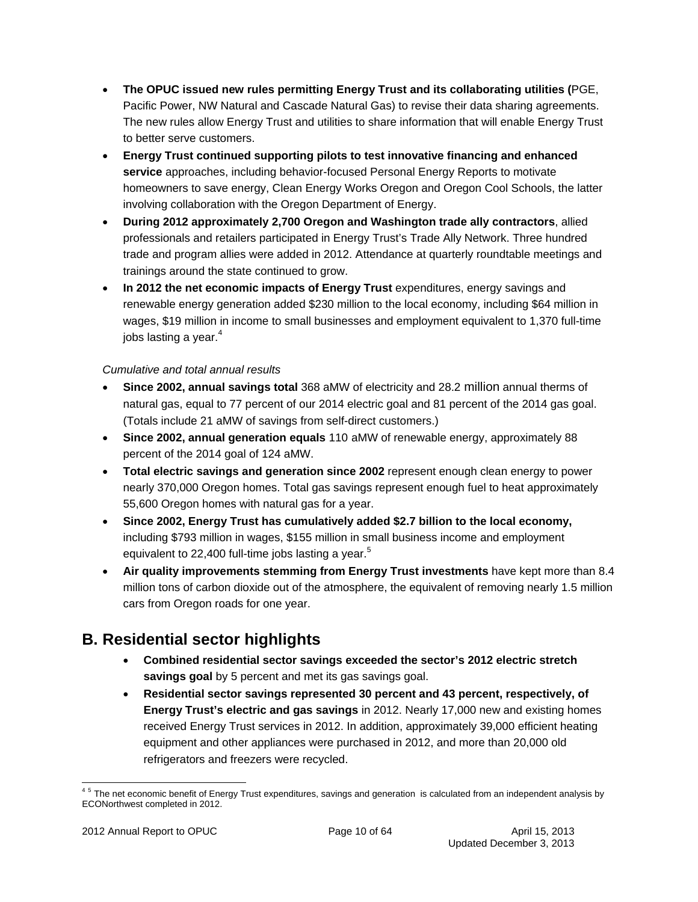- **The OPUC issued new rules permitting Energy Trust and its collaborating utilities (**PGE, Pacific Power, NW Natural and Cascade Natural Gas) to revise their data sharing agreements. The new rules allow Energy Trust and utilities to share information that will enable Energy Trust to better serve customers.
- **Energy Trust continued supporting pilots to test innovative financing and enhanced service** approaches, including behavior-focused Personal Energy Reports to motivate homeowners to save energy, Clean Energy Works Oregon and Oregon Cool Schools, the latter involving collaboration with the Oregon Department of Energy.
- **During 2012 approximately 2,700 Oregon and Washington trade ally contractors**, allied professionals and retailers participated in Energy Trust's Trade Ally Network. Three hundred trade and program allies were added in 2012. Attendance at quarterly roundtable meetings and trainings around the state continued to grow.
- **In 2012 the net economic impacts of Energy Trust** expenditures, energy savings and renewable energy generation added $230 million to the local economy, including $64 million in wages, $19 million in income to small businesses and employment equivalent to 1,370 full-time jobs lasting a year.[4]

*Cumulative and total annual results*

- **Since 2002, annual savings total** 368 aMW of electricity and 28.2 million annual therms of natural gas, equal to 77 percent of our 2014 electric goal and 81 percent of the 2014 gas goal. (Totals include 21 aMW of savings from self-direct customers.)
- **Since 2002, annual generation equals** 110 aMW of renewable energy, approximately 88 percent of the 2014 goal of 124 aMW.
- **Total electric savings and generation since 2002** represent enough clean energy to power nearly 370,000 Oregon homes. Total gas savings represent enough fuel to heat approximately 55,600 Oregon homes with natural gas for a year.
- **Since 2002, Energy Trust has cumulatively added $2.7 billion to the local economy,** including $793 million in wages, $155 million in small business income and employment equivalent to 22,400 full-time jobs lasting a year.[5]
- **Air quality improvements stemming from Energy Trust investments** have kept more than 8.4 million tons of carbon dioxide out of the atmosphere, the equivalent of removing nearly 1.5 million cars from Oregon roads for one year.

## B. Residential sector highlights

- **Combined residential sector savings exceeded the sector's 2012 electric stretch savings goal** by 5 percent and met its gas savings goal.
- **Residential sector savings represented 30 percent and 43 percent, respectively, of Energy Trust's electric and gas savings** in 2012. Nearly 17,000 new and existing homes received Energy Trust services in 2012. In addition, approximately 39,000 efficient heating equipment and other appliances were purchased in 2012, and more than 20,000 old refrigerators and freezers were recycled.

[4] [5] The net economic benefit of Energy Trust expenditures, savings and generation is calculated from an independent analysis by ECONorthwest completed in 2012.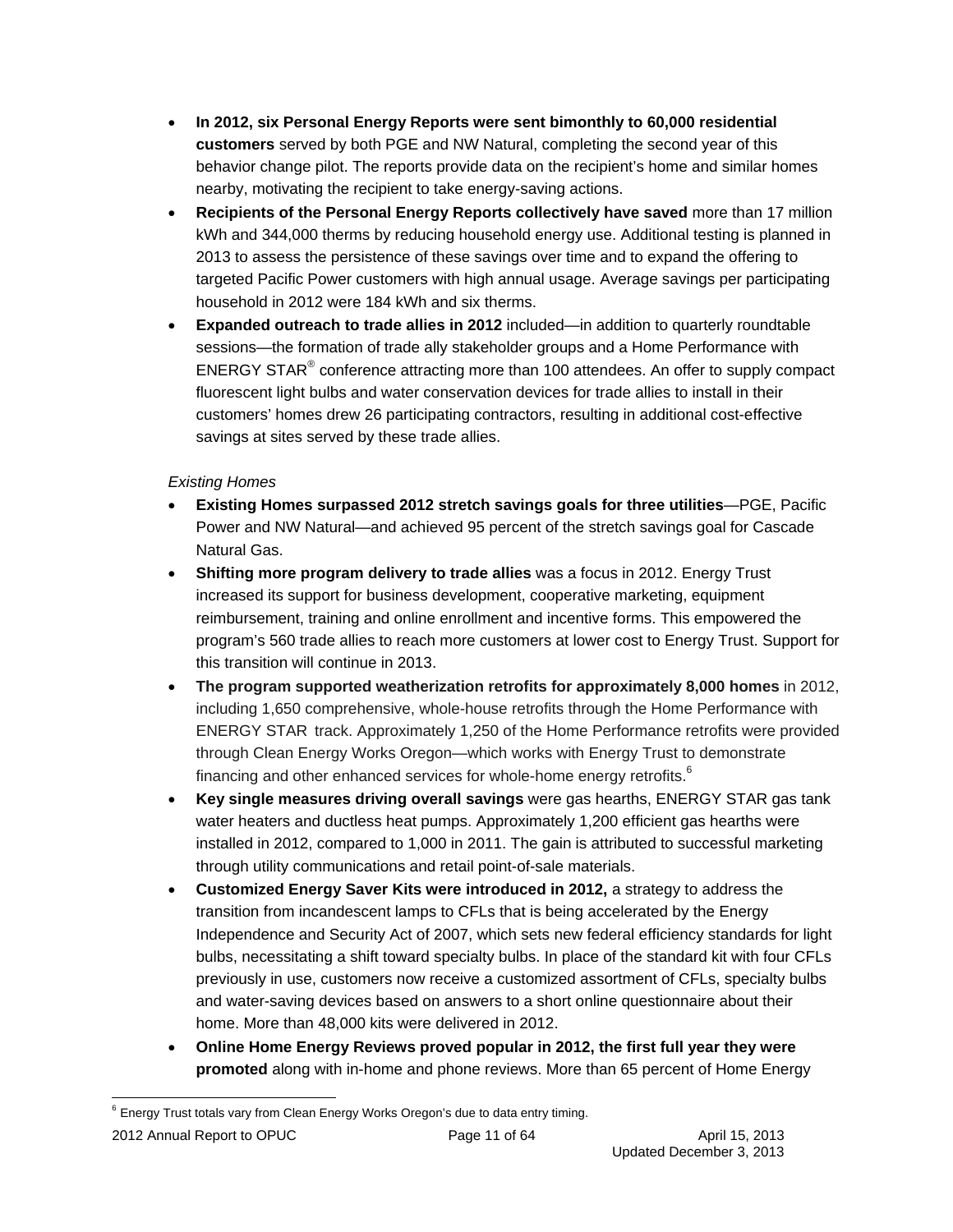- **In 2012, six Personal Energy Reports were sent bimonthly to 60,000 residential customers** served by both PGE and NW Natural, completing the second year of this behavior change pilot. The reports provide data on the recipient's home and similar homes nearby, motivating the recipient to take energy-saving actions.
- **Recipients of the Personal Energy Reports collectively have saved** more than 17 million kWh and 344,000 therms by reducing household energy use. Additional testing is planned in 2013 to assess the persistence of these savings over time and to expand the offering to targeted Pacific Power customers with high annual usage. Average savings per participating household in 2012 were 184 kWh and six therms.
- **Expanded outreach to trade allies in 2012** included—in addition to quarterly roundtable sessions—the formation of trade ally stakeholder groups and a Home Performance with ENERGY STAR® conference attracting more than 100 attendees. An offer to supply compact fluorescent light bulbs and water conservation devices for trade allies to install in their customers' homes drew 26 participating contractors, resulting in additional cost-effective savings at sites served by these trade allies.

*Existing Homes*

- **Existing Homes surpassed 2012 stretch savings goals for three utilities**—PGE, Pacific Power and NW Natural—and achieved 95 percent of the stretch savings goal for Cascade Natural Gas.
- **Shifting more program delivery to trade allies** was a focus in 2012. Energy Trust increased its support for business development, cooperative marketing, equipment reimbursement, training and online enrollment and incentive forms. This empowered the program's 560 trade allies to reach more customers at lower cost to Energy Trust. Support for this transition will continue in 2013.
- **The program supported weatherization retrofits for approximately 8,000 homes** in 2012, including 1,650 comprehensive, whole-house retrofits through the Home Performance with ENERGY STAR track. Approximately 1,250 of the Home Performance retrofits were provided through Clean Energy Works Oregon—which works with Energy Trust to demonstrate financing and other enhanced services for whole-home energy retrofits.[6]
- **Key single measures driving overall savings** were gas hearths, ENERGY STAR gas tank water heaters and ductless heat pumps. Approximately 1,200 efficient gas hearths were installed in 2012, compared to 1,000 in 2011. The gain is attributed to successful marketing through utility communications and retail point-of-sale materials.
- **Customized Energy Saver Kits were introduced in 2012,** a strategy to address the transition from incandescent lamps to CFLs that is being accelerated by the Energy Independence and Security Act of 2007, which sets new federal efficiency standards for light bulbs, necessitating a shift toward specialty bulbs. In place of the standard kit with four CFLs previously in use, customers now receive a customized assortment of CFLs, specialty bulbs and water-saving devices based on answers to a short online questionnaire about their home. More than 48,000 kits were delivered in 2012.
- **Online Home Energy Reviews proved popular in 2012, the first full year they were promoted** along with in-home and phone reviews. More than 65 percent of Home Energy

[6] Energy Trust totals vary from Clean Energy Works Oregon's due to data entry timing.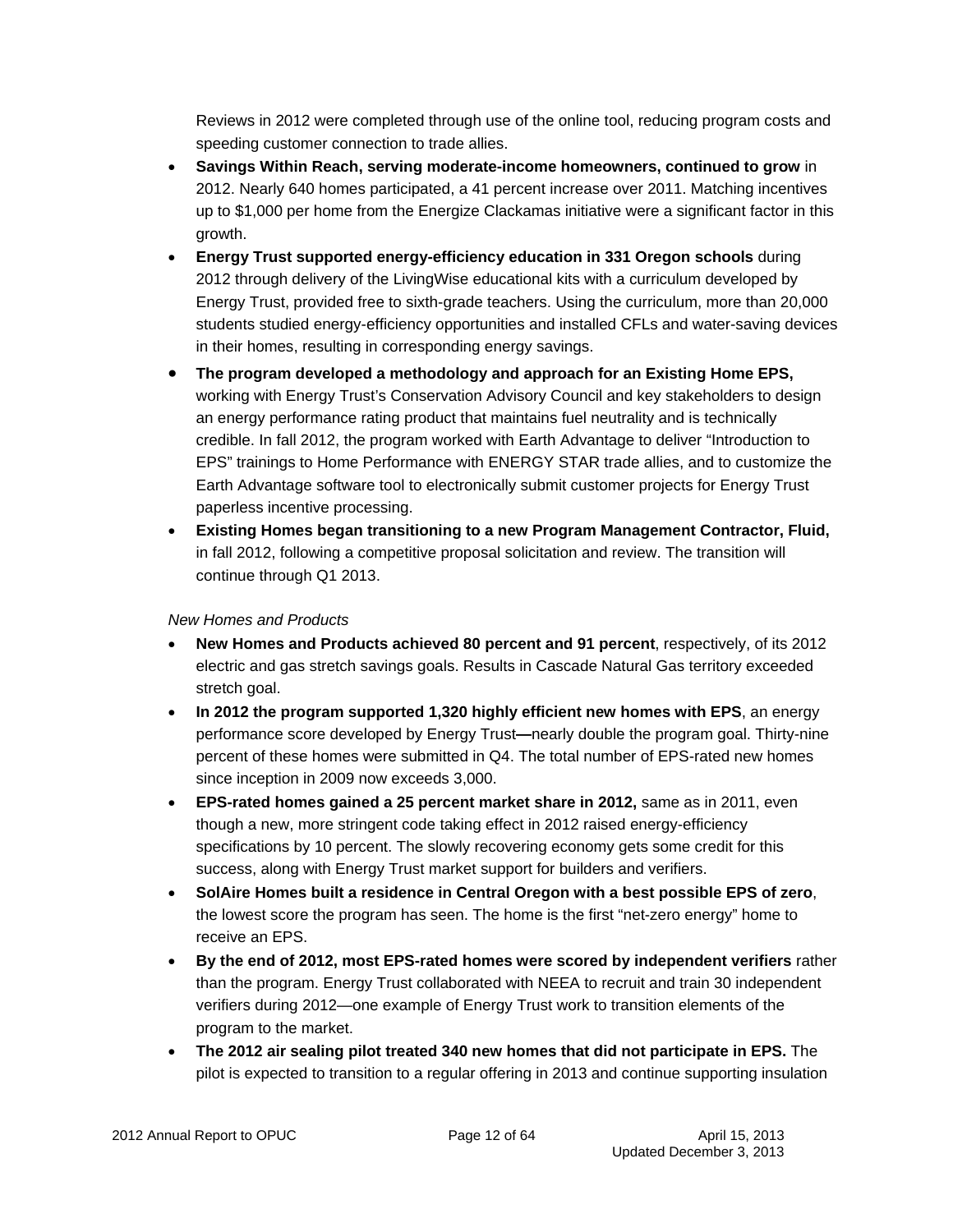Reviews in 2012 were completed through use of the online tool, reducing program costs and speeding customer connection to trade allies.

- **Savings Within Reach, serving moderate-income homeowners, continued to grow** in 2012. Nearly 640 homes participated, a 41 percent increase over 2011. Matching incentives up to $1,000 per home from the Energize Clackamas initiative were a significant factor in this growth.
- **Energy Trust supported energy-efficiency education in 331 Oregon schools** during 2012 through delivery of the LivingWise educational kits with a curriculum developed by Energy Trust, provided free to sixth-grade teachers. Using the curriculum, more than 20,000 students studied energy-efficiency opportunities and installed CFLs and water-saving devices in their homes, resulting in corresponding energy savings.
- **The program developed a methodology and approach for an Existing Home EPS,** working with Energy Trust's Conservation Advisory Council and key stakeholders to design an energy performance rating product that maintains fuel neutrality and is technically credible. In fall 2012, the program worked with Earth Advantage to deliver "Introduction to EPS" trainings to Home Performance with ENERGY STAR trade allies, and to customize the Earth Advantage software tool to electronically submit customer projects for Energy Trust paperless incentive processing.
- **Existing Homes began transitioning to a new Program Management Contractor, Fluid,** in fall 2012, following a competitive proposal solicitation and review. The transition will continue through Q1 2013.

*New Homes and Products*

- **New Homes and Products achieved 80 percent and 91 percent**, respectively, of its 2012 electric and gas stretch savings goals. Results in Cascade Natural Gas territory exceeded stretch goal.
- **In 2012 the program supported 1,320 highly efficient new homes with EPS**, an energy performance score developed by Energy Trust**—**nearly double the program goal. Thirty-nine percent of these homes were submitted in Q4. The total number of EPS-rated new homes since inception in 2009 now exceeds 3,000.
- **EPS-rated homes gained a 25 percent market share in 2012,** same as in 2011, even though a new, more stringent code taking effect in 2012 raised energy-efficiency specifications by 10 percent. The slowly recovering economy gets some credit for this success, along with Energy Trust market support for builders and verifiers.
- **SolAire Homes built a residence in Central Oregon with a best possible EPS of zero**, the lowest score the program has seen. The home is the first "net-zero energy" home to receive an EPS.
- **By the end of 2012, most EPS-rated homes were scored by independent verifiers** rather than the program. Energy Trust collaborated with NEEA to recruit and train 30 independent verifiers during 2012—one example of Energy Trust work to transition elements of the program to the market.
- **The 2012 air sealing pilot treated 340 new homes that did not participate in EPS.** The pilot is expected to transition to a regular offering in 2013 and continue supporting insulation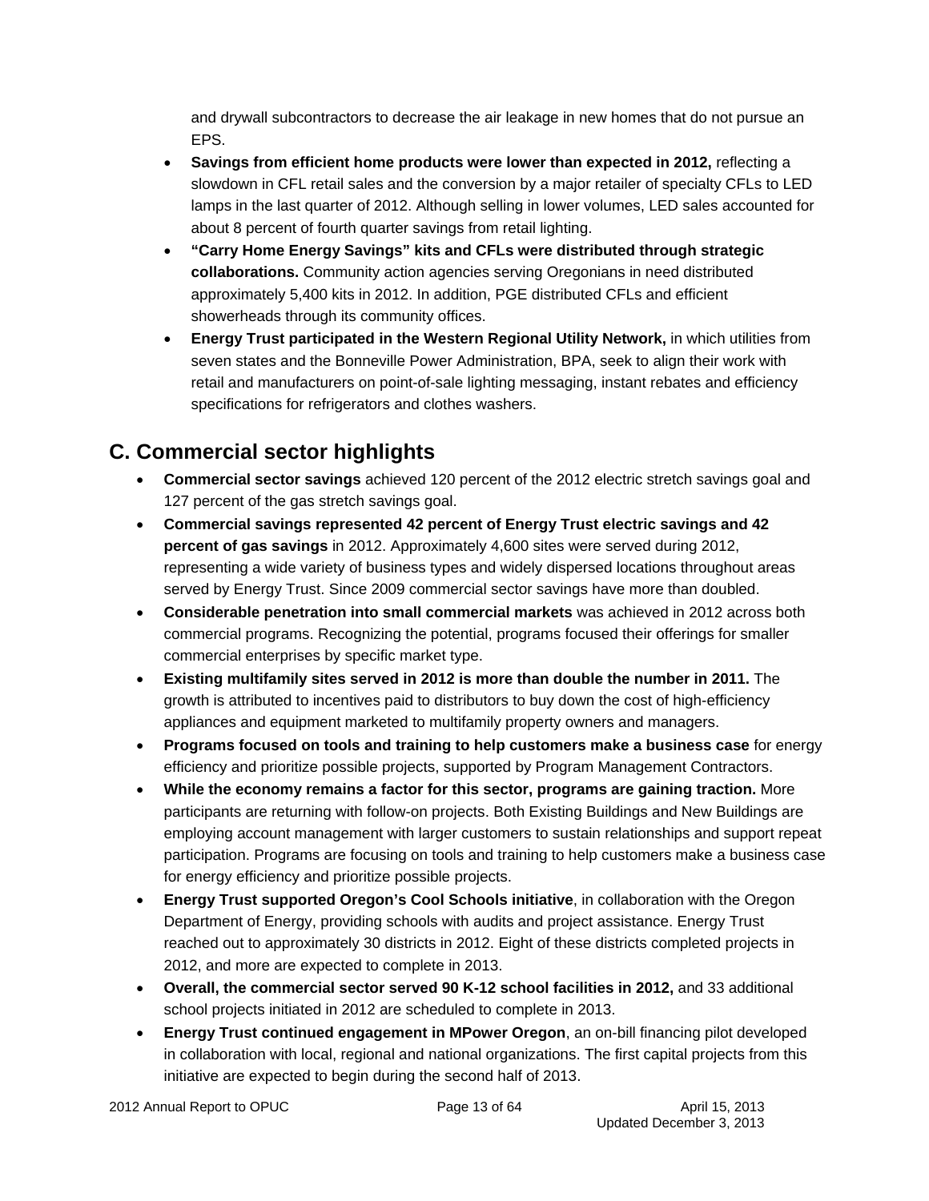and drywall subcontractors to decrease the air leakage in new homes that do not pursue an EPS.

- **Savings from efficient home products were lower than expected in 2012,** reflecting a slowdown in CFL retail sales and the conversion by a major retailer of specialty CFLs to LED lamps in the last quarter of 2012. Although selling in lower volumes, LED sales accounted for about 8 percent of fourth quarter savings from retail lighting.
- **"Carry Home Energy Savings" kits and CFLs were distributed through strategic collaborations.** Community action agencies serving Oregonians in need distributed approximately 5,400 kits in 2012. In addition, PGE distributed CFLs and efficient showerheads through its community offices.
- **Energy Trust participated in the Western Regional Utility Network,** in which utilities from seven states and the Bonneville Power Administration, BPA, seek to align their work with retail and manufacturers on point-of-sale lighting messaging, instant rebates and efficiency specifications for refrigerators and clothes washers.

## C. Commercial sector highlights

- **Commercial sector savings** achieved 120 percent of the 2012 electric stretch savings goal and 127 percent of the gas stretch savings goal.
- **Commercial savings represented 42 percent of Energy Trust electric savings and 42 percent of gas savings** in 2012. Approximately 4,600 sites were served during 2012, representing a wide variety of business types and widely dispersed locations throughout areas served by Energy Trust. Since 2009 commercial sector savings have more than doubled.
- **Considerable penetration into small commercial markets** was achieved in 2012 across both commercial programs. Recognizing the potential, programs focused their offerings for smaller commercial enterprises by specific market type.
- **Existing multifamily sites served in 2012 is more than double the number in 2011.** The growth is attributed to incentives paid to distributors to buy down the cost of high-efficiency appliances and equipment marketed to multifamily property owners and managers.
- **Programs focused on tools and training to help customers make a business case** for energy efficiency and prioritize possible projects, supported by Program Management Contractors.
- **While the economy remains a factor for this sector, programs are gaining traction.** More participants are returning with follow-on projects. Both Existing Buildings and New Buildings are employing account management with larger customers to sustain relationships and support repeat participation. Programs are focusing on tools and training to help customers make a business case for energy efficiency and prioritize possible projects.
- **Energy Trust supported Oregon's Cool Schools initiative**, in collaboration with the Oregon Department of Energy, providing schools with audits and project assistance. Energy Trust reached out to approximately 30 districts in 2012. Eight of these districts completed projects in 2012, and more are expected to complete in 2013.
- **Overall, the commercial sector served 90 K-12 school facilities in 2012,** and 33 additional school projects initiated in 2012 are scheduled to complete in 2013.
- **Energy Trust continued engagement in MPower Oregon**, an on-bill financing pilot developed in collaboration with local, regional and national organizations. The first capital projects from this initiative are expected to begin during the second half of 2013.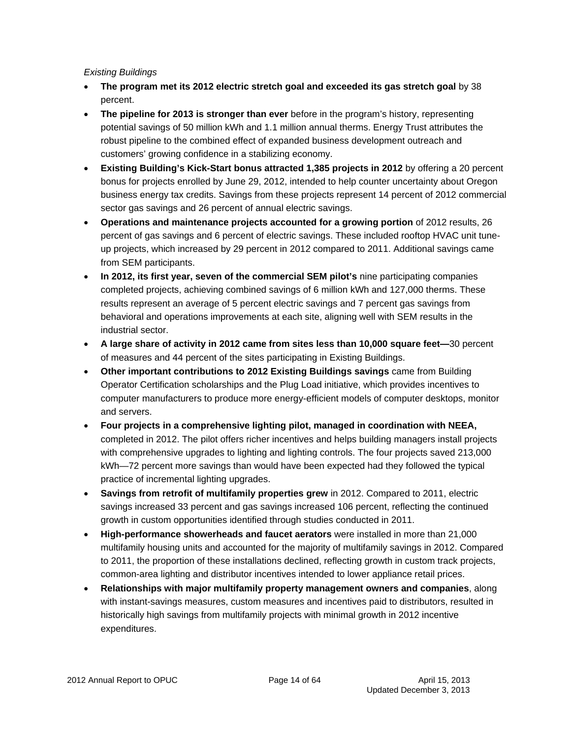*Existing Buildings*

- **The program met its 2012 electric stretch goal and exceeded its gas stretch goal** by 38 percent.
- **The pipeline for 2013 is stronger than ever** before in the program's history, representing potential savings of 50 million kWh and 1.1 million annual therms. Energy Trust attributes the robust pipeline to the combined effect of expanded business development outreach and customers' growing confidence in a stabilizing economy.
- **Existing Building's Kick-Start bonus attracted 1,385 projects in 2012** by offering a 20 percent bonus for projects enrolled by June 29, 2012, intended to help counter uncertainty about Oregon business energy tax credits. Savings from these projects represent 14 percent of 2012 commercial sector gas savings and 26 percent of annual electric savings.
- **Operations and maintenance projects accounted for a growing portion** of 2012 results, 26 percent of gas savings and 6 percent of electric savings. These included rooftop HVAC unit tune-up projects, which increased by 29 percent in 2012 compared to 2011. Additional savings came from SEM participants.
- **In 2012, its first year, seven of the commercial SEM pilot's** nine participating companies completed projects, achieving combined savings of 6 million kWh and 127,000 therms. These results represent an average of 5 percent electric savings and 7 percent gas savings from behavioral and operations improvements at each site, aligning well with SEM results in the industrial sector.
- **A large share of activity in 2012 came from sites less than 10,000 square feet—**30 percent of measures and 44 percent of the sites participating in Existing Buildings.
- **Other important contributions to 2012 Existing Buildings savings** came from Building Operator Certification scholarships and the Plug Load initiative, which provides incentives to computer manufacturers to produce more energy-efficient models of computer desktops, monitor and servers.
- **Four projects in a comprehensive lighting pilot, managed in coordination with NEEA,** completed in 2012. The pilot offers richer incentives and helps building managers install projects with comprehensive upgrades to lighting and lighting controls. The four projects saved 213,000 kWh—72 percent more savings than would have been expected had they followed the typical practice of incremental lighting upgrades.
- **Savings from retrofit of multifamily properties grew** in 2012. Compared to 2011, electric savings increased 33 percent and gas savings increased 106 percent, reflecting the continued growth in custom opportunities identified through studies conducted in 2011.
- **High-performance showerheads and faucet aerators** were installed in more than 21,000 multifamily housing units and accounted for the majority of multifamily savings in 2012. Compared to 2011, the proportion of these installations declined, reflecting growth in custom track projects, common-area lighting and distributor incentives intended to lower appliance retail prices.
- **Relationships with major multifamily property management owners and companies**, along with instant-savings measures, custom measures and incentives paid to distributors, resulted in historically high savings from multifamily projects with minimal growth in 2012 incentive expenditures.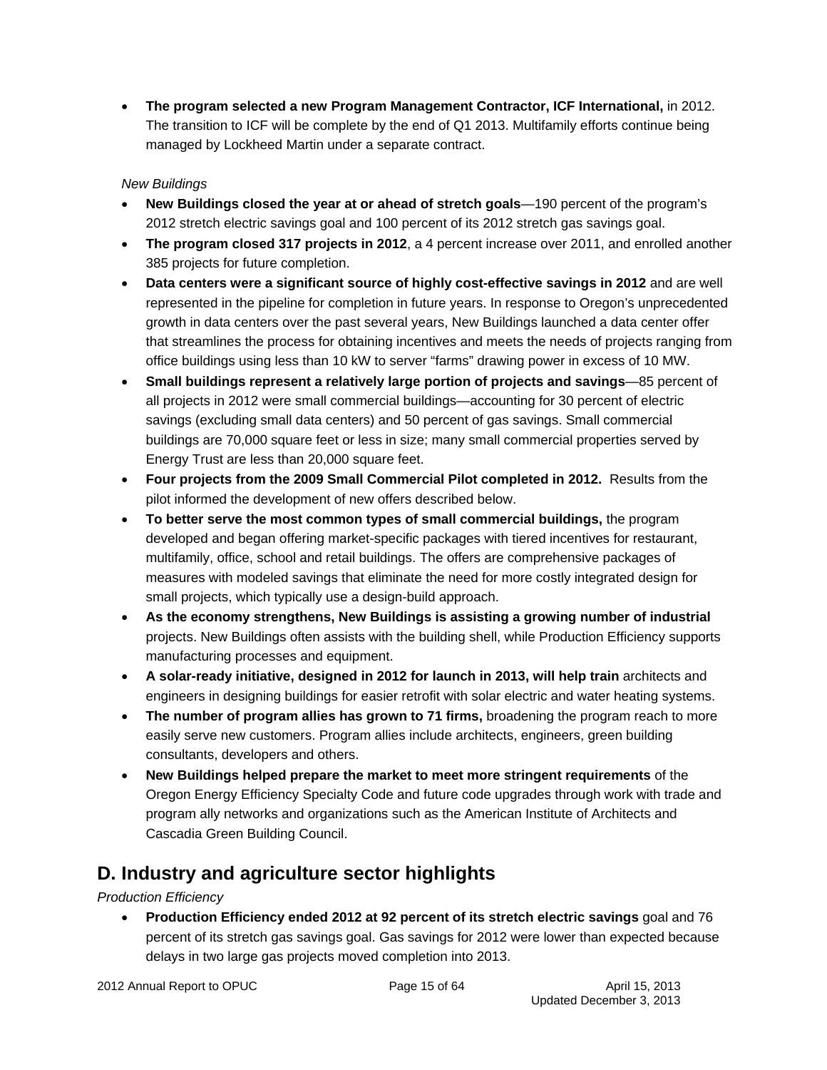- **The program selected a new Program Management Contractor, ICF International,** in 2012. The transition to ICF will be complete by the end of Q1 2013. Multifamily efforts continue being managed by Lockheed Martin under a separate contract.

*New Buildings*

- **New Buildings closed the year at or ahead of stretch goals**—190 percent of the program's 2012 stretch electric savings goal and 100 percent of its 2012 stretch gas savings goal.
- **The program closed 317 projects in 2012**, a 4 percent increase over 2011, and enrolled another 385 projects for future completion.
- **Data centers were a significant source of highly cost-effective savings in 2012** and are well represented in the pipeline for completion in future years. In response to Oregon's unprecedented growth in data centers over the past several years, New Buildings launched a data center offer that streamlines the process for obtaining incentives and meets the needs of projects ranging from office buildings using less than 10 kW to server "farms" drawing power in excess of 10 MW.
- **Small buildings represent a relatively large portion of projects and savings**—85 percent of all projects in 2012 were small commercial buildings—accounting for 30 percent of electric savings (excluding small data centers) and 50 percent of gas savings. Small commercial buildings are 70,000 square feet or less in size; many small commercial properties served by Energy Trust are less than 20,000 square feet.
- **Four projects from the 2009 Small Commercial Pilot completed in 2012.** Results from the pilot informed the development of new offers described below.
- **To better serve the most common types of small commercial buildings,** the program developed and began offering market-specific packages with tiered incentives for restaurant, multifamily, office, school and retail buildings. The offers are comprehensive packages of measures with modeled savings that eliminate the need for more costly integrated design for small projects, which typically use a design-build approach.
- **As the economy strengthens, New Buildings is assisting a growing number of industrial** projects. New Buildings often assists with the building shell, while Production Efficiency supports manufacturing processes and equipment.
- **A solar-ready initiative, designed in 2012 for launch in 2013, will help train** architects and engineers in designing buildings for easier retrofit with solar electric and water heating systems.
- **The number of program allies has grown to 71 firms,** broadening the program reach to more easily serve new customers. Program allies include architects, engineers, green building consultants, developers and others.
- **New Buildings helped prepare the market to meet more stringent requirements** of the Oregon Energy Efficiency Specialty Code and future code upgrades through work with trade and program ally networks and organizations such as the American Institute of Architects and Cascadia Green Building Council.

## D. Industry and agriculture sector highlights

*Production Efficiency*

- **Production Efficiency ended 2012 at 92 percent of its stretch electric savings** goal and 76 percent of its stretch gas savings goal. Gas savings for 2012 were lower than expected because delays in two large gas projects moved completion into 2013.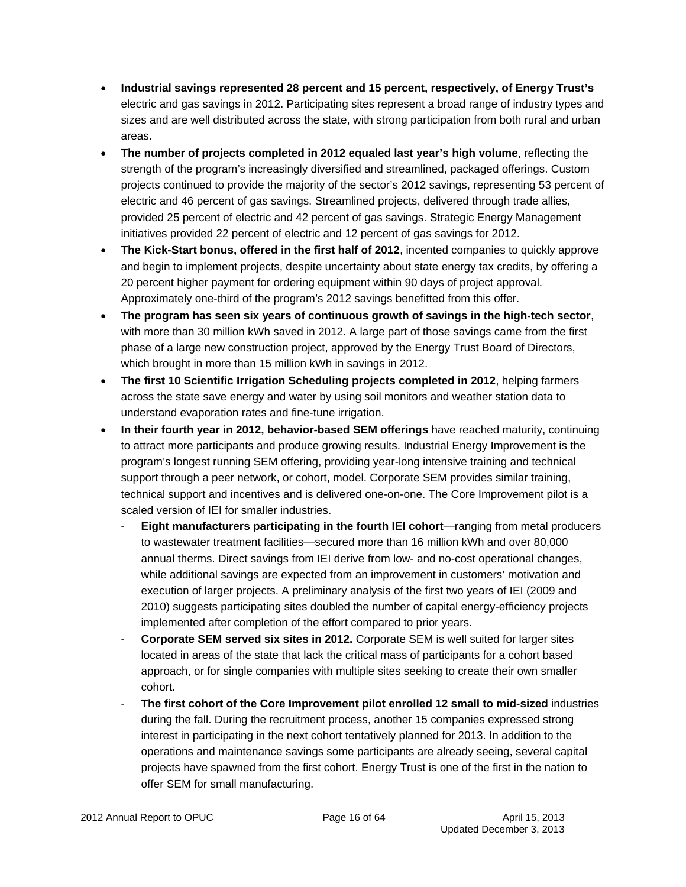- **Industrial savings represented 28 percent and 15 percent, respectively, of Energy Trust's** electric and gas savings in 2012. Participating sites represent a broad range of industry types and sizes and are well distributed across the state, with strong participation from both rural and urban areas.
- **The number of projects completed in 2012 equaled last year's high volume**, reflecting the strength of the program's increasingly diversified and streamlined, packaged offerings. Custom projects continued to provide the majority of the sector's 2012 savings, representing 53 percent of electric and 46 percent of gas savings. Streamlined projects, delivered through trade allies, provided 25 percent of electric and 42 percent of gas savings. Strategic Energy Management initiatives provided 22 percent of electric and 12 percent of gas savings for 2012.
- **The Kick-Start bonus, offered in the first half of 2012**, incented companies to quickly approve and begin to implement projects, despite uncertainty about state energy tax credits, by offering a 20 percent higher payment for ordering equipment within 90 days of project approval. Approximately one-third of the program's 2012 savings benefitted from this offer.
- **The program has seen six years of continuous growth of savings in the high-tech sector**, with more than 30 million kWh saved in 2012. A large part of those savings came from the first phase of a large new construction project, approved by the Energy Trust Board of Directors, which brought in more than 15 million kWh in savings in 2012.
- **The first 10 Scientific Irrigation Scheduling projects completed in 2012**, helping farmers across the state save energy and water by using soil monitors and weather station data to understand evaporation rates and fine-tune irrigation.
- **In their fourth year in 2012, behavior-based SEM offerings** have reached maturity, continuing to attract more participants and produce growing results. Industrial Energy Improvement is the program's longest running SEM offering, providing year-long intensive training and technical support through a peer network, or cohort, model. Corporate SEM provides similar training, technical support and incentives and is delivered one-on-one. The Core Improvement pilot is a scaled version of IEI for smaller industries.
  - **Eight manufacturers participating in the fourth IEI cohort**—ranging from metal producers to wastewater treatment facilities—secured more than 16 million kWh and over 80,000 annual therms. Direct savings from IEI derive from low- and no-cost operational changes, while additional savings are expected from an improvement in customers' motivation and execution of larger projects. A preliminary analysis of the first two years of IEI (2009 and 2010) suggests participating sites doubled the number of capital energy-efficiency projects implemented after completion of the effort compared to prior years.
  - **Corporate SEM served six sites in 2012.** Corporate SEM is well suited for larger sites located in areas of the state that lack the critical mass of participants for a cohort based approach, or for single companies with multiple sites seeking to create their own smaller cohort.
  - **The first cohort of the Core Improvement pilot enrolled 12 small to mid-sized** industries during the fall. During the recruitment process, another 15 companies expressed strong interest in participating in the next cohort tentatively planned for 2013. In addition to the operations and maintenance savings some participants are already seeing, several capital projects have spawned from the first cohort. Energy Trust is one of the first in the nation to offer SEM for small manufacturing.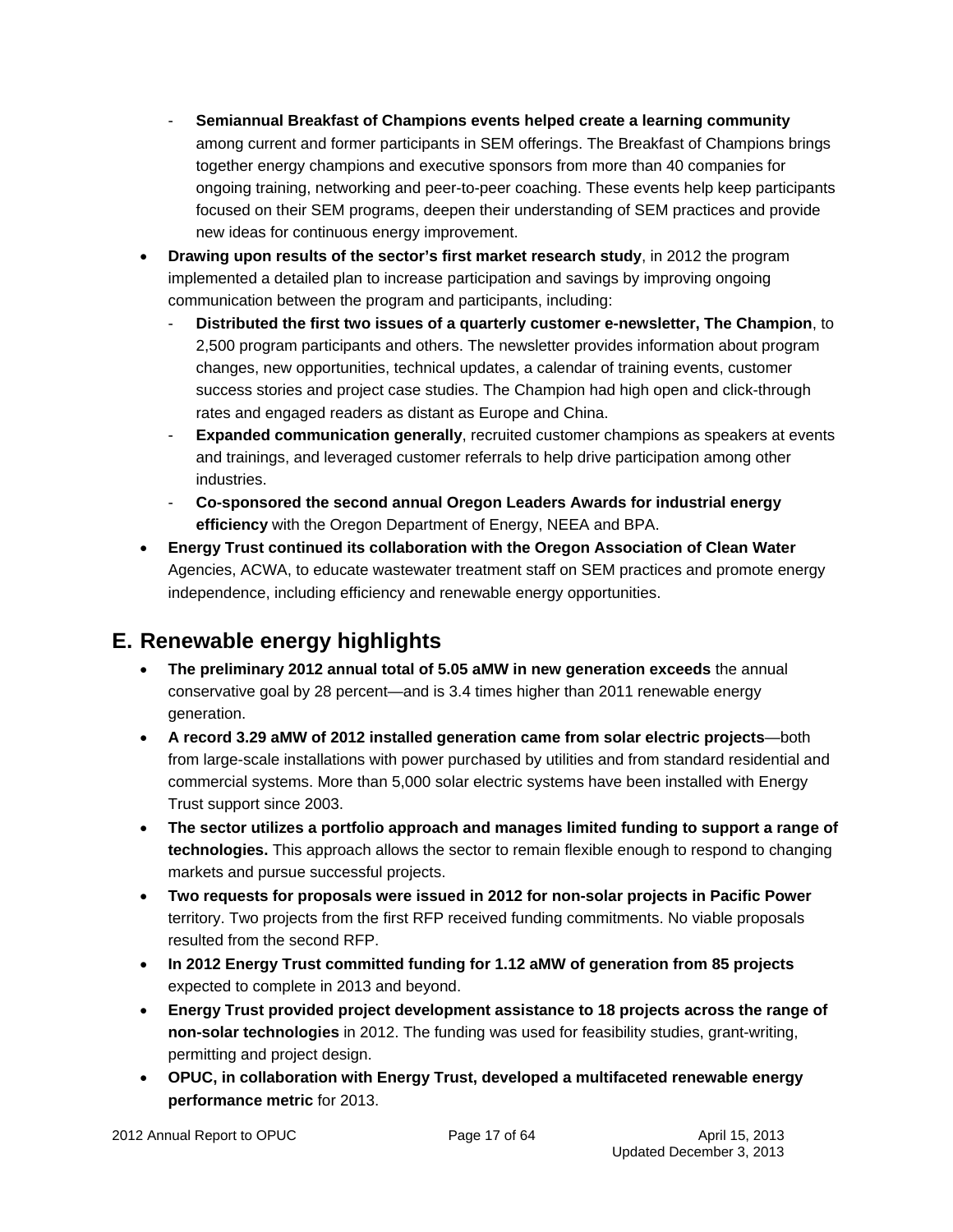- **Semiannual Breakfast of Champions events helped create a learning community** among current and former participants in SEM offerings. The Breakfast of Champions brings together energy champions and executive sponsors from more than 40 companies for ongoing training, networking and peer-to-peer coaching. These events help keep participants focused on their SEM programs, deepen their understanding of SEM practices and provide new ideas for continuous energy improvement.
- **Drawing upon results of the sector's first market research study**, in 2012 the program implemented a detailed plan to increase participation and savings by improving ongoing communication between the program and participants, including:
  - **Distributed the first two issues of a quarterly customer e-newsletter, The Champion**, to 2,500 program participants and others. The newsletter provides information about program changes, new opportunities, technical updates, a calendar of training events, customer success stories and project case studies. The Champion had high open and click-through rates and engaged readers as distant as Europe and China.
  - **Expanded communication generally**, recruited customer champions as speakers at events and trainings, and leveraged customer referrals to help drive participation among other industries.
  - **Co-sponsored the second annual Oregon Leaders Awards for industrial energy efficiency** with the Oregon Department of Energy, NEEA and BPA.
- **Energy Trust continued its collaboration with the Oregon Association of Clean Water** Agencies, ACWA, to educate wastewater treatment staff on SEM practices and promote energy independence, including efficiency and renewable energy opportunities.

## E. Renewable energy highlights

- **The preliminary 2012 annual total of 5.05 aMW in new generation exceeds** the annual conservative goal by 28 percent—and is 3.4 times higher than 2011 renewable energy generation.
- **A record 3.29 aMW of 2012 installed generation came from solar electric projects**—both from large-scale installations with power purchased by utilities and from standard residential and commercial systems. More than 5,000 solar electric systems have been installed with Energy Trust support since 2003.
- **The sector utilizes a portfolio approach and manages limited funding to support a range of technologies.** This approach allows the sector to remain flexible enough to respond to changing markets and pursue successful projects.
- **Two requests for proposals were issued in 2012 for non-solar projects in Pacific Power** territory. Two projects from the first RFP received funding commitments. No viable proposals resulted from the second RFP.
- **In 2012 Energy Trust committed funding for 1.12 aMW of generation from 85 projects** expected to complete in 2013 and beyond.
- **Energy Trust provided project development assistance to 18 projects across the range of non-solar technologies** in 2012. The funding was used for feasibility studies, grant-writing, permitting and project design.
- **OPUC, in collaboration with Energy Trust, developed a multifaceted renewable energy performance metric** for 2013.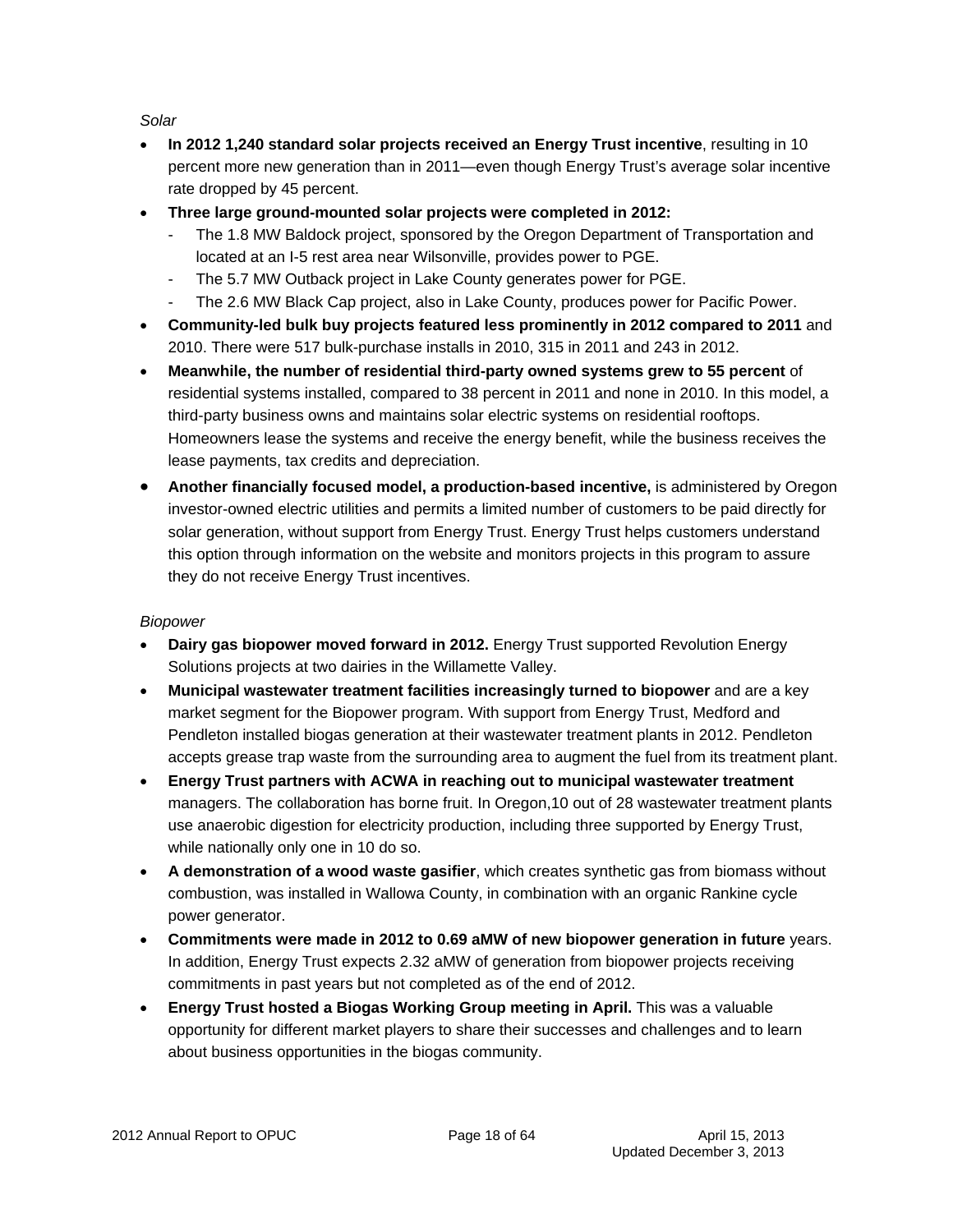*Solar*

- **In 2012 1,240 standard solar projects received an Energy Trust incentive**, resulting in 10 percent more new generation than in 2011—even though Energy Trust's average solar incentive rate dropped by 45 percent.
- **Three large ground-mounted solar projects were completed in 2012:**
  - The 1.8 MW Baldock project, sponsored by the Oregon Department of Transportation and located at an I-5 rest area near Wilsonville, provides power to PGE.
  - The 5.7 MW Outback project in Lake County generates power for PGE.
  - The 2.6 MW Black Cap project, also in Lake County, produces power for Pacific Power.
- **Community-led bulk buy projects featured less prominently in 2012 compared to 2011** and 2010. There were 517 bulk-purchase installs in 2010, 315 in 2011 and 243 in 2012.
- **Meanwhile, the number of residential third-party owned systems grew to 55 percent** of residential systems installed, compared to 38 percent in 2011 and none in 2010. In this model, a third-party business owns and maintains solar electric systems on residential rooftops. Homeowners lease the systems and receive the energy benefit, while the business receives the lease payments, tax credits and depreciation.
- **Another financially focused model, a production-based incentive,** is administered by Oregon investor-owned electric utilities and permits a limited number of customers to be paid directly for solar generation, without support from Energy Trust. Energy Trust helps customers understand this option through information on the website and monitors projects in this program to assure they do not receive Energy Trust incentives.

*Biopower*

- **Dairy gas biopower moved forward in 2012.** Energy Trust supported Revolution Energy Solutions projects at two dairies in the Willamette Valley.
- **Municipal wastewater treatment facilities increasingly turned to biopower** and are a key market segment for the Biopower program. With support from Energy Trust, Medford and Pendleton installed biogas generation at their wastewater treatment plants in 2012. Pendleton accepts grease trap waste from the surrounding area to augment the fuel from its treatment plant.
- **Energy Trust partners with ACWA in reaching out to municipal wastewater treatment** managers. The collaboration has borne fruit. In Oregon,10 out of 28 wastewater treatment plants use anaerobic digestion for electricity production, including three supported by Energy Trust, while nationally only one in 10 do so.
- **A demonstration of a wood waste gasifier**, which creates synthetic gas from biomass without combustion, was installed in Wallowa County, in combination with an organic Rankine cycle power generator.
- **Commitments were made in 2012 to 0.69 aMW of new biopower generation in future** years. In addition, Energy Trust expects 2.32 aMW of generation from biopower projects receiving commitments in past years but not completed as of the end of 2012.
- **Energy Trust hosted a Biogas Working Group meeting in April.** This was a valuable opportunity for different market players to share their successes and challenges and to learn about business opportunities in the biogas community.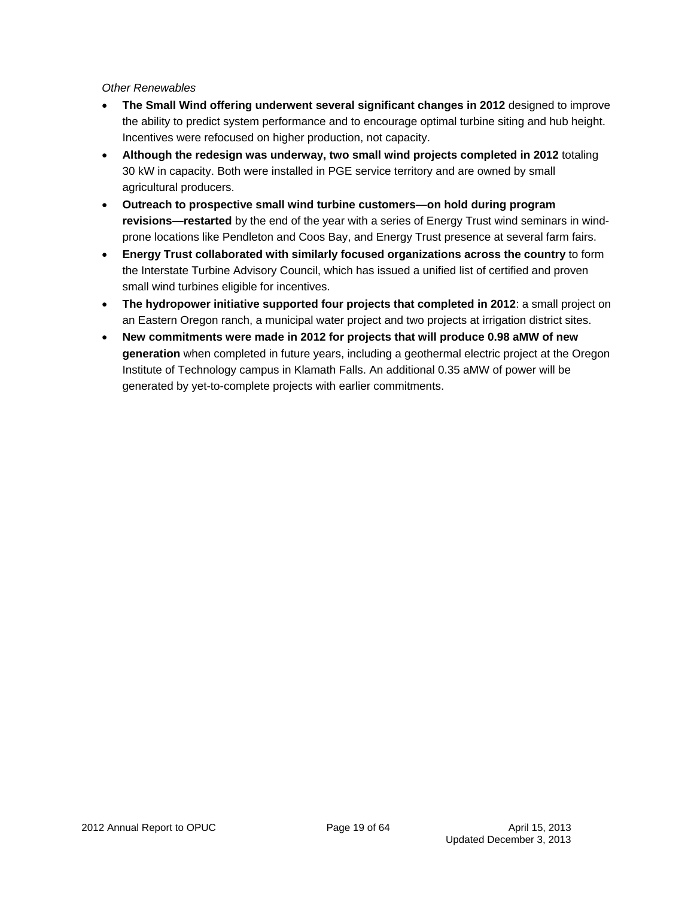*Other Renewables*

- **The Small Wind offering underwent several significant changes in 2012** designed to improve the ability to predict system performance and to encourage optimal turbine siting and hub height. Incentives were refocused on higher production, not capacity.
- **Although the redesign was underway, two small wind projects completed in 2012** totaling 30 kW in capacity. Both were installed in PGE service territory and are owned by small agricultural producers.
- **Outreach to prospective small wind turbine customers—on hold during program revisions—restarted** by the end of the year with a series of Energy Trust wind seminars in wind-prone locations like Pendleton and Coos Bay, and Energy Trust presence at several farm fairs.
- **Energy Trust collaborated with similarly focused organizations across the country** to form the Interstate Turbine Advisory Council, which has issued a unified list of certified and proven small wind turbines eligible for incentives.
- **The hydropower initiative supported four projects that completed in 2012**: a small project on an Eastern Oregon ranch, a municipal water project and two projects at irrigation district sites.
- **New commitments were made in 2012 for projects that will produce 0.98 aMW of new generation** when completed in future years, including a geothermal electric project at the Oregon Institute of Technology campus in Klamath Falls. An additional 0.35 aMW of power will be generated by yet-to-complete projects with earlier commitments.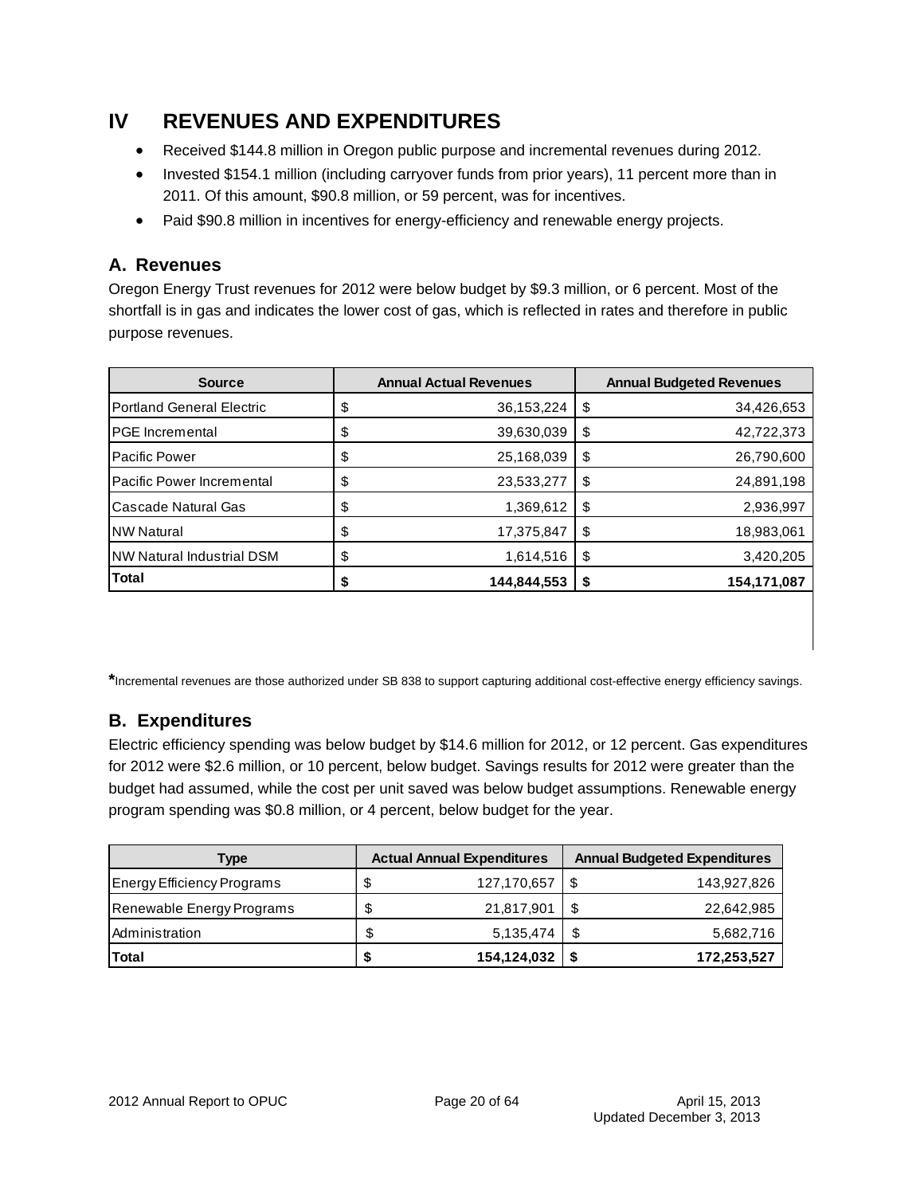# IV REVENUES AND EXPENDITURES

- Received $144.8 million in Oregon public purpose and incremental revenues during 2012.
- Invested $154.1 million (including carryover funds from prior years), 11 percent more than in 2011. Of this amount, $90.8 million, or 59 percent, was for incentives.
- Paid $90.8 million in incentives for energy-efficiency and renewable energy projects.

## A. Revenues

Oregon Energy Trust revenues for 2012 were below budget by $9.3 million, or 6 percent. Most of the shortfall is in gas and indicates the lower cost of gas, which is reflected in rates and therefore in public purpose revenues.

| Source | Annual Actual Revenues | Annual Budgeted Revenues |
|---|---|---|
| Portland General Electric | $ 36,153,224 | $ 34,426,653 |
| PGE Incremental | $ 39,630,039 | $ 42,722,373 |
| Pacific Power | $ 25,168,039 | $ 26,790,600 |
| Pacific Power Incremental | $ 23,533,277 | $ 24,891,198 |
| Cascade Natural Gas | $ 1,369,612 | $ 2,936,997 |
| NW Natural | $ 17,375,847 | $ 18,983,061 |
| NW Natural Industrial DSM | $ 1,614,516 | $ 3,420,205 |
| **Total** | **$ 144,844,553** | **$ 154,171,087** |

**\***Incremental revenues are those authorized under SB 838 to support capturing additional cost-effective energy efficiency savings.

## B. Expenditures

Electric efficiency spending was below budget by $14.6 million for 2012, or 12 percent. Gas expenditures for 2012 were $2.6 million, or 10 percent, below budget. Savings results for 2012 were greater than the budget had assumed, while the cost per unit saved was below budget assumptions. Renewable energy program spending was $0.8 million, or 4 percent, below budget for the year.

| Type | Actual Annual Expenditures | Annual Budgeted Expenditures |
|---|---|---|
| Energy Efficiency Programs | $ 127,170,657 | $ 143,927,826 |
| Renewable Energy Programs | $ 21,817,901 | $ 22,642,985 |
| Administration | $ 5,135,474 | $ 5,682,716 |
| **Total** | **$ 154,124,032** | **$ 172,253,527** |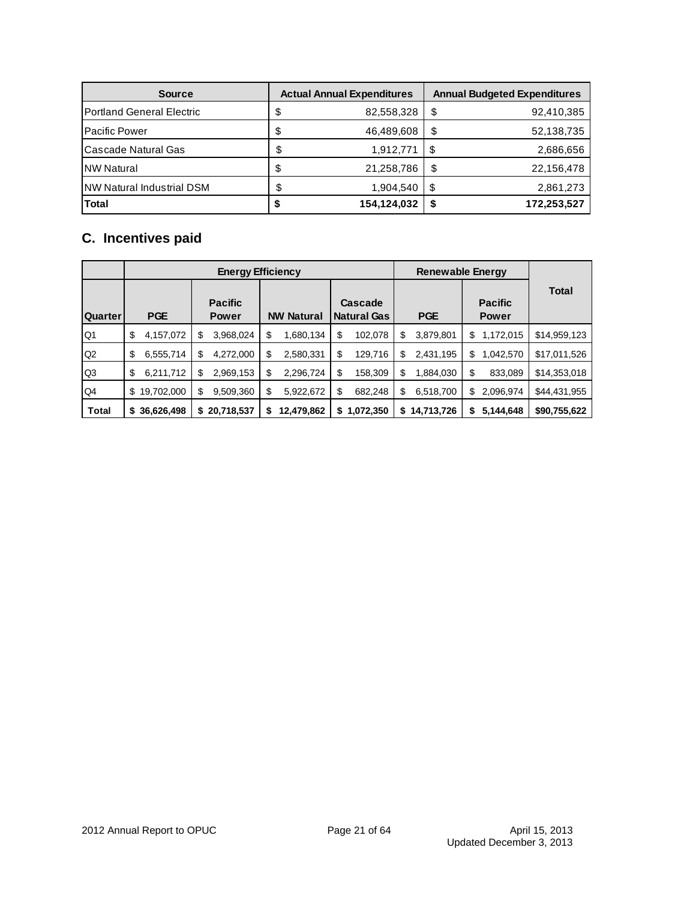| Source | Actual Annual Expenditures | Annual Budgeted Expenditures |
|---|---|---|
| Portland General Electric | $ 82,558,328 | $ 92,410,385 |
| Pacific Power | $ 46,489,608 | $ 52,138,735 |
| Cascade Natural Gas | $ 1,912,771 | $ 2,686,656 |
| NW Natural | $ 21,258,786 | $ 22,156,478 |
| NW Natural Industrial DSM | $ 1,904,540 | $ 2,861,273 |
| **Total** | **$ 154,124,032** | **$ 172,253,527** |

## C. Incentives paid

| | Energy Efficiency | | | | Renewable Energy | | Total |
|---|---|---|---|---|---|---|---|
| Quarter | PGE | Pacific Power | NW Natural | Cascade Natural Gas | PGE | Pacific Power | |
| Q1 | $ 4,157,072 | $ 3,968,024 | $ 1,680,134 | $ 102,078 | $ 3,879,801 | $ 1,172,015 | $14,959,123 |
| Q2 | $ 6,555,714 | $ 4,272,000 | $ 2,580,331 | $ 129,716 | $ 2,431,195 | $ 1,042,570 | $17,011,526 |
| Q3 | $ 6,211,712 | $ 2,969,153 | $ 2,296,724 | $ 158,309 | $ 1,884,030 | $ 833,089 | $14,353,018 |
| Q4 | $ 19,702,000 | $ 9,509,360 | $ 5,922,672 | $ 682,248 | $ 6,518,700 | $ 2,096,974 | $44,431,955 |
| **Total** | **$ 36,626,498** | **$ 20,718,537** | **$ 12,479,862** | **$ 1,072,350** | **$ 14,713,726** | **$ 5,144,648** | **$90,755,622** |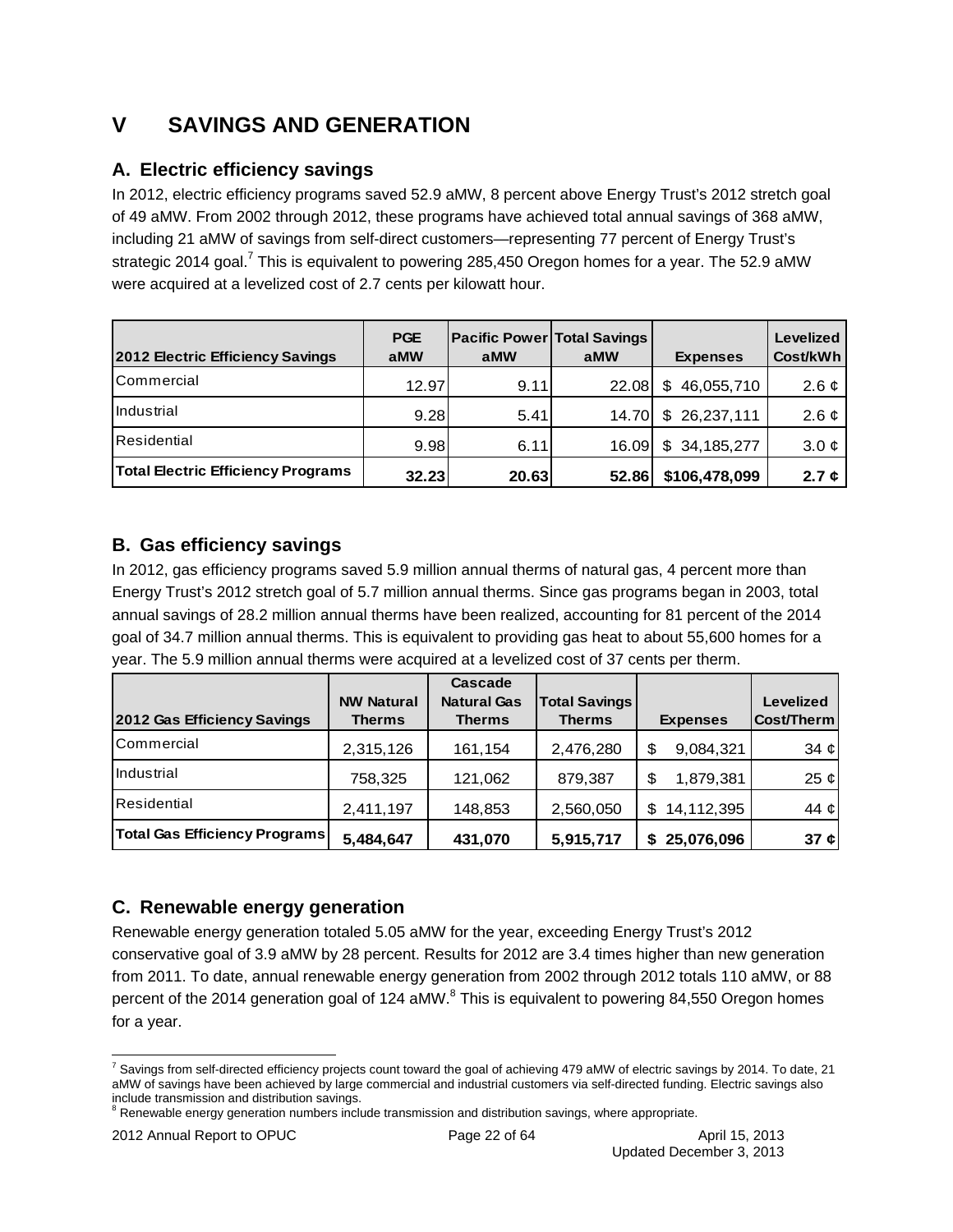# V SAVINGS AND GENERATION

## A. Electric efficiency savings

In 2012, electric efficiency programs saved 52.9 aMW, 8 percent above Energy Trust's 2012 stretch goal of 49 aMW. From 2002 through 2012, these programs have achieved total annual savings of 368 aMW, including 21 aMW of savings from self-direct customers—representing 77 percent of Energy Trust's strategic 2014 goal.[7] This is equivalent to powering 285,450 Oregon homes for a year. The 52.9 aMW were acquired at a levelized cost of 2.7 cents per kilowatt hour.

| 2012 Electric Efficiency Savings | PGE aMW | Pacific Power aMW | Total Savings aMW | Expenses | Levelized Cost/kWh |
|---|---|---|---|---|---|
| Commercial | 12.97 | 9.11 | 22.08 | $ 46,055,710 | 2.6 ¢ |
| Industrial | 9.28 | 5.41 | 14.70 | $ 26,237,111 | 2.6 ¢ |
| Residential | 9.98 | 6.11 | 16.09 | $ 34,185,277 | 3.0 ¢ |
| **Total Electric Efficiency Programs** | **32.23** | **20.63** | **52.86** | **$106,478,099** | **2.7 ¢** |

## B. Gas efficiency savings

In 2012, gas efficiency programs saved 5.9 million annual therms of natural gas, 4 percent more than Energy Trust's 2012 stretch goal of 5.7 million annual therms. Since gas programs began in 2003, total annual savings of 28.2 million annual therms have been realized, accounting for 81 percent of the 2014 goal of 34.7 million annual therms. This is equivalent to providing gas heat to about 55,600 homes for a year. The 5.9 million annual therms were acquired at a levelized cost of 37 cents per therm.

| 2012 Gas Efficiency Savings | NW Natural Therms | Cascade Natural Gas Therms | Total Savings Therms | Expenses | Levelized Cost/Therm |
|---|---|---|---|---|---|
| Commercial | 2,315,126 | 161,154 | 2,476,280 | $ 9,084,321 | 34 ¢ |
| Industrial | 758,325 | 121,062 | 879,387 | $ 1,879,381 | 25 ¢ |
| Residential | 2,411,197 | 148,853 | 2,560,050 | $ 14,112,395 | 44 ¢ |
| **Total Gas Efficiency Programs** | **5,484,647** | **431,070** | **5,915,717** | **$ 25,076,096** | **37 ¢** |

## C. Renewable energy generation

Renewable energy generation totaled 5.05 aMW for the year, exceeding Energy Trust's 2012 conservative goal of 3.9 aMW by 28 percent. Results for 2012 are 3.4 times higher than new generation from 2011. To date, annual renewable energy generation from 2002 through 2012 totals 110 aMW, or 88 percent of the 2014 generation goal of 124 aMW.[8] This is equivalent to powering 84,550 Oregon homes for a year.

---

[7] Savings from self-directed efficiency projects count toward the goal of achieving 479 aMW of electric savings by 2014. To date, 21 aMW of savings have been achieved by large commercial and industrial customers via self-directed funding. Electric savings also include transmission and distribution savings.

[8] Renewable energy generation numbers include transmission and distribution savings, where appropriate.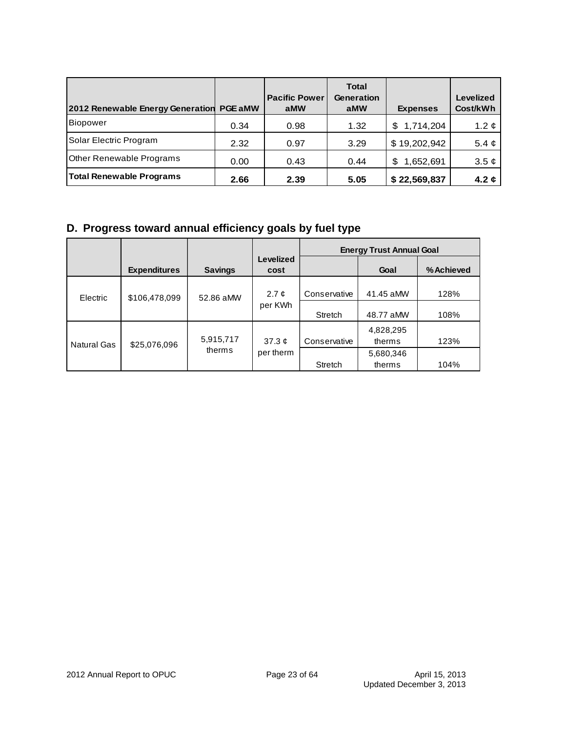| 2012 Renewable Energy Generation | PGE aMW | Pacific Power aMW | Total Generation aMW | Expenses | Levelized Cost/kWh |
|---|---|---|---|---|---|
| Biopower | 0.34 | 0.98 | 1.32 | $ 1,714,204 | 1.2 ¢ |
| Solar Electric Program | 2.32 | 0.97 | 3.29 | $ 19,202,942 | 5.4 ¢ |
| Other Renewable Programs | 0.00 | 0.43 | 0.44 | $ 1,652,691 | 3.5 ¢ |
| **Total Renewable Programs** | **2.66** | **2.39** | **5.05** | **$ 22,569,837** | **4.2 ¢** |

## D. Progress toward annual efficiency goals by fuel type

| | | | | Energy Trust Annual Goal | | |
|---|---|---|---|---|---|---|
| | Expenditures | Savings | Levelized cost | | Goal | % Achieved |
| Electric | $106,478,099 | 52.86 aMW | 2.7 ¢ per KWh | Conservative | 41.45 aMW | 128% |
| | | | | Stretch | 48.77 aMW | 108% |
| Natural Gas | $25,076,096 | 5,915,717 therms | 37.3 ¢ per therm | Conservative | 4,828,295 therms | 123% |
| | | | | Stretch | 5,680,346 therms | 104% |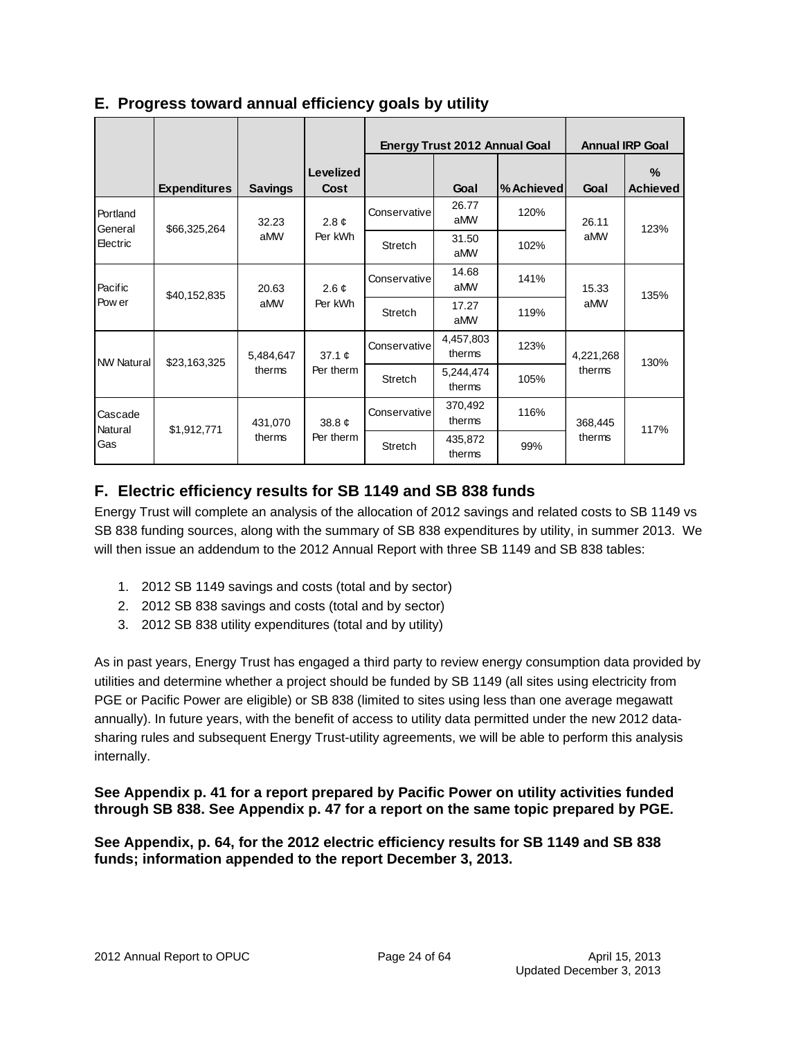## E. Progress toward annual efficiency goals by utility

| | Expenditures | Savings | Levelized Cost | Energy Trust 2012 Annual Goal | | | Annual IRP Goal | |
|---|---|---|---|---|---|---|---|---|
| | | | | | Goal | % Achieved | Goal | % Achieved |
| Portland General Electric | $66,325,264 | 32.23 aMW | 2.8 ¢ Per kWh | Conservative | 26.77 aMW | 120% | 26.11 aMW | 123% |
| | | | | Stretch | 31.50 aMW | 102% | | |
| Pacific Power | $40,152,835 | 20.63 aMW | 2.6 ¢ Per kWh | Conservative | 14.68 aMW | 141% | 15.33 aMW | 135% |
| | | | | Stretch | 17.27 aMW | 119% | | |
| NW Natural | $23,163,325 | 5,484,647 therms | 37.1 ¢ Per therm | Conservative | 4,457,803 therms | 123% | 4,221,268 therms | 130% |
| | | | | Stretch | 5,244,474 therms | 105% | | |
| Cascade Natural Gas | $1,912,771 | 431,070 therms | 38.8 ¢ Per therm | Conservative | 370,492 therms | 116% | 368,445 therms | 117% |
| | | | | Stretch | 435,872 therms | 99% | | |

## F. Electric efficiency results for SB 1149 and SB 838 funds

Energy Trust will complete an analysis of the allocation of 2012 savings and related costs to SB 1149 vs SB 838 funding sources, along with the summary of SB 838 expenditures by utility, in summer 2013. We will then issue an addendum to the 2012 Annual Report with three SB 1149 and SB 838 tables:

1. 2012 SB 1149 savings and costs (total and by sector)
2. 2012 SB 838 savings and costs (total and by sector)
3. 2012 SB 838 utility expenditures (total and by utility)

As in past years, Energy Trust has engaged a third party to review energy consumption data provided by utilities and determine whether a project should be funded by SB 1149 (all sites using electricity from PGE or Pacific Power are eligible) or SB 838 (limited to sites using less than one average megawatt annually). In future years, with the benefit of access to utility data permitted under the new 2012 data-sharing rules and subsequent Energy Trust-utility agreements, we will be able to perform this analysis internally.

**See Appendix p. 41 for a report prepared by Pacific Power on utility activities funded through SB 838. See Appendix p. 47 for a report on the same topic prepared by PGE.**

**See Appendix, p. 64, for the 2012 electric efficiency results for SB 1149 and SB 838 funds; information appended to the report December 3, 2013.**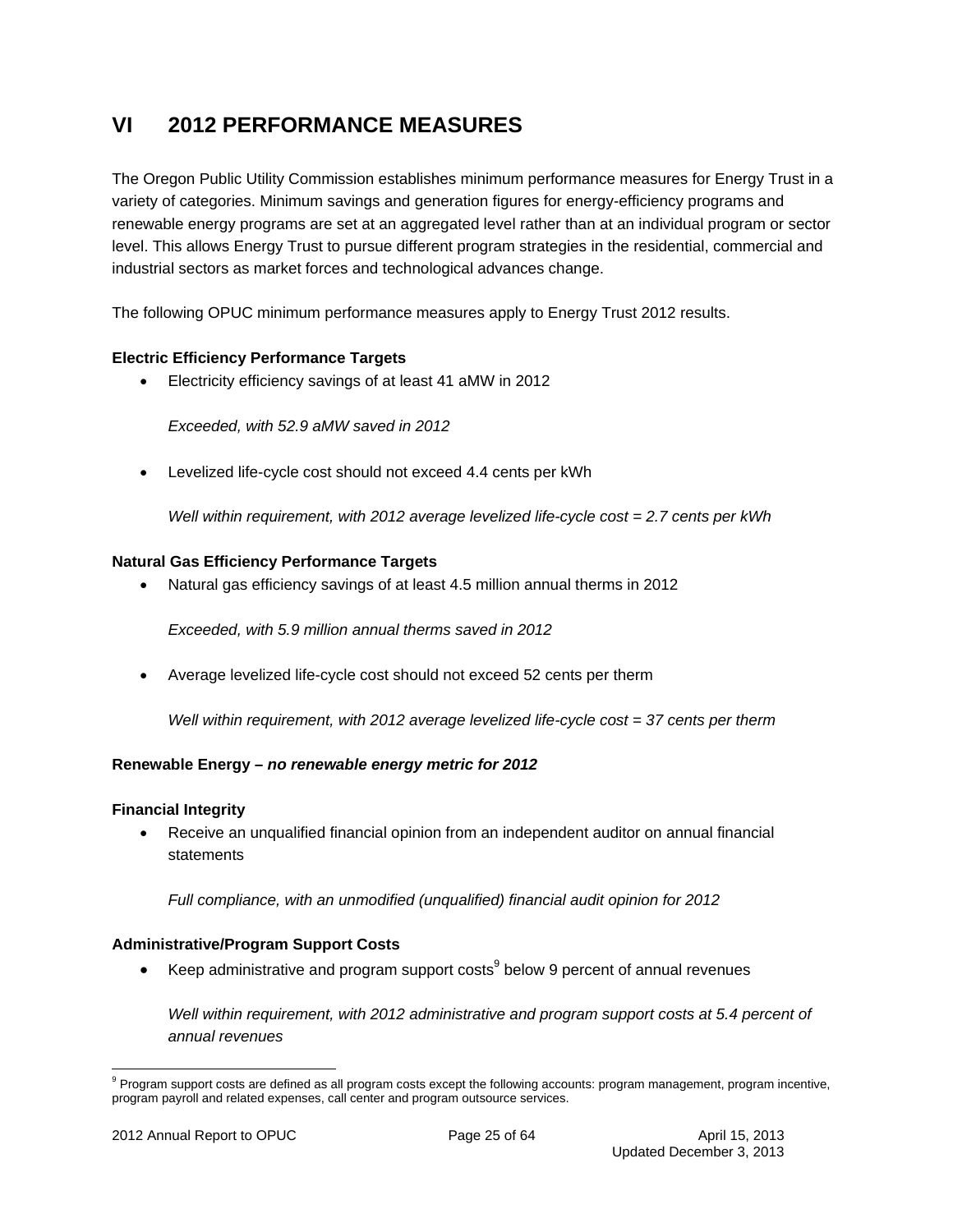# VI 2012 PERFORMANCE MEASURES

The Oregon Public Utility Commission establishes minimum performance measures for Energy Trust in a variety of categories. Minimum savings and generation figures for energy-efficiency programs and renewable energy programs are set at an aggregated level rather than at an individual program or sector level. This allows Energy Trust to pursue different program strategies in the residential, commercial and industrial sectors as market forces and technological advances change.

The following OPUC minimum performance measures apply to Energy Trust 2012 results.

**Electric Efficiency Performance Targets**

- Electricity efficiency savings of at least 41 aMW in 2012

  *Exceeded, with 52.9 aMW saved in 2012*

- Levelized life-cycle cost should not exceed 4.4 cents per kWh

  *Well within requirement, with 2012 average levelized life-cycle cost = 2.7 cents per kWh*

**Natural Gas Efficiency Performance Targets**

- Natural gas efficiency savings of at least 4.5 million annual therms in 2012

  *Exceeded, with 5.9 million annual therms saved in 2012*

- Average levelized life-cycle cost should not exceed 52 cents per therm

  *Well within requirement, with 2012 average levelized life-cycle cost = 37 cents per therm*

**Renewable Energy – *no renewable energy metric for 2012***

**Financial Integrity**

- Receive an unqualified financial opinion from an independent auditor on annual financial statements

  *Full compliance, with an unmodified (unqualified) financial audit opinion for 2012*

**Administrative/Program Support Costs**

- Keep administrative and program support costs[9] below 9 percent of annual revenues

  *Well within requirement, with 2012 administrative and program support costs at 5.4 percent of annual revenues*

[9] Program support costs are defined as all program costs except the following accounts: program management, program incentive, program payroll and related expenses, call center and program outsource services.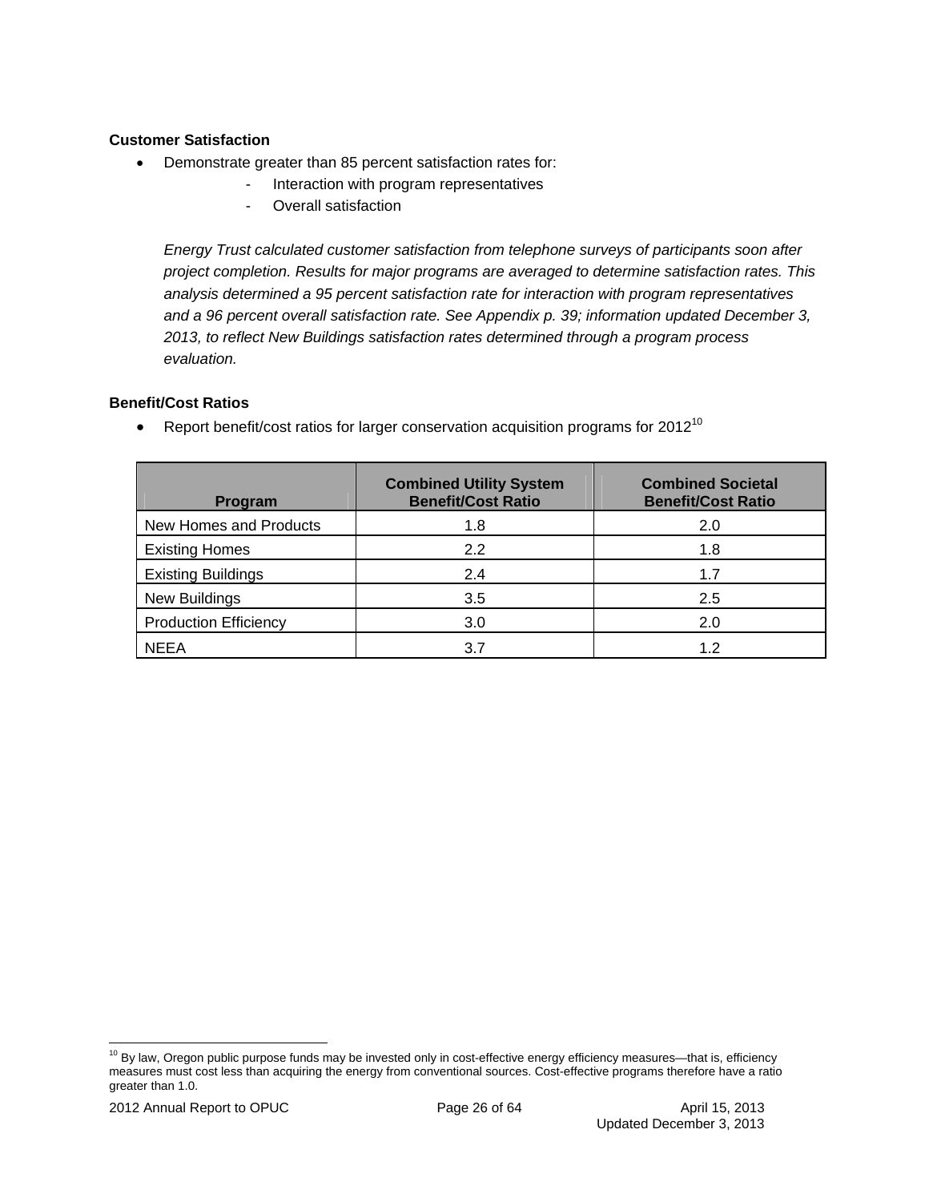**Customer Satisfaction**

- Demonstrate greater than 85 percent satisfaction rates for:
  - Interaction with program representatives
  - Overall satisfaction

*Energy Trust calculated customer satisfaction from telephone surveys of participants soon after project completion. Results for major programs are averaged to determine satisfaction rates. This analysis determined a 95 percent satisfaction rate for interaction with program representatives and a 96 percent overall satisfaction rate. See Appendix p. 39; information updated December 3, 2013, to reflect New Buildings satisfaction rates determined through a program process evaluation.*

**Benefit/Cost Ratios**

- Report benefit/cost ratios for larger conservation acquisition programs for 2012[10]

| Program | Combined Utility System Benefit/Cost Ratio | Combined Societal Benefit/Cost Ratio |
|---|---|---|
| New Homes and Products | 1.8 | 2.0 |
| Existing Homes | 2.2 | 1.8 |
| Existing Buildings | 2.4 | 1.7 |
| New Buildings | 3.5 | 2.5 |
| Production Efficiency | 3.0 | 2.0 |
| NEEA | 3.7 | 1.2 |

[10] By law, Oregon public purpose funds may be invested only in cost-effective energy efficiency measures—that is, efficiency measures must cost less than acquiring the energy from conventional sources. Cost-effective programs therefore have a ratio greater than 1.0.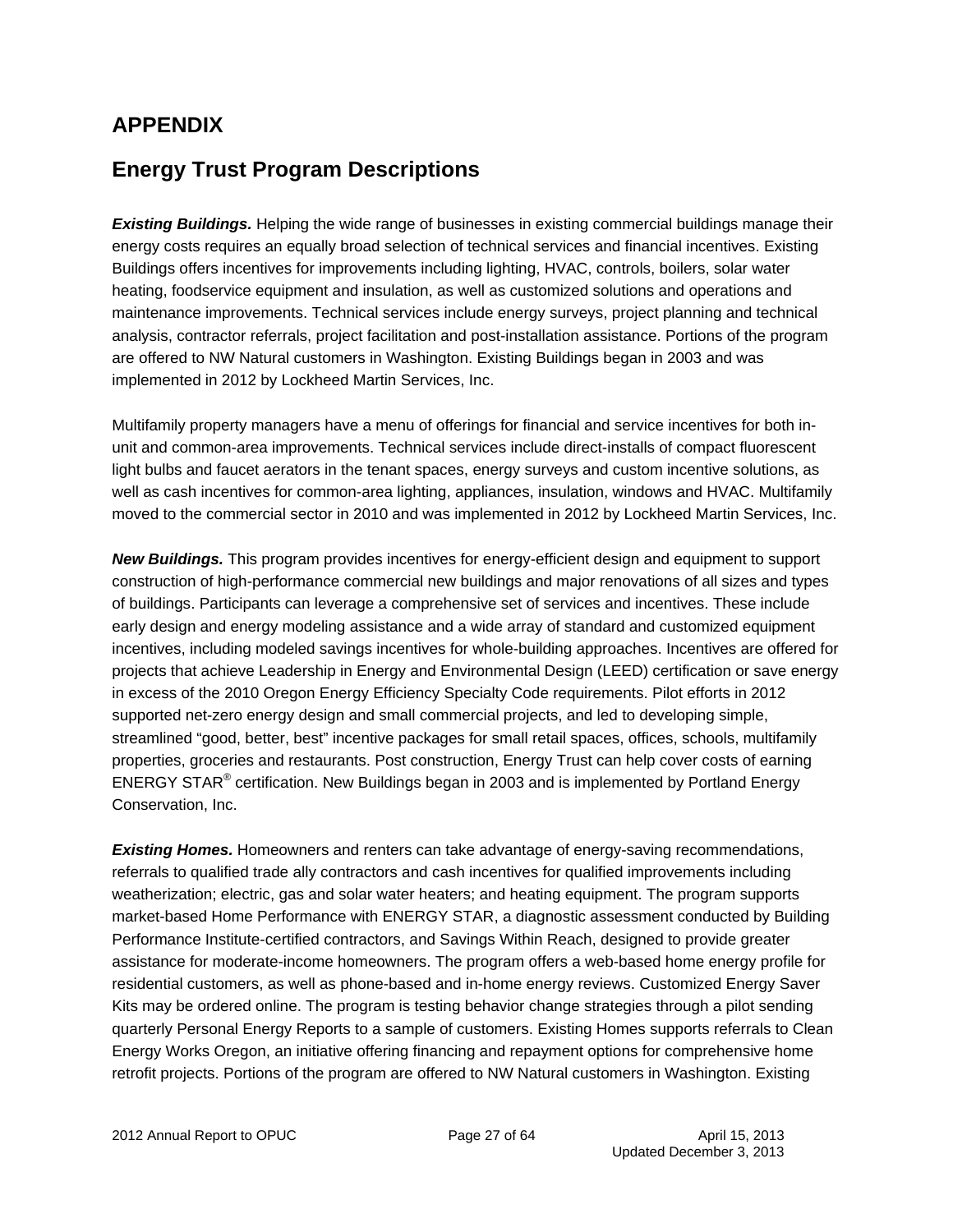# APPENDIX

## Energy Trust Program Descriptions

***Existing Buildings.*** Helping the wide range of businesses in existing commercial buildings manage their energy costs requires an equally broad selection of technical services and financial incentives. Existing Buildings offers incentives for improvements including lighting, HVAC, controls, boilers, solar water heating, foodservice equipment and insulation, as well as customized solutions and operations and maintenance improvements. Technical services include energy surveys, project planning and technical analysis, contractor referrals, project facilitation and post-installation assistance. Portions of the program are offered to NW Natural customers in Washington. Existing Buildings began in 2003 and was implemented in 2012 by Lockheed Martin Services, Inc.

Multifamily property managers have a menu of offerings for financial and service incentives for both in-unit and common-area improvements. Technical services include direct-installs of compact fluorescent light bulbs and faucet aerators in the tenant spaces, energy surveys and custom incentive solutions, as well as cash incentives for common-area lighting, appliances, insulation, windows and HVAC. Multifamily moved to the commercial sector in 2010 and was implemented in 2012 by Lockheed Martin Services, Inc.

***New Buildings.*** This program provides incentives for energy-efficient design and equipment to support construction of high-performance commercial new buildings and major renovations of all sizes and types of buildings. Participants can leverage a comprehensive set of services and incentives. These include early design and energy modeling assistance and a wide array of standard and customized equipment incentives, including modeled savings incentives for whole-building approaches. Incentives are offered for projects that achieve Leadership in Energy and Environmental Design (LEED) certification or save energy in excess of the 2010 Oregon Energy Efficiency Specialty Code requirements. Pilot efforts in 2012 supported net-zero energy design and small commercial projects, and led to developing simple, streamlined "good, better, best" incentive packages for small retail spaces, offices, schools, multifamily properties, groceries and restaurants. Post construction, Energy Trust can help cover costs of earning ENERGY STAR® certification. New Buildings began in 2003 and is implemented by Portland Energy Conservation, Inc.

***Existing Homes.*** Homeowners and renters can take advantage of energy-saving recommendations, referrals to qualified trade ally contractors and cash incentives for qualified improvements including weatherization; electric, gas and solar water heaters; and heating equipment. The program supports market-based Home Performance with ENERGY STAR, a diagnostic assessment conducted by Building Performance Institute-certified contractors, and Savings Within Reach, designed to provide greater assistance for moderate-income homeowners. The program offers a web-based home energy profile for residential customers, as well as phone-based and in-home energy reviews. Customized Energy Saver Kits may be ordered online. The program is testing behavior change strategies through a pilot sending quarterly Personal Energy Reports to a sample of customers. Existing Homes supports referrals to Clean Energy Works Oregon, an initiative offering financing and repayment options for comprehensive home retrofit projects. Portions of the program are offered to NW Natural customers in Washington. Existing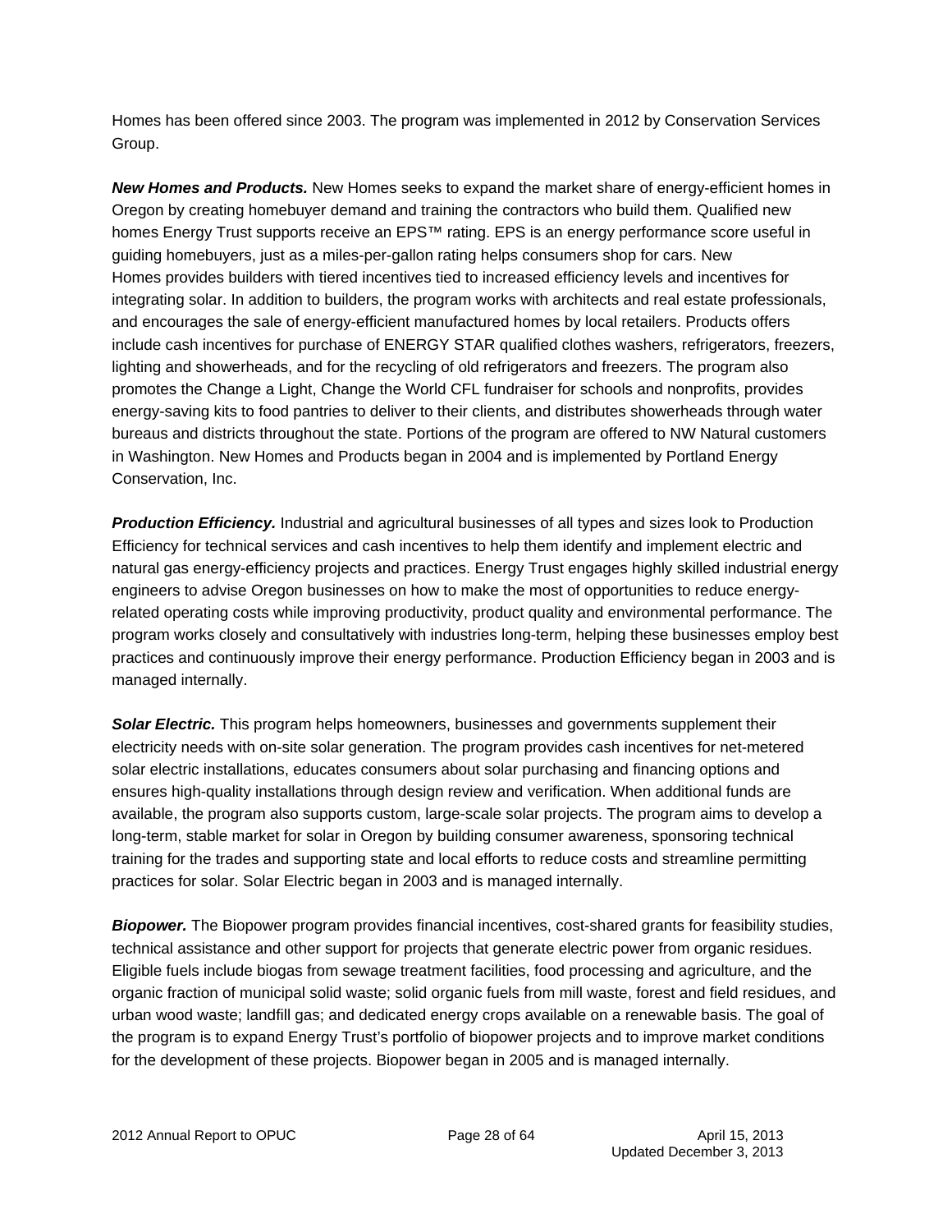Homes has been offered since 2003. The program was implemented in 2012 by Conservation Services Group.

***New Homes and Products.*** New Homes seeks to expand the market share of energy-efficient homes in Oregon by creating homebuyer demand and training the contractors who build them. Qualified new homes Energy Trust supports receive an EPS™ rating. EPS is an energy performance score useful in guiding homebuyers, just as a miles-per-gallon rating helps consumers shop for cars. New Homes provides builders with tiered incentives tied to increased efficiency levels and incentives for integrating solar. In addition to builders, the program works with architects and real estate professionals, and encourages the sale of energy-efficient manufactured homes by local retailers. Products offers include cash incentives for purchase of ENERGY STAR qualified clothes washers, refrigerators, freezers, lighting and showerheads, and for the recycling of old refrigerators and freezers. The program also promotes the Change a Light, Change the World CFL fundraiser for schools and nonprofits, provides energy-saving kits to food pantries to deliver to their clients, and distributes showerheads through water bureaus and districts throughout the state. Portions of the program are offered to NW Natural customers in Washington. New Homes and Products began in 2004 and is implemented by Portland Energy Conservation, Inc.

***Production Efficiency.*** Industrial and agricultural businesses of all types and sizes look to Production Efficiency for technical services and cash incentives to help them identify and implement electric and natural gas energy-efficiency projects and practices. Energy Trust engages highly skilled industrial energy engineers to advise Oregon businesses on how to make the most of opportunities to reduce energy-related operating costs while improving productivity, product quality and environmental performance. The program works closely and consultatively with industries long-term, helping these businesses employ best practices and continuously improve their energy performance. Production Efficiency began in 2003 and is managed internally.

***Solar Electric.*** This program helps homeowners, businesses and governments supplement their electricity needs with on-site solar generation. The program provides cash incentives for net-metered solar electric installations, educates consumers about solar purchasing and financing options and ensures high-quality installations through design review and verification. When additional funds are available, the program also supports custom, large-scale solar projects. The program aims to develop a long-term, stable market for solar in Oregon by building consumer awareness, sponsoring technical training for the trades and supporting state and local efforts to reduce costs and streamline permitting practices for solar. Solar Electric began in 2003 and is managed internally.

***Biopower.*** The Biopower program provides financial incentives, cost-shared grants for feasibility studies, technical assistance and other support for projects that generate electric power from organic residues. Eligible fuels include biogas from sewage treatment facilities, food processing and agriculture, and the organic fraction of municipal solid waste; solid organic fuels from mill waste, forest and field residues, and urban wood waste; landfill gas; and dedicated energy crops available on a renewable basis. The goal of the program is to expand Energy Trust's portfolio of biopower projects and to improve market conditions for the development of these projects. Biopower began in 2005 and is managed internally.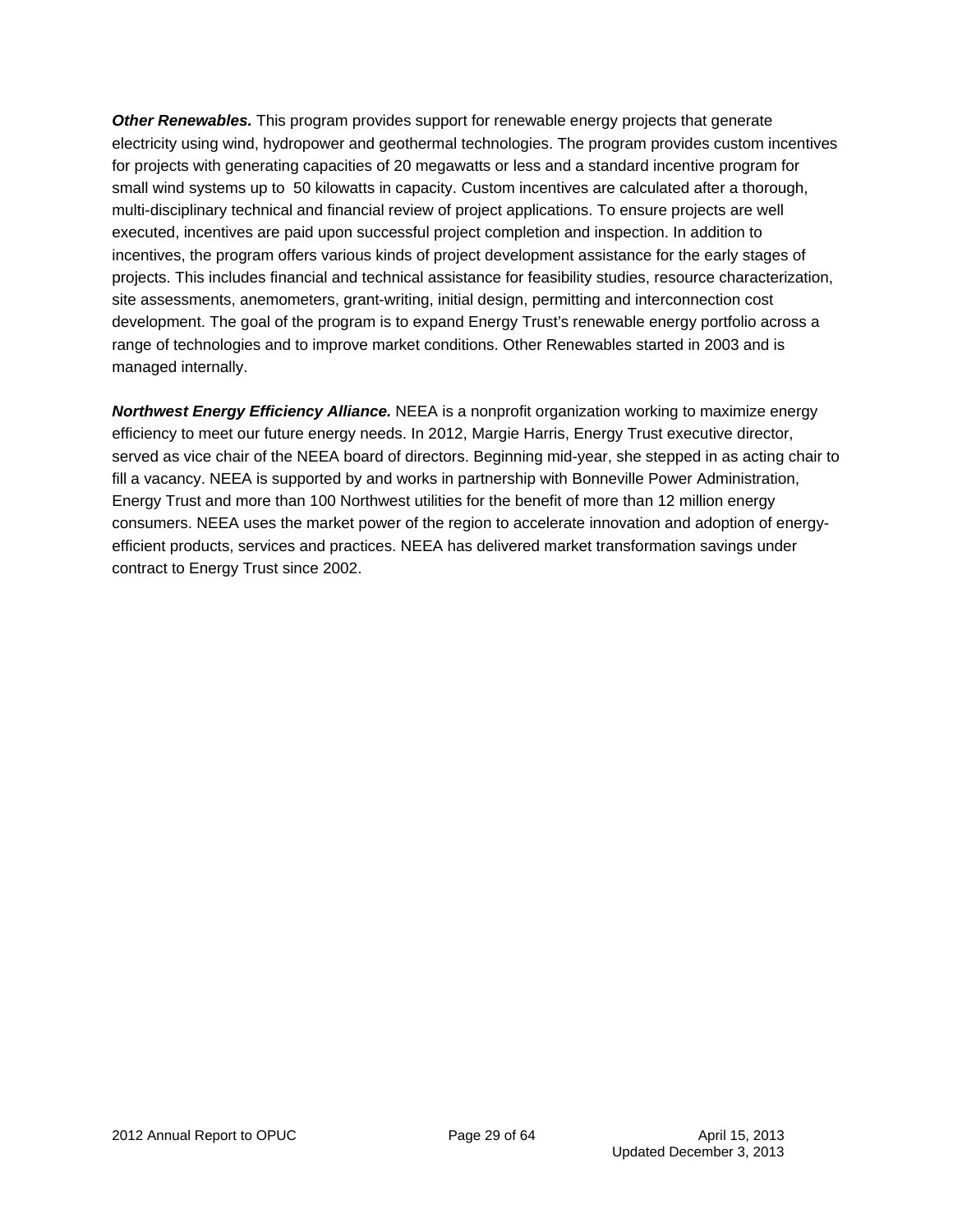***Other Renewables.*** This program provides support for renewable energy projects that generate electricity using wind, hydropower and geothermal technologies. The program provides custom incentives for projects with generating capacities of 20 megawatts or less and a standard incentive program for small wind systems up to 50 kilowatts in capacity. Custom incentives are calculated after a thorough, multi-disciplinary technical and financial review of project applications. To ensure projects are well executed, incentives are paid upon successful project completion and inspection. In addition to incentives, the program offers various kinds of project development assistance for the early stages of projects. This includes financial and technical assistance for feasibility studies, resource characterization, site assessments, anemometers, grant-writing, initial design, permitting and interconnection cost development. The goal of the program is to expand Energy Trust's renewable energy portfolio across a range of technologies and to improve market conditions. Other Renewables started in 2003 and is managed internally.

***Northwest Energy Efficiency Alliance.*** NEEA is a nonprofit organization working to maximize energy efficiency to meet our future energy needs. In 2012, Margie Harris, Energy Trust executive director, served as vice chair of the NEEA board of directors. Beginning mid-year, she stepped in as acting chair to fill a vacancy. NEEA is supported by and works in partnership with Bonneville Power Administration, Energy Trust and more than 100 Northwest utilities for the benefit of more than 12 million energy consumers. NEEA uses the market power of the region to accelerate innovation and adoption of energy-efficient products, services and practices. NEEA has delivered market transformation savings under contract to Energy Trust since 2002.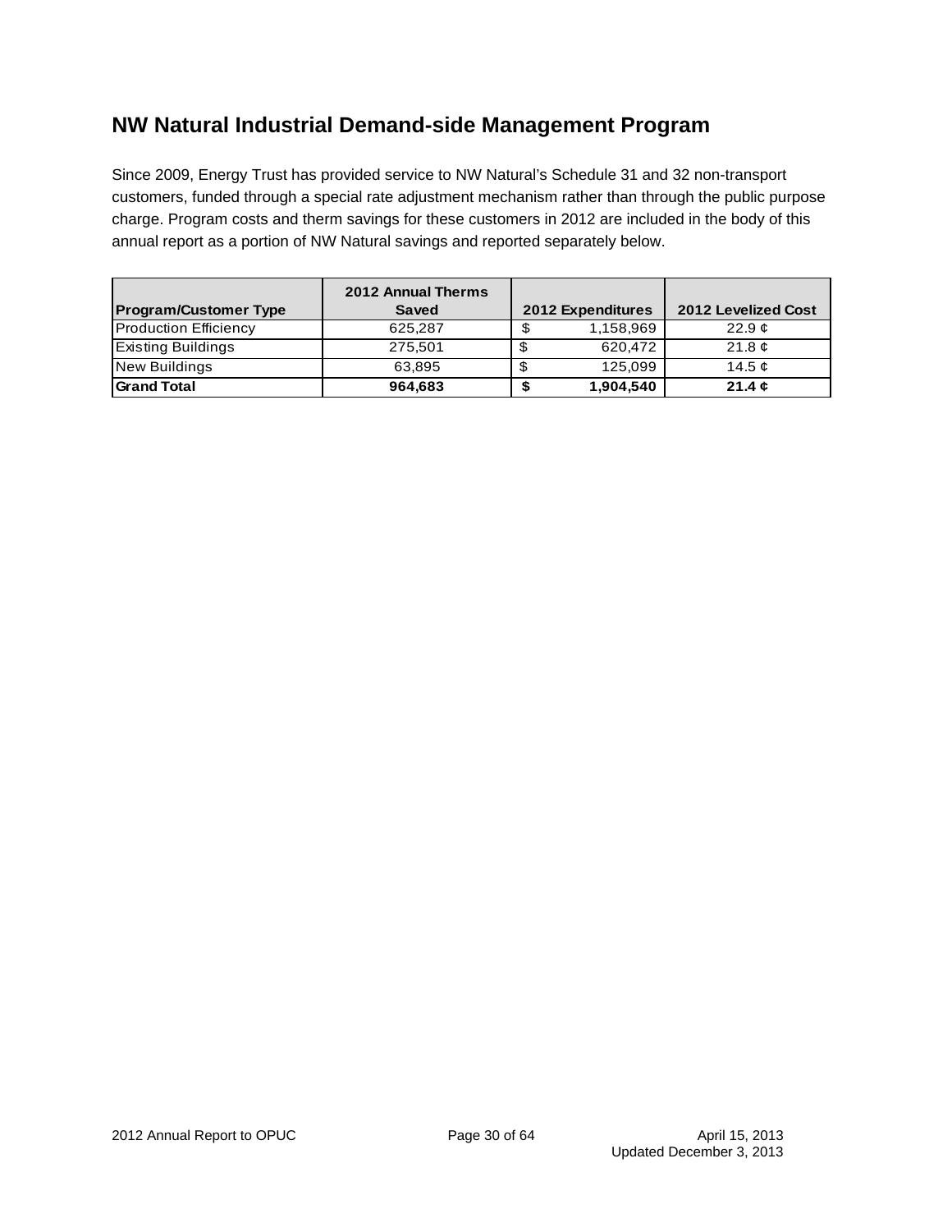## NW Natural Industrial Demand-side Management Program

Since 2009, Energy Trust has provided service to NW Natural's Schedule 31 and 32 non-transport customers, funded through a special rate adjustment mechanism rather than through the public purpose charge. Program costs and therm savings for these customers in 2012 are included in the body of this annual report as a portion of NW Natural savings and reported separately below.

| Program/Customer Type | 2012 Annual Therms Saved | 2012 Expenditures | 2012 Levelized Cost |
|---|---|---|---|
| Production Efficiency | 625,287 | $ 1,158,969 | 22.9 ¢ |
| Existing Buildings | 275,501 | $ 620,472 | 21.8 ¢ |
| New Buildings | 63,895 | $ 125,099 | 14.5 ¢ |
| **Grand Total** | **964,683** | **$ 1,904,540** | **21.4 ¢** |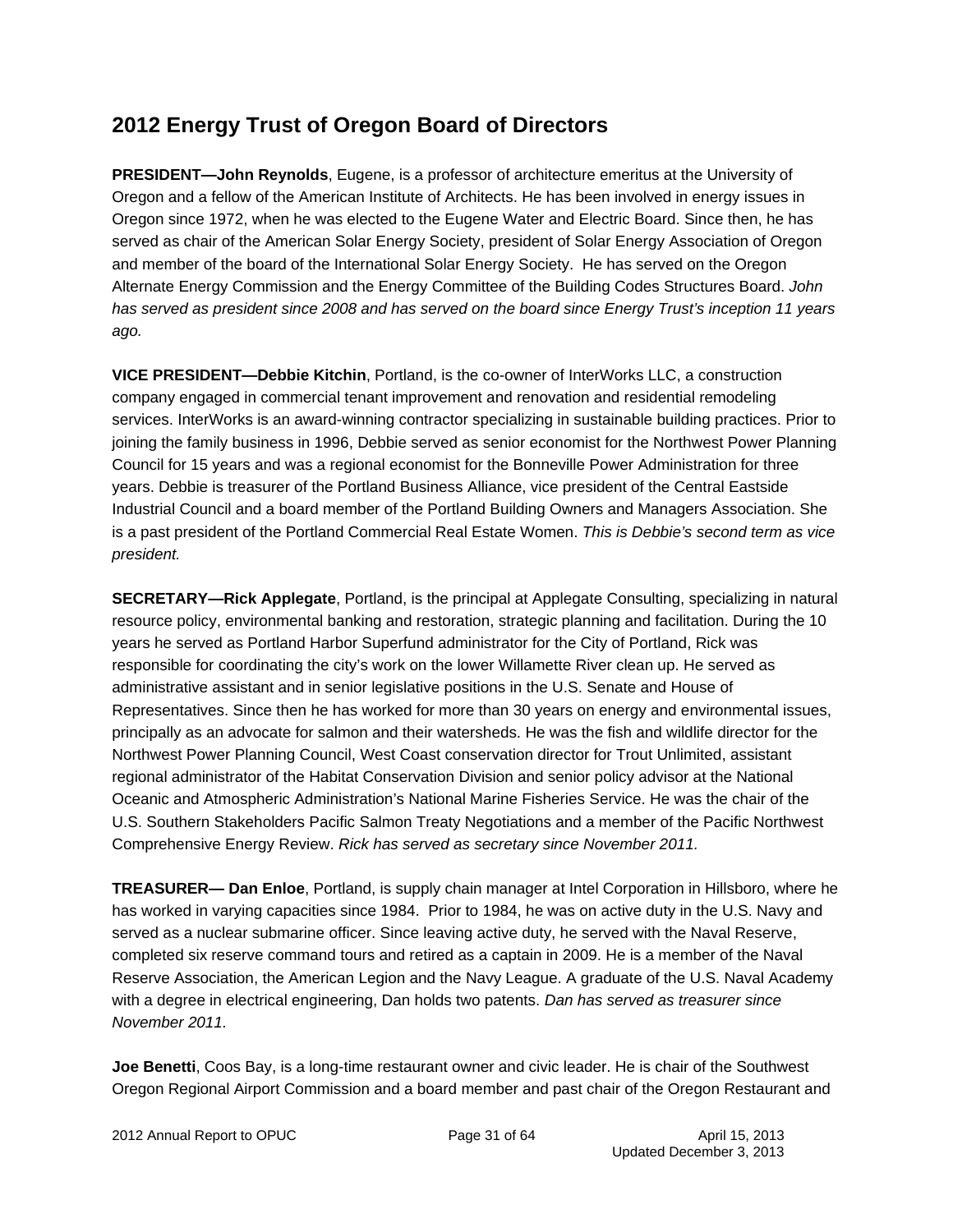## 2012 Energy Trust of Oregon Board of Directors

**PRESIDENT—John Reynolds**, Eugene, is a professor of architecture emeritus at the University of Oregon and a fellow of the American Institute of Architects. He has been involved in energy issues in Oregon since 1972, when he was elected to the Eugene Water and Electric Board. Since then, he has served as chair of the American Solar Energy Society, president of Solar Energy Association of Oregon and member of the board of the International Solar Energy Society. He has served on the Oregon Alternate Energy Commission and the Energy Committee of the Building Codes Structures Board. *John has served as president since 2008 and has served on the board since Energy Trust's inception 11 years ago.*

**VICE PRESIDENT—Debbie Kitchin**, Portland, is the co-owner of InterWorks LLC, a construction company engaged in commercial tenant improvement and renovation and residential remodeling services. InterWorks is an award-winning contractor specializing in sustainable building practices. Prior to joining the family business in 1996, Debbie served as senior economist for the Northwest Power Planning Council for 15 years and was a regional economist for the Bonneville Power Administration for three years. Debbie is treasurer of the Portland Business Alliance, vice president of the Central Eastside Industrial Council and a board member of the Portland Building Owners and Managers Association. She is a past president of the Portland Commercial Real Estate Women. *This is Debbie's second term as vice president.*

**SECRETARY—Rick Applegate**, Portland, is the principal at Applegate Consulting, specializing in natural resource policy, environmental banking and restoration, strategic planning and facilitation. During the 10 years he served as Portland Harbor Superfund administrator for the City of Portland, Rick was responsible for coordinating the city's work on the lower Willamette River clean up. He served as administrative assistant and in senior legislative positions in the U.S. Senate and House of Representatives. Since then he has worked for more than 30 years on energy and environmental issues, principally as an advocate for salmon and their watersheds. He was the fish and wildlife director for the Northwest Power Planning Council, West Coast conservation director for Trout Unlimited, assistant regional administrator of the Habitat Conservation Division and senior policy advisor at the National Oceanic and Atmospheric Administration's National Marine Fisheries Service. He was the chair of the U.S. Southern Stakeholders Pacific Salmon Treaty Negotiations and a member of the Pacific Northwest Comprehensive Energy Review. *Rick has served as secretary since November 2011.*

**TREASURER— Dan Enloe**, Portland, is supply chain manager at Intel Corporation in Hillsboro, where he has worked in varying capacities since 1984. Prior to 1984, he was on active duty in the U.S. Navy and served as a nuclear submarine officer. Since leaving active duty, he served with the Naval Reserve, completed six reserve command tours and retired as a captain in 2009. He is a member of the Naval Reserve Association, the American Legion and the Navy League. A graduate of the U.S. Naval Academy with a degree in electrical engineering, Dan holds two patents. *Dan has served as treasurer since November 2011.*

**Joe Benetti**, Coos Bay, is a long-time restaurant owner and civic leader. He is chair of the Southwest Oregon Regional Airport Commission and a board member and past chair of the Oregon Restaurant and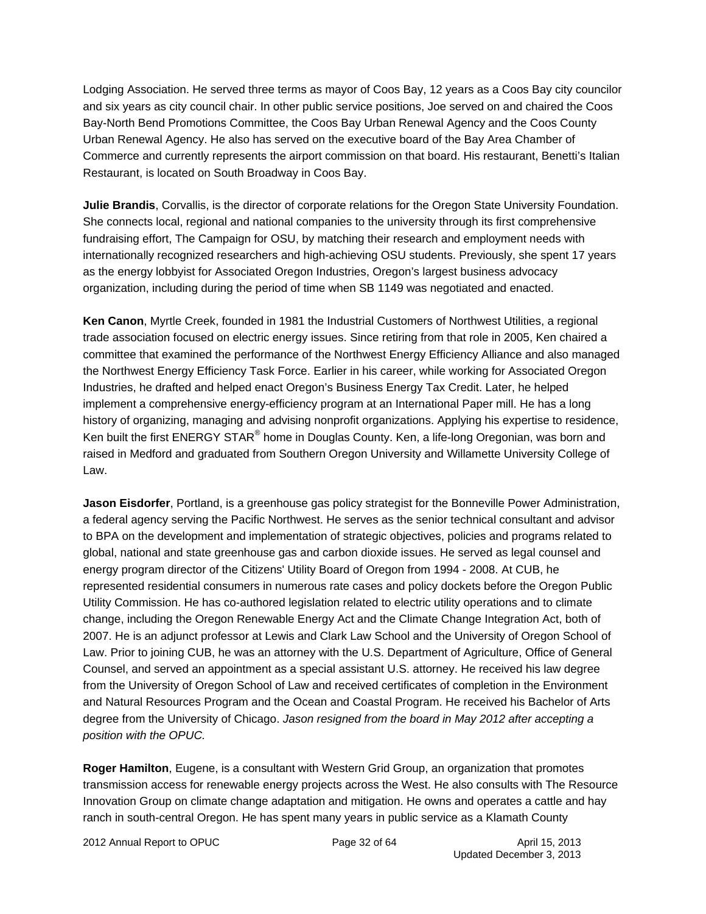Lodging Association. He served three terms as mayor of Coos Bay, 12 years as a Coos Bay city councilor and six years as city council chair. In other public service positions, Joe served on and chaired the Coos Bay-North Bend Promotions Committee, the Coos Bay Urban Renewal Agency and the Coos County Urban Renewal Agency. He also has served on the executive board of the Bay Area Chamber of Commerce and currently represents the airport commission on that board. His restaurant, Benetti's Italian Restaurant, is located on South Broadway in Coos Bay.

**Julie Brandis**, Corvallis, is the director of corporate relations for the Oregon State University Foundation. She connects local, regional and national companies to the university through its first comprehensive fundraising effort, The Campaign for OSU, by matching their research and employment needs with internationally recognized researchers and high-achieving OSU students. Previously, she spent 17 years as the energy lobbyist for Associated Oregon Industries, Oregon's largest business advocacy organization, including during the period of time when SB 1149 was negotiated and enacted.

**Ken Canon**, Myrtle Creek, founded in 1981 the Industrial Customers of Northwest Utilities, a regional trade association focused on electric energy issues. Since retiring from that role in 2005, Ken chaired a committee that examined the performance of the Northwest Energy Efficiency Alliance and also managed the Northwest Energy Efficiency Task Force. Earlier in his career, while working for Associated Oregon Industries, he drafted and helped enact Oregon's Business Energy Tax Credit. Later, he helped implement a comprehensive energy-efficiency program at an International Paper mill. He has a long history of organizing, managing and advising nonprofit organizations. Applying his expertise to residence, Ken built the first ENERGY STAR® home in Douglas County. Ken, a life-long Oregonian, was born and raised in Medford and graduated from Southern Oregon University and Willamette University College of Law.

**Jason Eisdorfer**, Portland, is a greenhouse gas policy strategist for the Bonneville Power Administration, a federal agency serving the Pacific Northwest. He serves as the senior technical consultant and advisor to BPA on the development and implementation of strategic objectives, policies and programs related to global, national and state greenhouse gas and carbon dioxide issues. He served as legal counsel and energy program director of the Citizens' Utility Board of Oregon from 1994 - 2008. At CUB, he represented residential consumers in numerous rate cases and policy dockets before the Oregon Public Utility Commission. He has co-authored legislation related to electric utility operations and to climate change, including the Oregon Renewable Energy Act and the Climate Change Integration Act, both of 2007. He is an adjunct professor at Lewis and Clark Law School and the University of Oregon School of Law. Prior to joining CUB, he was an attorney with the U.S. Department of Agriculture, Office of General Counsel, and served an appointment as a special assistant U.S. attorney. He received his law degree from the University of Oregon School of Law and received certificates of completion in the Environment and Natural Resources Program and the Ocean and Coastal Program. He received his Bachelor of Arts degree from the University of Chicago. *Jason resigned from the board in May 2012 after accepting a position with the OPUC.*

**Roger Hamilton**, Eugene, is a consultant with Western Grid Group, an organization that promotes transmission access for renewable energy projects across the West. He also consults with The Resource Innovation Group on climate change adaptation and mitigation. He owns and operates a cattle and hay ranch in south-central Oregon. He has spent many years in public service as a Klamath County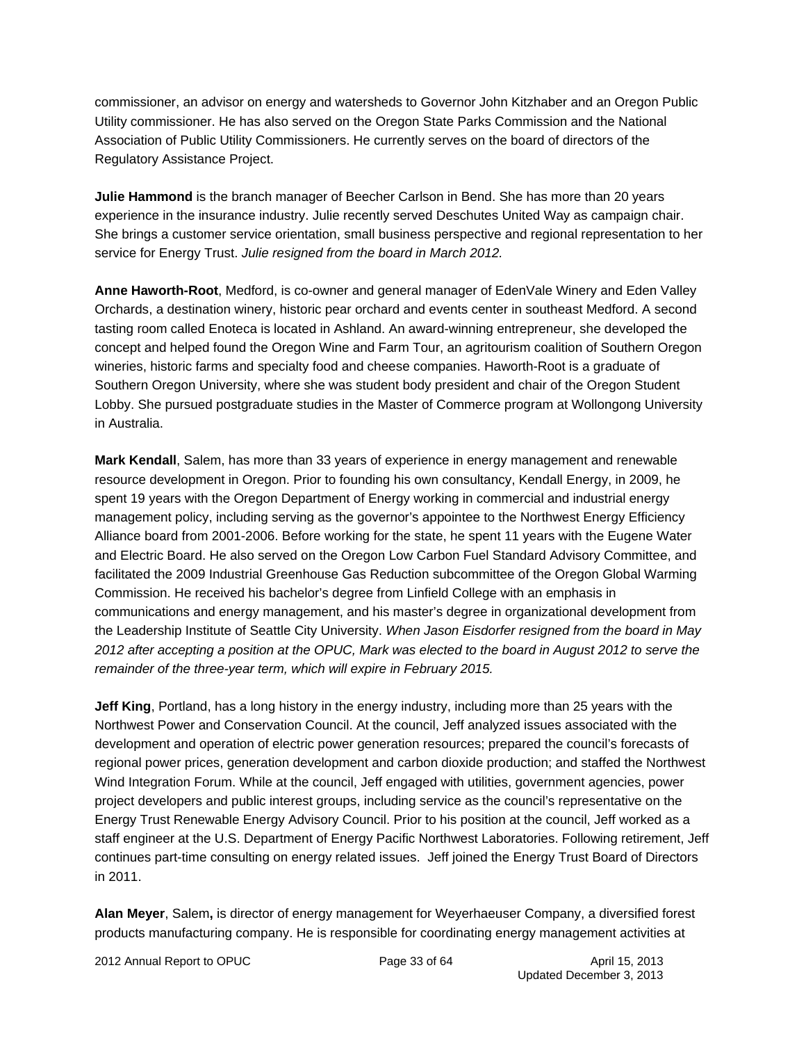commissioner, an advisor on energy and watersheds to Governor John Kitzhaber and an Oregon Public Utility commissioner. He has also served on the Oregon State Parks Commission and the National Association of Public Utility Commissioners. He currently serves on the board of directors of the Regulatory Assistance Project.

**Julie Hammond** is the branch manager of Beecher Carlson in Bend. She has more than 20 years experience in the insurance industry. Julie recently served Deschutes United Way as campaign chair. She brings a customer service orientation, small business perspective and regional representation to her service for Energy Trust. *Julie resigned from the board in March 2012.*

**Anne Haworth-Root**, Medford, is co-owner and general manager of EdenVale Winery and Eden Valley Orchards, a destination winery, historic pear orchard and events center in southeast Medford. A second tasting room called Enoteca is located in Ashland. An award-winning entrepreneur, she developed the concept and helped found the Oregon Wine and Farm Tour, an agritourism coalition of Southern Oregon wineries, historic farms and specialty food and cheese companies. Haworth-Root is a graduate of Southern Oregon University, where she was student body president and chair of the Oregon Student Lobby. She pursued postgraduate studies in the Master of Commerce program at Wollongong University in Australia.

**Mark Kendall**, Salem, has more than 33 years of experience in energy management and renewable resource development in Oregon. Prior to founding his own consultancy, Kendall Energy, in 2009, he spent 19 years with the Oregon Department of Energy working in commercial and industrial energy management policy, including serving as the governor's appointee to the Northwest Energy Efficiency Alliance board from 2001-2006. Before working for the state, he spent 11 years with the Eugene Water and Electric Board. He also served on the Oregon Low Carbon Fuel Standard Advisory Committee, and facilitated the 2009 Industrial Greenhouse Gas Reduction subcommittee of the Oregon Global Warming Commission. He received his bachelor's degree from Linfield College with an emphasis in communications and energy management, and his master's degree in organizational development from the Leadership Institute of Seattle City University. *When Jason Eisdorfer resigned from the board in May 2012 after accepting a position at the OPUC, Mark was elected to the board in August 2012 to serve the remainder of the three-year term, which will expire in February 2015.*

**Jeff King**, Portland, has a long history in the energy industry, including more than 25 years with the Northwest Power and Conservation Council. At the council, Jeff analyzed issues associated with the development and operation of electric power generation resources; prepared the council's forecasts of regional power prices, generation development and carbon dioxide production; and staffed the Northwest Wind Integration Forum. While at the council, Jeff engaged with utilities, government agencies, power project developers and public interest groups, including service as the council's representative on the Energy Trust Renewable Energy Advisory Council. Prior to his position at the council, Jeff worked as a staff engineer at the U.S. Department of Energy Pacific Northwest Laboratories. Following retirement, Jeff continues part-time consulting on energy related issues. Jeff joined the Energy Trust Board of Directors in 2011.

**Alan Meyer**, Salem**,** is director of energy management for Weyerhaeuser Company, a diversified forest products manufacturing company. He is responsible for coordinating energy management activities at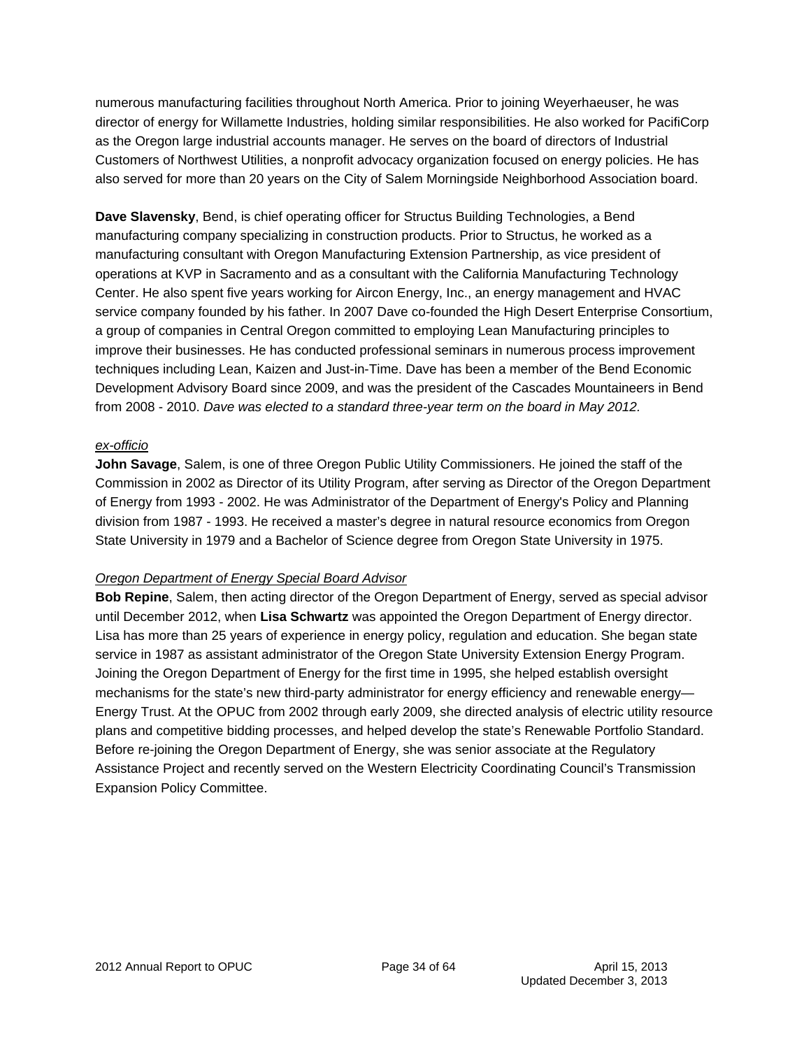numerous manufacturing facilities throughout North America. Prior to joining Weyerhaeuser, he was director of energy for Willamette Industries, holding similar responsibilities. He also worked for PacifiCorp as the Oregon large industrial accounts manager. He serves on the board of directors of Industrial Customers of Northwest Utilities, a nonprofit advocacy organization focused on energy policies. He has also served for more than 20 years on the City of Salem Morningside Neighborhood Association board.

**Dave Slavensky**, Bend, is chief operating officer for Structus Building Technologies, a Bend manufacturing company specializing in construction products. Prior to Structus, he worked as a manufacturing consultant with Oregon Manufacturing Extension Partnership, as vice president of operations at KVP in Sacramento and as a consultant with the California Manufacturing Technology Center. He also spent five years working for Aircon Energy, Inc., an energy management and HVAC service company founded by his father. In 2007 Dave co-founded the High Desert Enterprise Consortium, a group of companies in Central Oregon committed to employing Lean Manufacturing principles to improve their businesses. He has conducted professional seminars in numerous process improvement techniques including Lean, Kaizen and Just-in-Time. Dave has been a member of the Bend Economic Development Advisory Board since 2009, and was the president of the Cascades Mountaineers in Bend from 2008 - 2010. *Dave was elected to a standard three-year term on the board in May 2012.*

*ex-officio*

**John Savage**, Salem, is one of three Oregon Public Utility Commissioners. He joined the staff of the Commission in 2002 as Director of its Utility Program, after serving as Director of the Oregon Department of Energy from 1993 - 2002. He was Administrator of the Department of Energy's Policy and Planning division from 1987 - 1993. He received a master's degree in natural resource economics from Oregon State University in 1979 and a Bachelor of Science degree from Oregon State University in 1975.

*Oregon Department of Energy Special Board Advisor*

**Bob Repine**, Salem, then acting director of the Oregon Department of Energy, served as special advisor until December 2012, when **Lisa Schwartz** was appointed the Oregon Department of Energy director. Lisa has more than 25 years of experience in energy policy, regulation and education. She began state service in 1987 as assistant administrator of the Oregon State University Extension Energy Program. Joining the Oregon Department of Energy for the first time in 1995, she helped establish oversight mechanisms for the state's new third-party administrator for energy efficiency and renewable energy—Energy Trust. At the OPUC from 2002 through early 2009, she directed analysis of electric utility resource plans and competitive bidding processes, and helped develop the state's Renewable Portfolio Standard. Before re-joining the Oregon Department of Energy, she was senior associate at the Regulatory Assistance Project and recently served on the Western Electricity Coordinating Council's Transmission Expansion Policy Committee.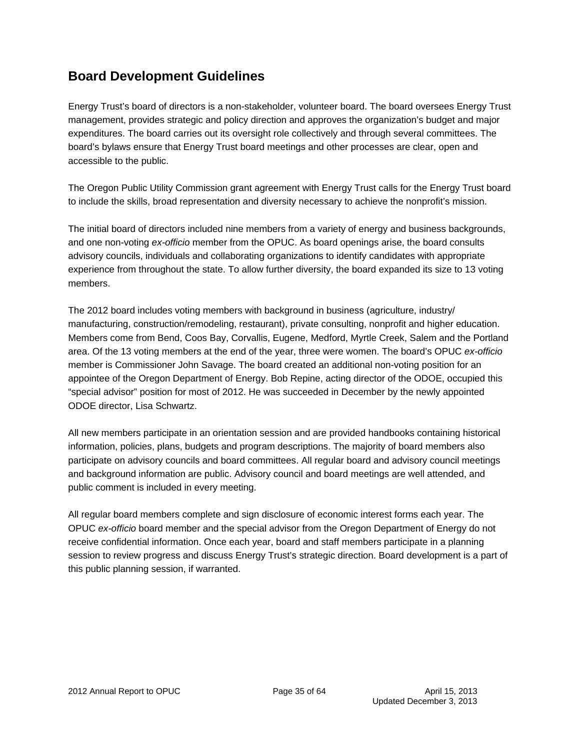## Board Development Guidelines

Energy Trust's board of directors is a non-stakeholder, volunteer board. The board oversees Energy Trust management, provides strategic and policy direction and approves the organization's budget and major expenditures. The board carries out its oversight role collectively and through several committees. The board's bylaws ensure that Energy Trust board meetings and other processes are clear, open and accessible to the public.

The Oregon Public Utility Commission grant agreement with Energy Trust calls for the Energy Trust board to include the skills, broad representation and diversity necessary to achieve the nonprofit's mission.

The initial board of directors included nine members from a variety of energy and business backgrounds, and one non-voting *ex-officio* member from the OPUC. As board openings arise, the board consults advisory councils, individuals and collaborating organizations to identify candidates with appropriate experience from throughout the state. To allow further diversity, the board expanded its size to 13 voting members.

The 2012 board includes voting members with background in business (agriculture, industry/ manufacturing, construction/remodeling, restaurant), private consulting, nonprofit and higher education. Members come from Bend, Coos Bay, Corvallis, Eugene, Medford, Myrtle Creek, Salem and the Portland area. Of the 13 voting members at the end of the year, three were women. The board's OPUC *ex-officio* member is Commissioner John Savage. The board created an additional non-voting position for an appointee of the Oregon Department of Energy. Bob Repine, acting director of the ODOE, occupied this "special advisor" position for most of 2012. He was succeeded in December by the newly appointed ODOE director, Lisa Schwartz.

All new members participate in an orientation session and are provided handbooks containing historical information, policies, plans, budgets and program descriptions. The majority of board members also participate on advisory councils and board committees. All regular board and advisory council meetings and background information are public. Advisory council and board meetings are well attended, and public comment is included in every meeting.

All regular board members complete and sign disclosure of economic interest forms each year. The OPUC *ex-officio* board member and the special advisor from the Oregon Department of Energy do not receive confidential information. Once each year, board and staff members participate in a planning session to review progress and discuss Energy Trust's strategic direction. Board development is a part of this public planning session, if warranted.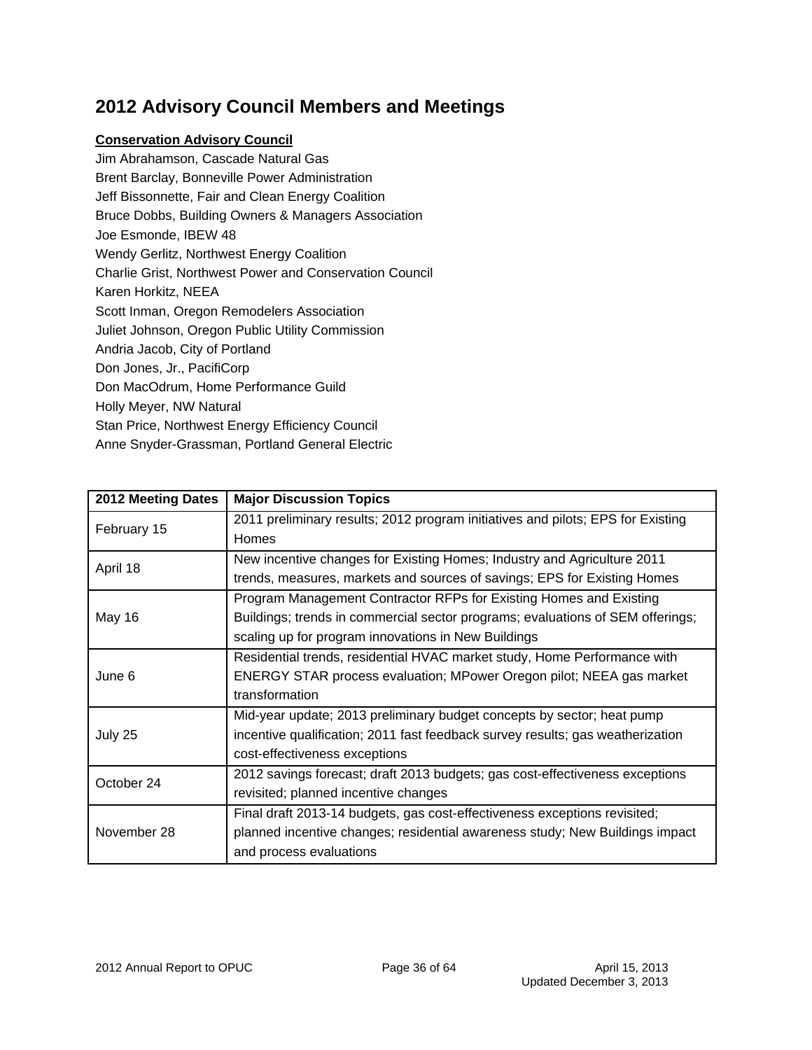## 2012 Advisory Council Members and Meetings

**Conservation Advisory Council**

Jim Abrahamson, Cascade Natural Gas
Brent Barclay, Bonneville Power Administration
Jeff Bissonnette, Fair and Clean Energy Coalition
Bruce Dobbs, Building Owners & Managers Association
Joe Esmonde, IBEW 48
Wendy Gerlitz, Northwest Energy Coalition
Charlie Grist, Northwest Power and Conservation Council
Karen Horkitz, NEEA
Scott Inman, Oregon Remodelers Association
Juliet Johnson, Oregon Public Utility Commission
Andria Jacob, City of Portland
Don Jones, Jr., PacifiCorp
Don MacOdrum, Home Performance Guild
Holly Meyer, NW Natural
Stan Price, Northwest Energy Efficiency Council
Anne Snyder-Grassman, Portland General Electric

| 2012 Meeting Dates | Major Discussion Topics |
|---|---|
| February 15 | 2011 preliminary results; 2012 program initiatives and pilots; EPS for Existing Homes |
| April 18 | New incentive changes for Existing Homes; Industry and Agriculture 2011 trends, measures, markets and sources of savings; EPS for Existing Homes |
| May 16 | Program Management Contractor RFPs for Existing Homes and Existing Buildings; trends in commercial sector programs; evaluations of SEM offerings; scaling up for program innovations in New Buildings |
| June 6 | Residential trends, residential HVAC market study, Home Performance with ENERGY STAR process evaluation; MPower Oregon pilot; NEEA gas market transformation |
| July 25 | Mid-year update; 2013 preliminary budget concepts by sector; heat pump incentive qualification; 2011 fast feedback survey results; gas weatherization cost-effectiveness exceptions |
| October 24 | 2012 savings forecast; draft 2013 budgets; gas cost-effectiveness exceptions revisited; planned incentive changes |
| November 28 | Final draft 2013-14 budgets, gas cost-effectiveness exceptions revisited; planned incentive changes; residential awareness study; New Buildings impact and process evaluations |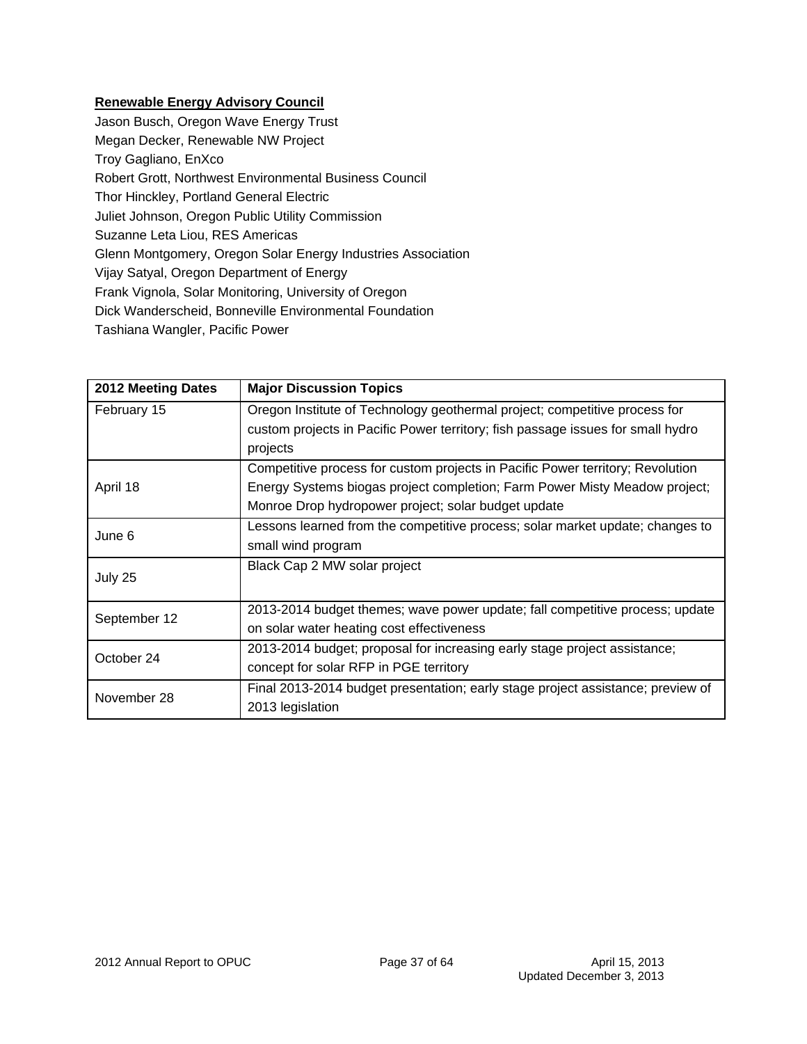**Renewable Energy Advisory Council**

Jason Busch, Oregon Wave Energy Trust
Megan Decker, Renewable NW Project
Troy Gagliano, EnXco
Robert Grott, Northwest Environmental Business Council
Thor Hinckley, Portland General Electric
Juliet Johnson, Oregon Public Utility Commission
Suzanne Leta Liou, RES Americas
Glenn Montgomery, Oregon Solar Energy Industries Association
Vijay Satyal, Oregon Department of Energy
Frank Vignola, Solar Monitoring, University of Oregon
Dick Wanderscheid, Bonneville Environmental Foundation
Tashiana Wangler, Pacific Power

| 2012 Meeting Dates | Major Discussion Topics |
| --- | --- |
| February 15 | Oregon Institute of Technology geothermal project; competitive process for custom projects in Pacific Power territory; fish passage issues for small hydro projects |
| April 18 | Competitive process for custom projects in Pacific Power territory; Revolution Energy Systems biogas project completion; Farm Power Misty Meadow project; Monroe Drop hydropower project; solar budget update |
| June 6 | Lessons learned from the competitive process; solar market update; changes to small wind program |
| July 25 | Black Cap 2 MW solar project |
| September 12 | 2013-2014 budget themes; wave power update; fall competitive process; update on solar water heating cost effectiveness |
| October 24 | 2013-2014 budget; proposal for increasing early stage project assistance; concept for solar RFP in PGE territory |
| November 28 | Final 2013-2014 budget presentation; early stage project assistance; preview of 2013 legislation |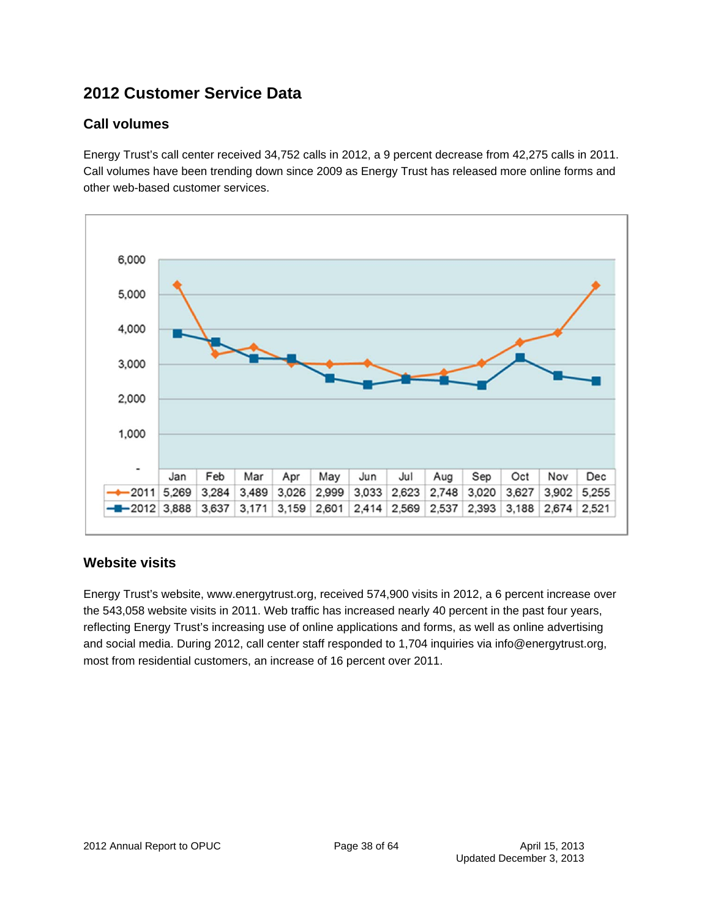# 2012 Customer Service Data

## Call volumes

Energy Trust's call center received 34,752 calls in 2012, a 9 percent decrease from 42,275 calls in 2011. Call volumes have been trending down since 2009 as Energy Trust has released more online forms and other web-based customer services.

| | Jan | Feb | Mar | Apr | May | Jun | Jul | Aug | Sep | Oct | Nov | Dec |
|---|---|---|---|---|---|---|---|---|---|---|---|---|
| 2011 | 5,269 | 3,284 | 3,489 | 3,026 | 2,999 | 3,033 | 2,623 | 2,748 | 3,020 | 3,627 | 3,902 | 5,255 |
| 2012 | 3,888 | 3,637 | 3,171 | 3,159 | 2,601 | 2,414 | 2,569 | 2,537 | 2,393 | 3,188 | 2,674 | 2,521 |

## Website visits

Energy Trust's website, www.energytrust.org, received 574,900 visits in 2012, a 6 percent increase over the 543,058 website visits in 2011. Web traffic has increased nearly 40 percent in the past four years, reflecting Energy Trust's increasing use of online applications and forms, as well as online advertising and social media. During 2012, call center staff responded to 1,704 inquiries via info@energytrust.org, most from residential customers, an increase of 16 percent over 2011.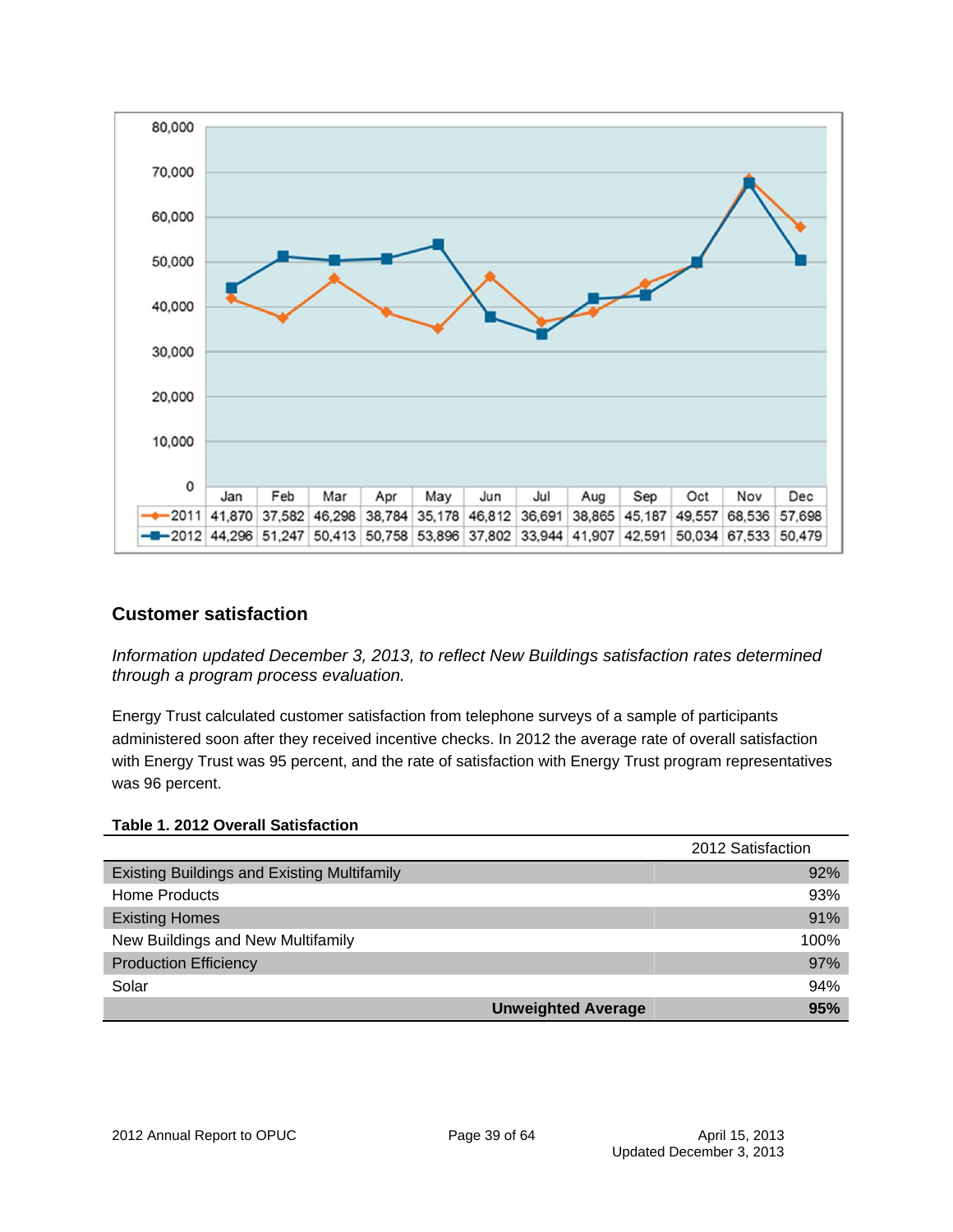| | Jan | Feb | Mar | Apr | May | Jun | Jul | Aug | Sep | Oct | Nov | Dec |
|---|---|---|---|---|---|---|---|---|---|---|---|---|
| 2011 | 41,870 | 37,582 | 46,298 | 38,784 | 35,178 | 46,812 | 36,691 | 38,865 | 45,187 | 49,557 | 68,536 | 57,698 |
| 2012 | 44,296 | 51,247 | 50,413 | 50,758 | 53,896 | 37,802 | 33,944 | 41,907 | 42,591 | 50,034 | 67,533 | 50,479 |

## Customer satisfaction

*Information updated December 3, 2013, to reflect New Buildings satisfaction rates determined through a program process evaluation.*

Energy Trust calculated customer satisfaction from telephone surveys of a sample of participants administered soon after they received incentive checks. In 2012 the average rate of overall satisfaction with Energy Trust was 95 percent, and the rate of satisfaction with Energy Trust program representatives was 96 percent.

**Table 1. 2012 Overall Satisfaction**

| | 2012 Satisfaction |
|---|---|
| Existing Buildings and Existing Multifamily | 92% |
| Home Products | 93% |
| Existing Homes | 91% |
| New Buildings and New Multifamily | 100% |
| Production Efficiency | 97% |
| Solar | 94% |
| **Unweighted Average** | **95%** |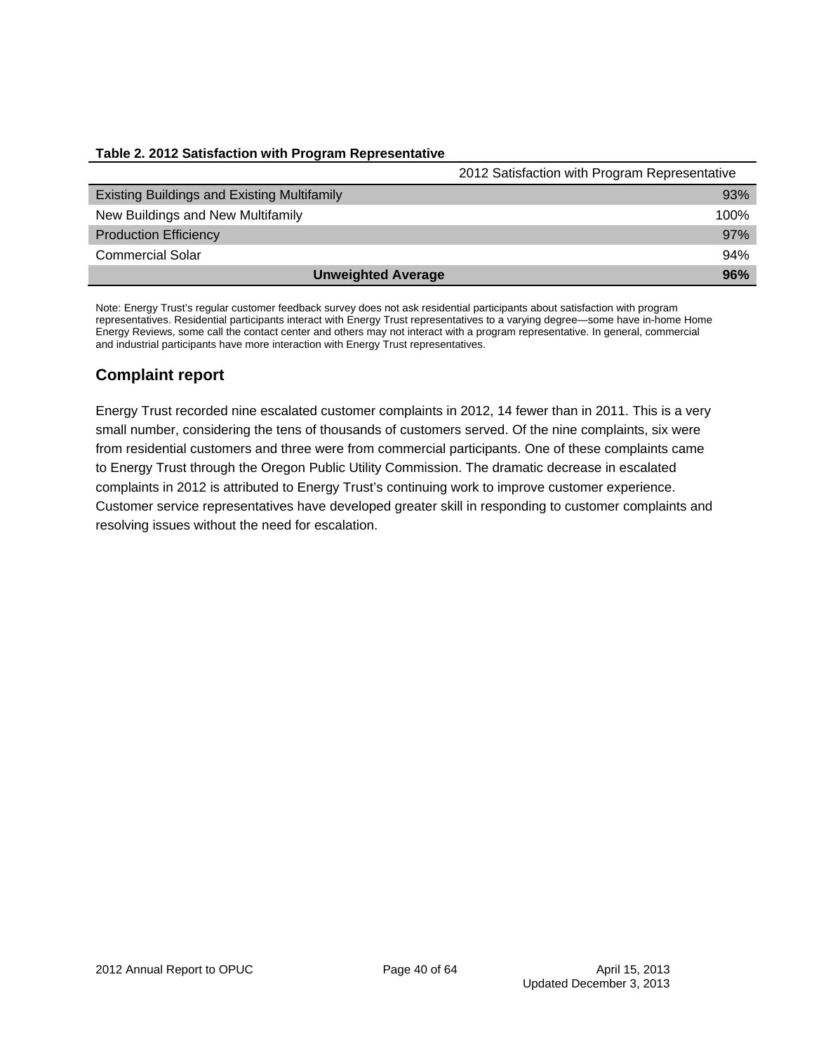**Table 2. 2012 Satisfaction with Program Representative**

| | 2012 Satisfaction with Program Representative |
|---|---|
| Existing Buildings and Existing Multifamily | 93% |
| New Buildings and New Multifamily | 100% |
| Production Efficiency | 97% |
| Commercial Solar | 94% |
| **Unweighted Average** | **96%** |

Note: Energy Trust's regular customer feedback survey does not ask residential participants about satisfaction with program representatives. Residential participants interact with Energy Trust representatives to a varying degree—some have in-home Home Energy Reviews, some call the contact center and others may not interact with a program representative. In general, commercial and industrial participants have more interaction with Energy Trust representatives.

## Complaint report

Energy Trust recorded nine escalated customer complaints in 2012, 14 fewer than in 2011. This is a very small number, considering the tens of thousands of customers served. Of the nine complaints, six were from residential customers and three were from commercial participants. One of these complaints came to Energy Trust through the Oregon Public Utility Commission. The dramatic decrease in escalated complaints in 2012 is attributed to Energy Trust's continuing work to improve customer experience. Customer service representatives have developed greater skill in responding to customer complaints and resolving issues without the need for escalation.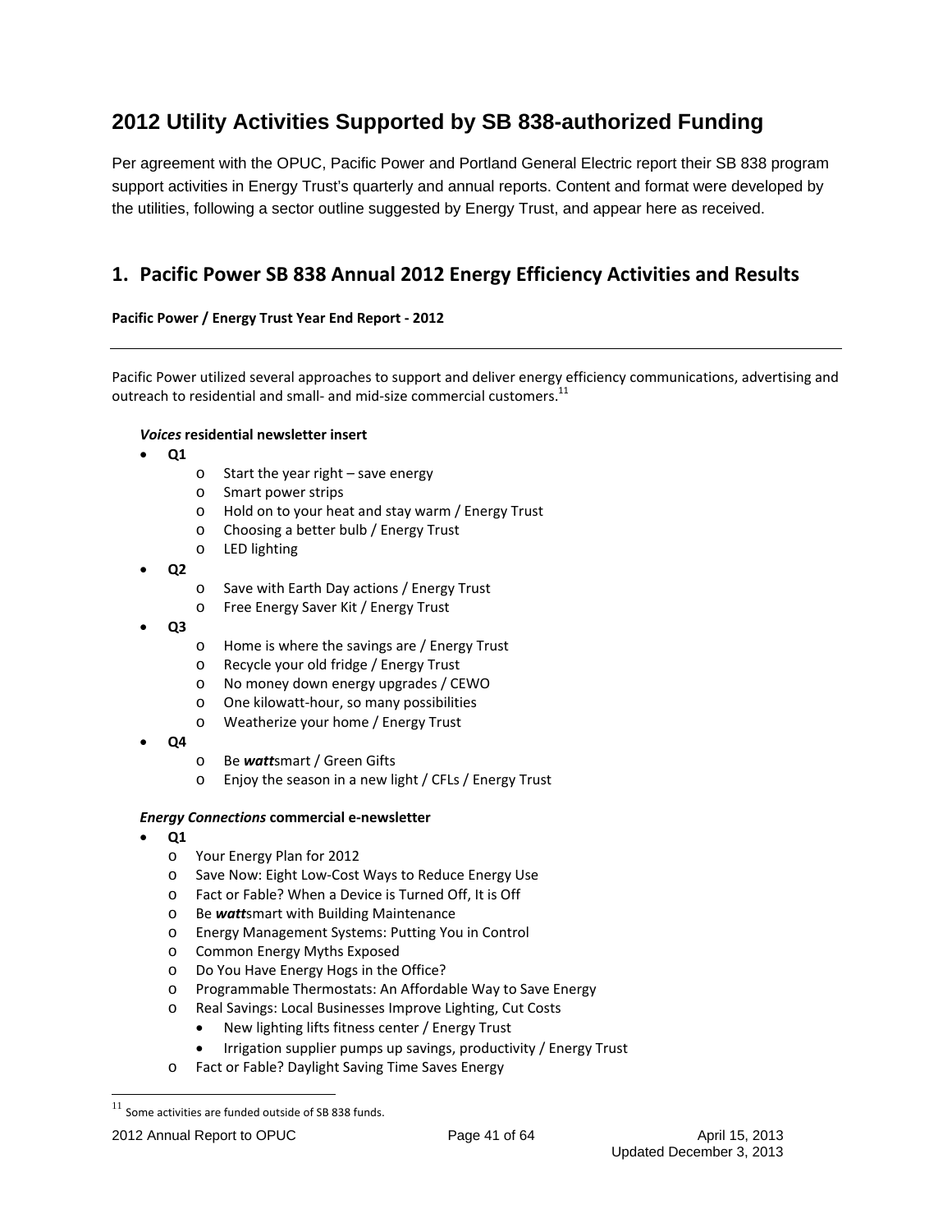## 2012 Utility Activities Supported by SB 838-authorized Funding

Per agreement with the OPUC, Pacific Power and Portland General Electric report their SB 838 program support activities in Energy Trust's quarterly and annual reports. Content and format were developed by the utilities, following a sector outline suggested by Energy Trust, and appear here as received.

### 1. Pacific Power SB 838 Annual 2012 Energy Efficiency Activities and Results

**Pacific Power / Energy Trust Year End Report - 2012**

---

Pacific Power utilized several approaches to support and deliver energy efficiency communications, advertising and outreach to residential and small- and mid-size commercial customers.[11]

***Voices* residential newsletter insert**

- **Q1**
  - Start the year right – save energy
  - Smart power strips
  - Hold on to your heat and stay warm / Energy Trust
  - Choosing a better bulb / Energy Trust
  - LED lighting
- **Q2**
  - Save with Earth Day actions / Energy Trust
  - Free Energy Saver Kit / Energy Trust
- **Q3**
  - Home is where the savings are / Energy Trust
  - Recycle your old fridge / Energy Trust
  - No money down energy upgrades / CEWO
  - One kilowatt-hour, so many possibilities
  - Weatherize your home / Energy Trust
- **Q4**
  - Be ***watt***smart / Green Gifts
  - Enjoy the season in a new light / CFLs / Energy Trust

***Energy Connections* commercial e-newsletter**

- **Q1**
  - Your Energy Plan for 2012
  - Save Now: Eight Low-Cost Ways to Reduce Energy Use
  - Fact or Fable? When a Device is Turned Off, It is Off
  - Be ***watt***smart with Building Maintenance
  - Energy Management Systems: Putting You in Control
  - Common Energy Myths Exposed
  - Do You Have Energy Hogs in the Office?
  - Programmable Thermostats: An Affordable Way to Save Energy
  - Real Savings: Local Businesses Improve Lighting, Cut Costs
    - New lighting lifts fitness center / Energy Trust
    - Irrigation supplier pumps up savings, productivity / Energy Trust
  - Fact or Fable? Daylight Saving Time Saves Energy

---

[11] Some activities are funded outside of SB 838 funds.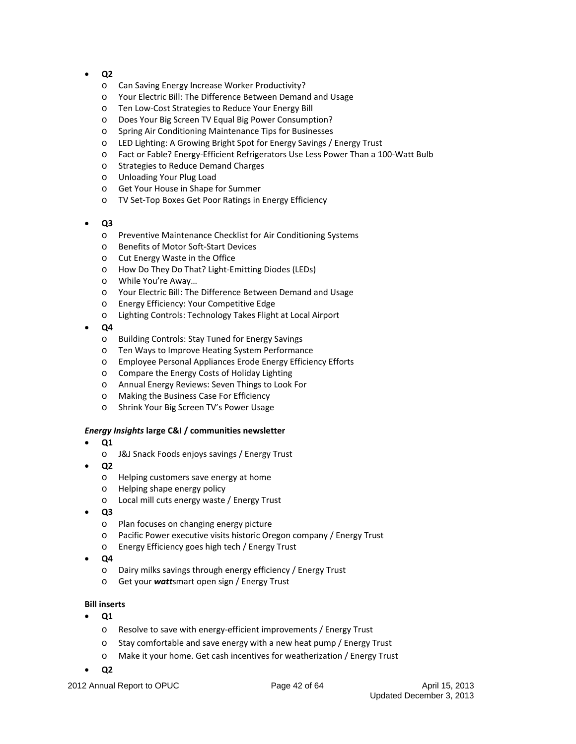- **Q2**
  - Can Saving Energy Increase Worker Productivity?
  - Your Electric Bill: The Difference Between Demand and Usage
  - Ten Low-Cost Strategies to Reduce Your Energy Bill
  - Does Your Big Screen TV Equal Big Power Consumption?
  - Spring Air Conditioning Maintenance Tips for Businesses
  - LED Lighting: A Growing Bright Spot for Energy Savings / Energy Trust
  - Fact or Fable? Energy-Efficient Refrigerators Use Less Power Than a 100-Watt Bulb
  - Strategies to Reduce Demand Charges
  - Unloading Your Plug Load
  - Get Your House in Shape for Summer
  - TV Set-Top Boxes Get Poor Ratings in Energy Efficiency

- **Q3**
  - Preventive Maintenance Checklist for Air Conditioning Systems
  - Benefits of Motor Soft-Start Devices
  - Cut Energy Waste in the Office
  - How Do They Do That? Light-Emitting Diodes (LEDs)
  - While You're Away…
  - Your Electric Bill: The Difference Between Demand and Usage
  - Energy Efficiency: Your Competitive Edge
  - Lighting Controls: Technology Takes Flight at Local Airport
- **Q4**
  - Building Controls: Stay Tuned for Energy Savings
  - Ten Ways to Improve Heating System Performance
  - Employee Personal Appliances Erode Energy Efficiency Efforts
  - Compare the Energy Costs of Holiday Lighting
  - Annual Energy Reviews: Seven Things to Look For
  - Making the Business Case For Efficiency
  - Shrink Your Big Screen TV's Power Usage

***Energy Insights* large C&I / communities newsletter**

- **Q1**
  - J&J Snack Foods enjoys savings / Energy Trust
- **Q2**
  - Helping customers save energy at home
  - Helping shape energy policy
  - Local mill cuts energy waste / Energy Trust
- **Q3**
  - Plan focuses on changing energy picture
  - Pacific Power executive visits historic Oregon company / Energy Trust
  - Energy Efficiency goes high tech / Energy Trust
- **Q4**
  - Dairy milks savings through energy efficiency / Energy Trust
  - Get your ***watt***smart open sign / Energy Trust

**Bill inserts**

- **Q1**
  - Resolve to save with energy-efficient improvements / Energy Trust
  - Stay comfortable and save energy with a new heat pump / Energy Trust
  - Make it your home. Get cash incentives for weatherization / Energy Trust
- **Q2**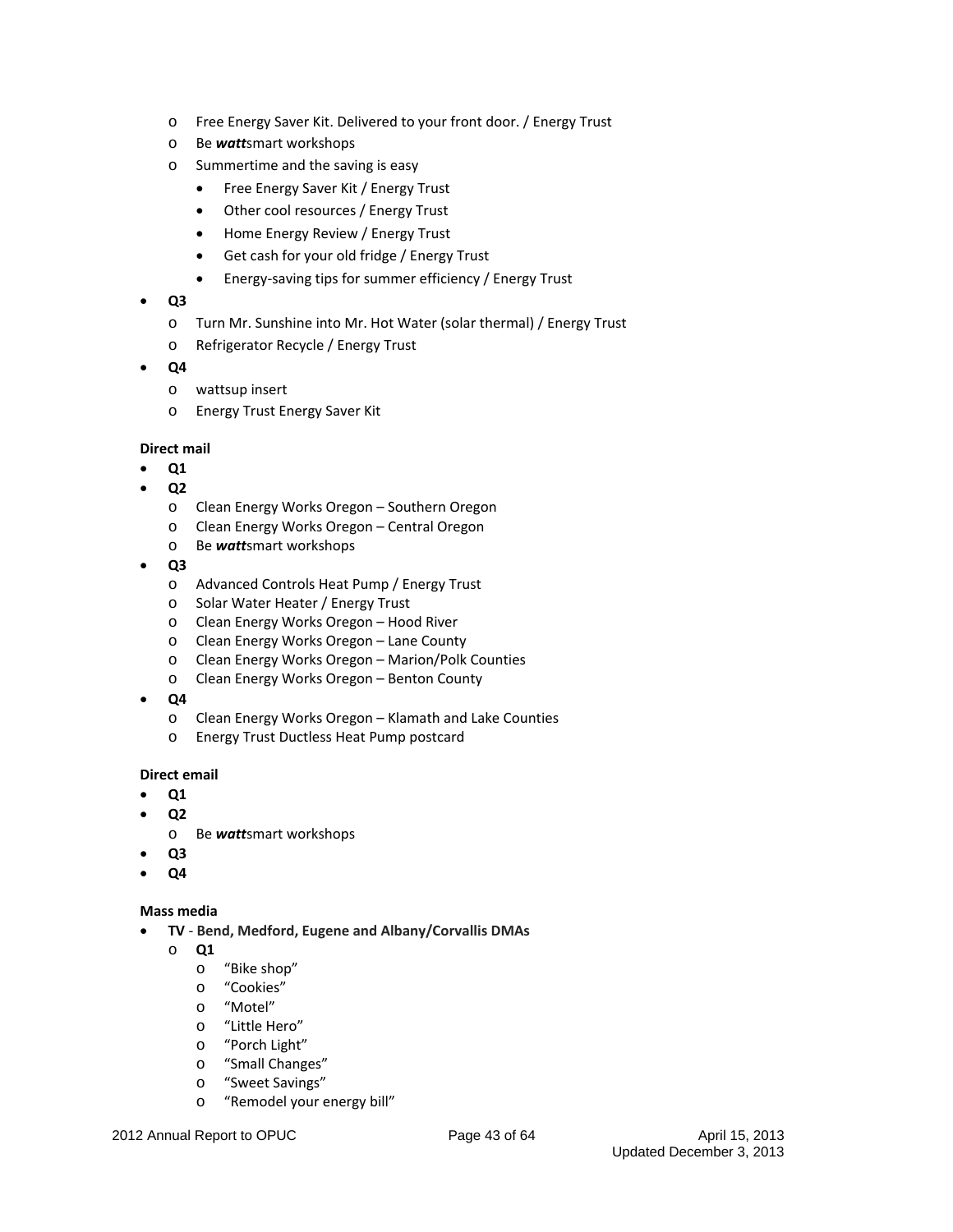- Free Energy Saver Kit. Delivered to your front door. / Energy Trust
  - Be ***watt***smart workshops
  - Summertime and the saving is easy
    - Free Energy Saver Kit / Energy Trust
    - Other cool resources / Energy Trust
    - Home Energy Review / Energy Trust
    - Get cash for your old fridge / Energy Trust
    - Energy-saving tips for summer efficiency / Energy Trust
- **Q3**
  - Turn Mr. Sunshine into Mr. Hot Water (solar thermal) / Energy Trust
  - Refrigerator Recycle / Energy Trust
- **Q4**
  - wattsup insert
  - Energy Trust Energy Saver Kit

**Direct mail**

- **Q1**
- **Q2**
  - Clean Energy Works Oregon – Southern Oregon
  - Clean Energy Works Oregon – Central Oregon
  - Be ***watt***smart workshops
- **Q3**
  - Advanced Controls Heat Pump / Energy Trust
  - Solar Water Heater / Energy Trust
  - Clean Energy Works Oregon – Hood River
  - Clean Energy Works Oregon – Lane County
  - Clean Energy Works Oregon – Marion/Polk Counties
  - Clean Energy Works Oregon – Benton County
- **Q4**
  - Clean Energy Works Oregon – Klamath and Lake Counties
  - Energy Trust Ductless Heat Pump postcard

**Direct email**

- **Q1**
- **Q2**
  - Be ***watt***smart workshops
- **Q3**
- **Q4**

**Mass media**

- **TV** - **Bend, Medford, Eugene and Albany/Corvallis DMAs**
  - **Q1**
    - "Bike shop"
    - "Cookies"
    - "Motel"
    - "Little Hero"
    - "Porch Light"
    - "Small Changes"
    - "Sweet Savings"
    - "Remodel your energy bill"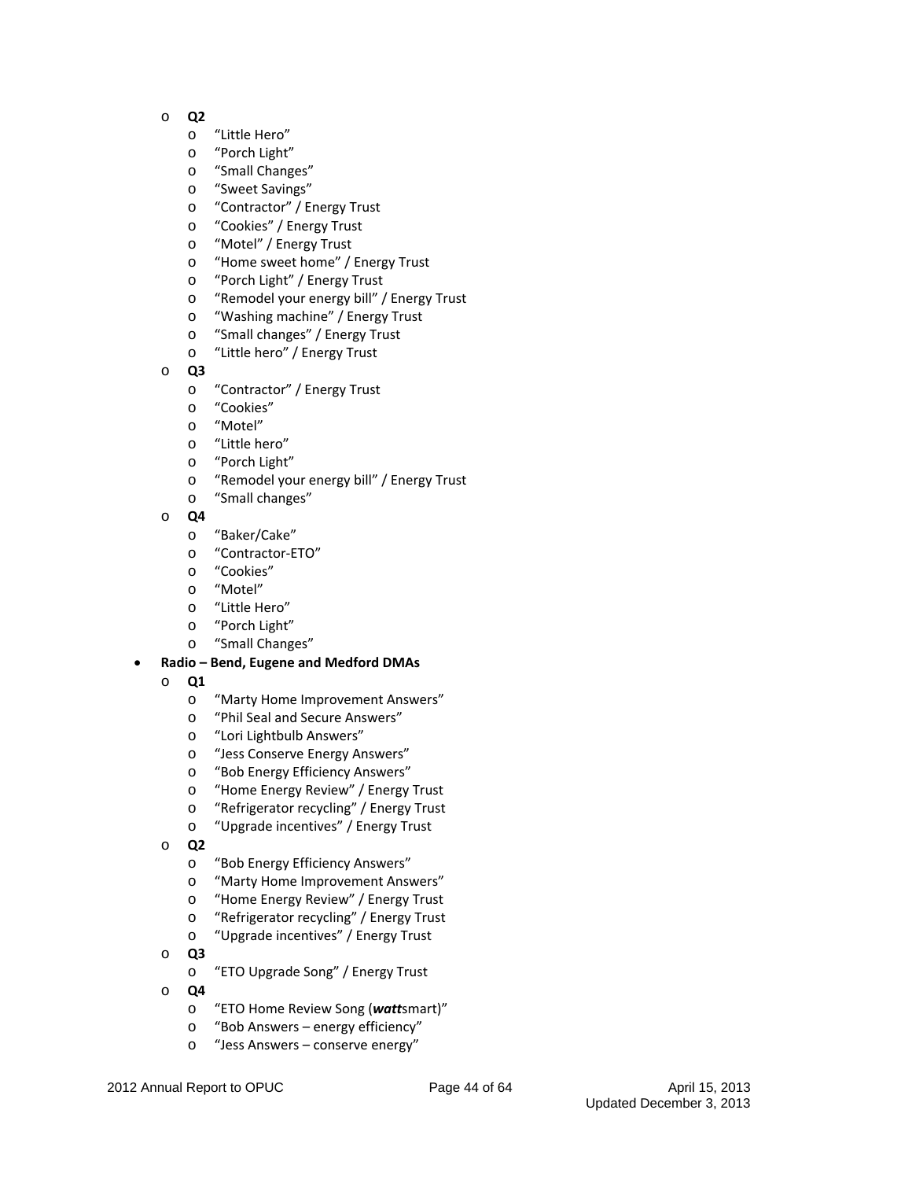- **Q2**
    - “Little Hero”
    - “Porch Light”
    - “Small Changes”
    - “Sweet Savings”
    - “Contractor” / Energy Trust
    - “Cookies” / Energy Trust
    - “Motel” / Energy Trust
    - “Home sweet home” / Energy Trust
    - “Porch Light” / Energy Trust
    - “Remodel your energy bill” / Energy Trust
    - “Washing machine” / Energy Trust
    - “Small changes” / Energy Trust
    - “Little hero” / Energy Trust
- **Q3**
    - “Contractor” / Energy Trust
    - “Cookies”
    - “Motel”
    - “Little hero”
    - “Porch Light”
    - “Remodel your energy bill” / Energy Trust
    - “Small changes”
- **Q4**
    - “Baker/Cake”
    - “Contractor-ETO”
    - “Cookies”
    - “Motel”
    - “Little Hero”
    - “Porch Light”
    - “Small Changes”

- **Radio – Bend, Eugene and Medford DMAs**
    - **Q1**
        - “Marty Home Improvement Answers”
        - “Phil Seal and Secure Answers”
        - “Lori Lightbulb Answers”
        - “Jess Conserve Energy Answers”
        - “Bob Energy Efficiency Answers”
        - “Home Energy Review” / Energy Trust
        - “Refrigerator recycling” / Energy Trust
        - “Upgrade incentives” / Energy Trust
    - **Q2**
        - “Bob Energy Efficiency Answers”
        - “Marty Home Improvement Answers”
        - “Home Energy Review” / Energy Trust
        - “Refrigerator recycling” / Energy Trust
        - “Upgrade incentives” / Energy Trust
    - **Q3**
        - “ETO Upgrade Song” / Energy Trust
    - **Q4**
        - “ETO Home Review Song (***watt***smart)”
        - “Bob Answers – energy efficiency”
        - “Jess Answers – conserve energy”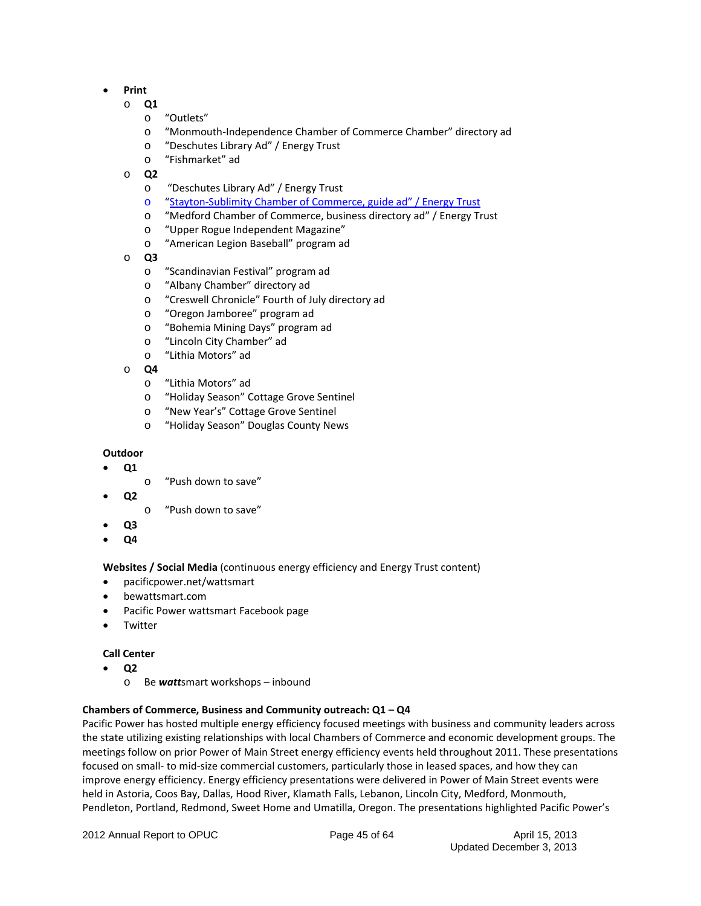- **Print**
  - **Q1**
    - “Outlets”
    - “Monmouth-Independence Chamber of Commerce Chamber” directory ad
    - “Deschutes Library Ad” / Energy Trust
    - “Fishmarket” ad
  - **Q2**
    - “Deschutes Library Ad” / Energy Trust
    - “Stayton-Sublimity Chamber of Commerce, guide ad” / Energy Trust
    - “Medford Chamber of Commerce, business directory ad” / Energy Trust
    - “Upper Rogue Independent Magazine”
    - “American Legion Baseball” program ad
  - **Q3**
    - “Scandinavian Festival” program ad
    - “Albany Chamber” directory ad
    - “Creswell Chronicle” Fourth of July directory ad
    - “Oregon Jamboree” program ad
    - “Bohemia Mining Days” program ad
    - “Lincoln City Chamber” ad
    - “Lithia Motors” ad
  - **Q4**
    - “Lithia Motors” ad
    - “Holiday Season” Cottage Grove Sentinel
    - “New Year’s” Cottage Grove Sentinel
    - “Holiday Season” Douglas County News

**Outdoor**

- **Q1**
  - “Push down to save”
- **Q2**
  - “Push down to save”
- **Q3**
- **Q4**

**Websites / Social Media** (continuous energy efficiency and Energy Trust content)

- pacificpower.net/wattsmart
- bewattsmart.com
- Pacific Power wattsmart Facebook page
- Twitter

**Call Center**

- **Q2**
  - Be ***watt***smart workshops – inbound

**Chambers of Commerce, Business and Community outreach: Q1 – Q4**

Pacific Power has hosted multiple energy efficiency focused meetings with business and community leaders across the state utilizing existing relationships with local Chambers of Commerce and economic development groups. The meetings follow on prior Power of Main Street energy efficiency events held throughout 2011. These presentations focused on small- to mid-size commercial customers, particularly those in leased spaces, and how they can improve energy efficiency. Energy efficiency presentations were delivered in Power of Main Street events were held in Astoria, Coos Bay, Dallas, Hood River, Klamath Falls, Lebanon, Lincoln City, Medford, Monmouth, Pendleton, Portland, Redmond, Sweet Home and Umatilla, Oregon. The presentations highlighted Pacific Power’s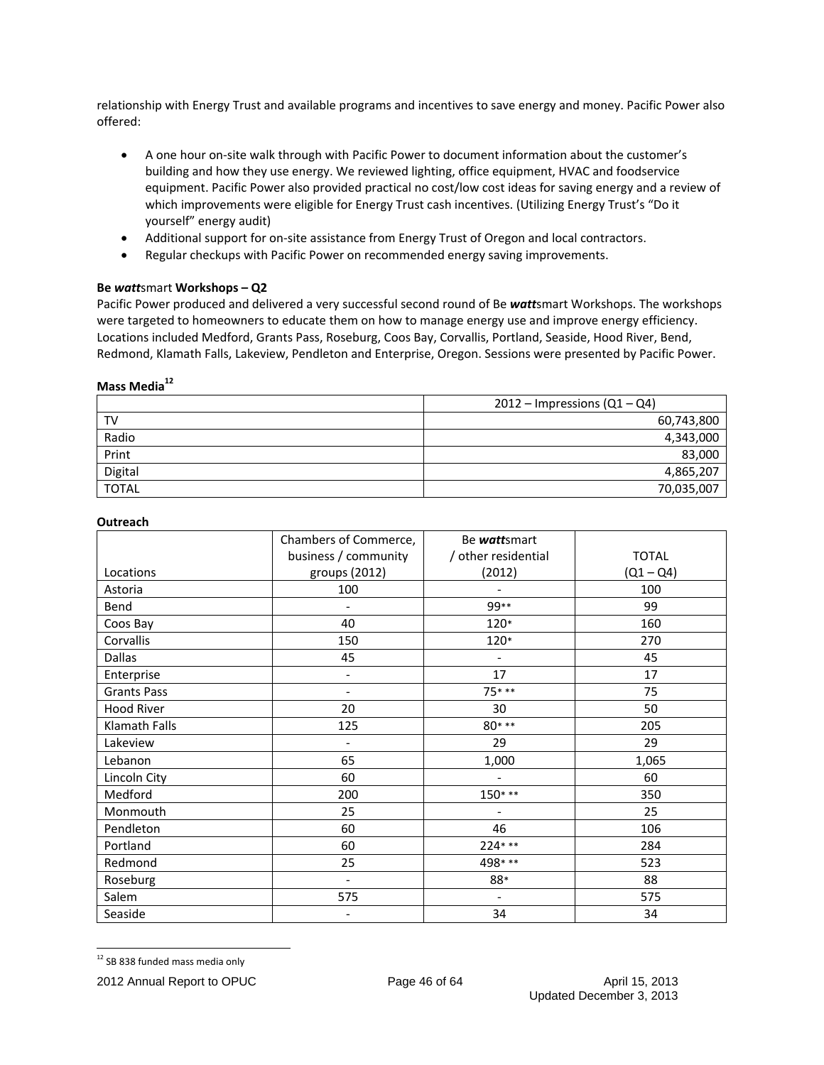relationship with Energy Trust and available programs and incentives to save energy and money. Pacific Power also offered:

- A one hour on-site walk through with Pacific Power to document information about the customer's building and how they use energy. We reviewed lighting, office equipment, HVAC and foodservice equipment. Pacific Power also provided practical no cost/low cost ideas for saving energy and a review of which improvements were eligible for Energy Trust cash incentives. (Utilizing Energy Trust's "Do it yourself" energy audit)
- Additional support for on-site assistance from Energy Trust of Oregon and local contractors.
- Regular checkups with Pacific Power on recommended energy saving improvements.

**Be *watt*smart Workshops – Q2**

Pacific Power produced and delivered a very successful second round of Be ***watt***smart Workshops. The workshops were targeted to homeowners to educate them on how to manage energy use and improve energy efficiency. Locations included Medford, Grants Pass, Roseburg, Coos Bay, Corvallis, Portland, Seaside, Hood River, Bend, Redmond, Klamath Falls, Lakeview, Pendleton and Enterprise, Oregon. Sessions were presented by Pacific Power.

**Mass Media**[12]

| | 2012 – Impressions (Q1 – Q4) |
|---|---:|
| TV | 60,743,800 |
| Radio | 4,343,000 |
| Print | 83,000 |
| Digital | 4,865,207 |
| TOTAL | 70,035,007 |

**Outreach**

| Locations | Chambers of Commerce, business / community groups (2012) | Be ***watt***smart / other residential (2012) | TOTAL (Q1 – Q4) |
|---|:---:|:---:|:---:|
| Astoria | 100 | - | 100 |
| Bend | - | 99** | 99 |
| Coos Bay | 40 | 120* | 160 |
| Corvallis | 150 | 120* | 270 |
| Dallas | 45 | - | 45 |
| Enterprise | - | 17 | 17 |
| Grants Pass | - | 75* ** | 75 |
| Hood River | 20 | 30 | 50 |
| Klamath Falls | 125 | 80* ** | 205 |
| Lakeview | - | 29 | 29 |
| Lebanon | 65 | 1,000 | 1,065 |
| Lincoln City | 60 | - | 60 |
| Medford | 200 | 150* ** | 350 |
| Monmouth | 25 | - | 25 |
| Pendleton | 60 | 46 | 106 |
| Portland | 60 | 224* ** | 284 |
| Redmond | 25 | 498* ** | 523 |
| Roseburg | - | 88* | 88 |
| Salem | 575 | - | 575 |
| Seaside | - | 34 | 34 |

[12] SB 838 funded mass media only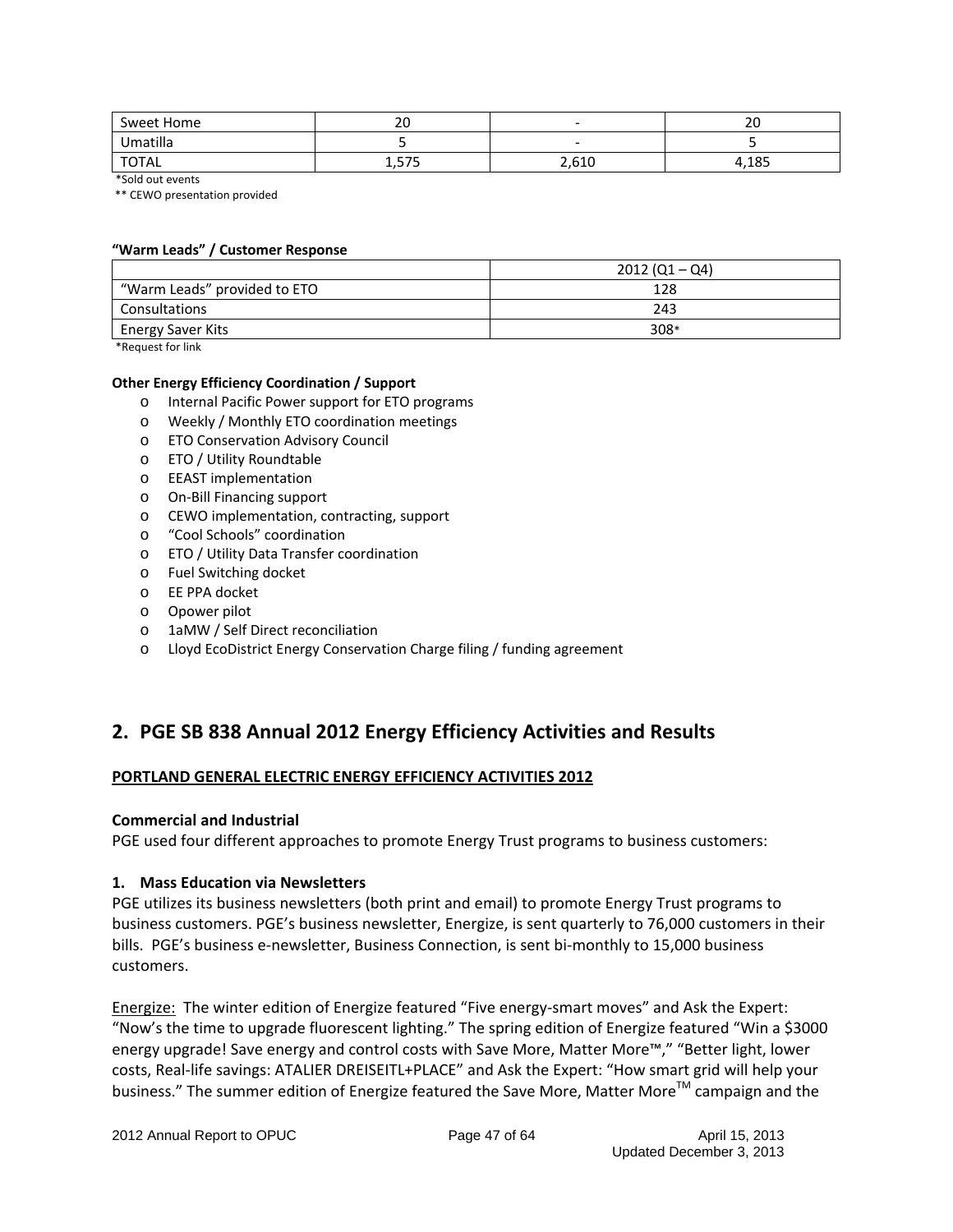| Sweet Home | 20 | - | 20 |
| --- | --- | --- | --- |
| Umatilla | 5 | - | 5 |
| TOTAL | 1,575 | 2,610 | 4,185 |

*Sold out events

** CEWO presentation provided

**"Warm Leads" / Customer Response**

| | 2012 (Q1 – Q4) |
| --- | --- |
| "Warm Leads" provided to ETO | 128 |
| Consultations | 243 |
| Energy Saver Kits | 308* |

*Request for link

**Other Energy Efficiency Coordination / Support**

- Internal Pacific Power support for ETO programs
- Weekly / Monthly ETO coordination meetings
- ETO Conservation Advisory Council
- ETO / Utility Roundtable
- EEAST implementation
- On-Bill Financing support
- CEWO implementation, contracting, support
- "Cool Schools" coordination
- ETO / Utility Data Transfer coordination
- Fuel Switching docket
- EE PPA docket
- Opower pilot
- 1aMW / Self Direct reconciliation
- Lloyd EcoDistrict Energy Conservation Charge filing / funding agreement

## 2. PGE SB 838 Annual 2012 Energy Efficiency Activities and Results

**PORTLAND GENERAL ELECTRIC ENERGY EFFICIENCY ACTIVITIES 2012**

### Commercial and Industrial

PGE used four different approaches to promote Energy Trust programs to business customers:

#### 1. Mass Education via Newsletters

PGE utilizes its business newsletters (both print and email) to promote Energy Trust programs to business customers. PGE's business newsletter, Energize, is sent quarterly to 76,000 customers in their bills. PGE's business e-newsletter, Business Connection, is sent bi-monthly to 15,000 business customers.

Energize: The winter edition of Energize featured "Five energy-smart moves" and Ask the Expert: "Now's the time to upgrade fluorescent lighting." The spring edition of Energize featured "Win a $3000 energy upgrade! Save energy and control costs with Save More, Matter More™," "Better light, lower costs, Real-life savings: ATALIER DREISEITL+PLACE" and Ask the Expert: "How smart grid will help your business." The summer edition of Energize featured the Save More, Matter More™ campaign and the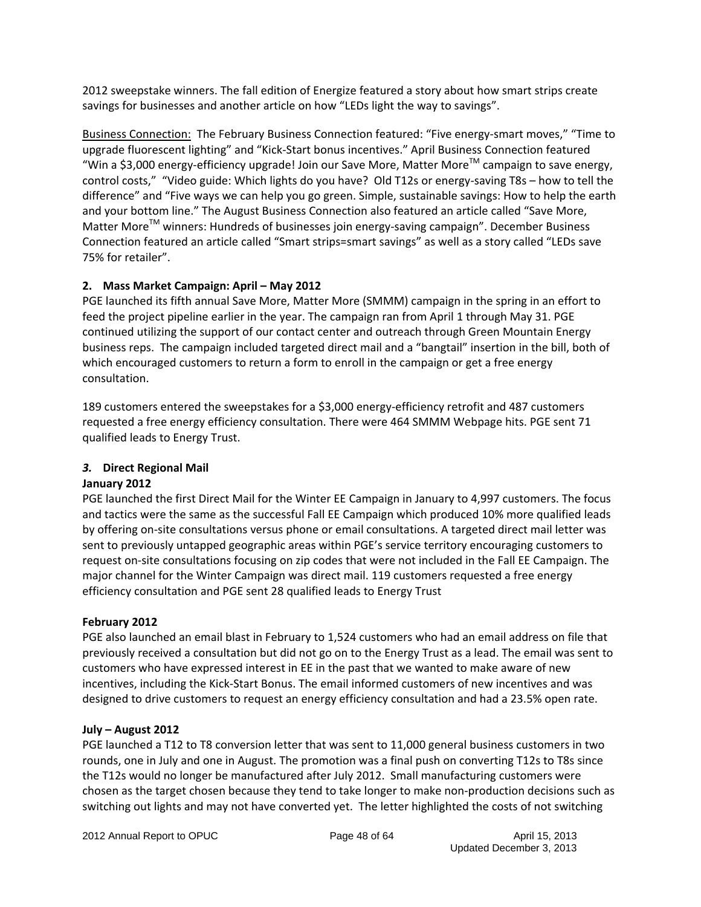2012 sweepstake winners. The fall edition of Energize featured a story about how smart strips create savings for businesses and another article on how "LEDs light the way to savings".

Business Connection: The February Business Connection featured: "Five energy-smart moves," "Time to upgrade fluorescent lighting" and "Kick-Start bonus incentives." April Business Connection featured "Win a $3,000 energy-efficiency upgrade! Join our Save More, Matter More™ campaign to save energy, control costs," "Video guide: Which lights do you have? Old T12s or energy-saving T8s – how to tell the difference" and "Five ways we can help you go green. Simple, sustainable savings: How to help the earth and your bottom line." The August Business Connection also featured an article called "Save More, Matter More™ winners: Hundreds of businesses join energy-saving campaign". December Business Connection featured an article called "Smart strips=smart savings" as well as a story called "LEDs save 75% for retailer".

**2. Mass Market Campaign: April – May 2012**

PGE launched its fifth annual Save More, Matter More (SMMM) campaign in the spring in an effort to feed the project pipeline earlier in the year. The campaign ran from April 1 through May 31. PGE continued utilizing the support of our contact center and outreach through Green Mountain Energy business reps. The campaign included targeted direct mail and a "bangtail" insertion in the bill, both of which encouraged customers to return a form to enroll in the campaign or get a free energy consultation.

189 customers entered the sweepstakes for a $3,000 energy-efficiency retrofit and 487 customers requested a free energy efficiency consultation. There were 464 SMMM Webpage hits. PGE sent 71 qualified leads to Energy Trust.

***3.*** **Direct Regional Mail**

**January 2012**

PGE launched the first Direct Mail for the Winter EE Campaign in January to 4,997 customers. The focus and tactics were the same as the successful Fall EE Campaign which produced 10% more qualified leads by offering on-site consultations versus phone or email consultations. A targeted direct mail letter was sent to previously untapped geographic areas within PGE's service territory encouraging customers to request on-site consultations focusing on zip codes that were not included in the Fall EE Campaign. The major channel for the Winter Campaign was direct mail. 119 customers requested a free energy efficiency consultation and PGE sent 28 qualified leads to Energy Trust

**February 2012**

PGE also launched an email blast in February to 1,524 customers who had an email address on file that previously received a consultation but did not go on to the Energy Trust as a lead. The email was sent to customers who have expressed interest in EE in the past that we wanted to make aware of new incentives, including the Kick-Start Bonus. The email informed customers of new incentives and was designed to drive customers to request an energy efficiency consultation and had a 23.5% open rate.

**July – August 2012**

PGE launched a T12 to T8 conversion letter that was sent to 11,000 general business customers in two rounds, one in July and one in August. The promotion was a final push on converting T12s to T8s since the T12s would no longer be manufactured after July 2012. Small manufacturing customers were chosen as the target chosen because they tend to take longer to make non-production decisions such as switching out lights and may not have converted yet. The letter highlighted the costs of not switching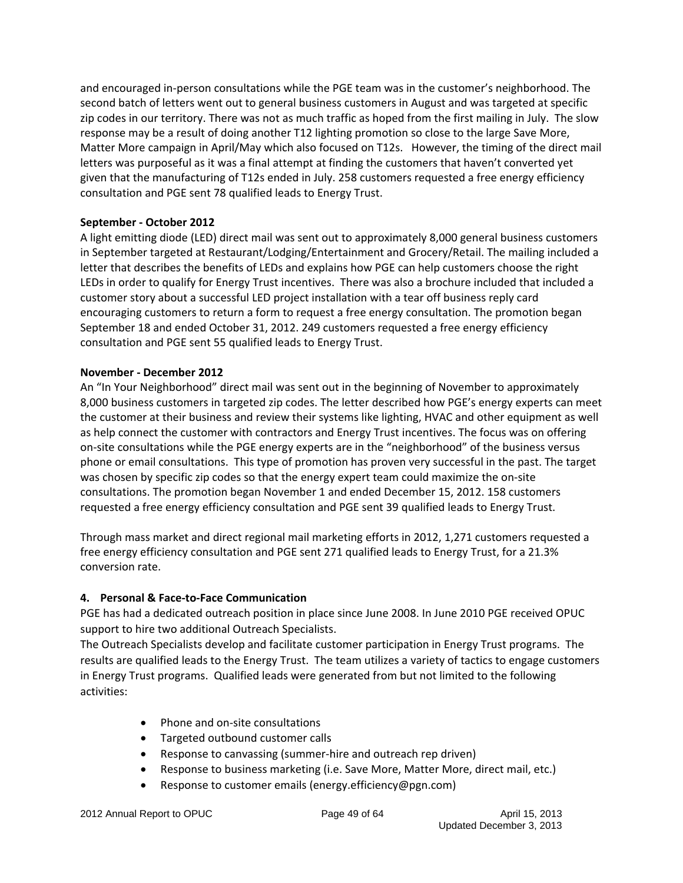and encouraged in-person consultations while the PGE team was in the customer's neighborhood. The second batch of letters went out to general business customers in August and was targeted at specific zip codes in our territory. There was not as much traffic as hoped from the first mailing in July. The slow response may be a result of doing another T12 lighting promotion so close to the large Save More, Matter More campaign in April/May which also focused on T12s. However, the timing of the direct mail letters was purposeful as it was a final attempt at finding the customers that haven't converted yet given that the manufacturing of T12s ended in July. 258 customers requested a free energy efficiency consultation and PGE sent 78 qualified leads to Energy Trust.

**September - October 2012**

A light emitting diode (LED) direct mail was sent out to approximately 8,000 general business customers in September targeted at Restaurant/Lodging/Entertainment and Grocery/Retail. The mailing included a letter that describes the benefits of LEDs and explains how PGE can help customers choose the right LEDs in order to qualify for Energy Trust incentives. There was also a brochure included that included a customer story about a successful LED project installation with a tear off business reply card encouraging customers to return a form to request a free energy consultation. The promotion began September 18 and ended October 31, 2012. 249 customers requested a free energy efficiency consultation and PGE sent 55 qualified leads to Energy Trust.

**November - December 2012**

An "In Your Neighborhood" direct mail was sent out in the beginning of November to approximately 8,000 business customers in targeted zip codes. The letter described how PGE's energy experts can meet the customer at their business and review their systems like lighting, HVAC and other equipment as well as help connect the customer with contractors and Energy Trust incentives. The focus was on offering on-site consultations while the PGE energy experts are in the "neighborhood" of the business versus phone or email consultations. This type of promotion has proven very successful in the past. The target was chosen by specific zip codes so that the energy expert team could maximize the on-site consultations. The promotion began November 1 and ended December 15, 2012. 158 customers requested a free energy efficiency consultation and PGE sent 39 qualified leads to Energy Trust.

Through mass market and direct regional mail marketing efforts in 2012, 1,271 customers requested a free energy efficiency consultation and PGE sent 271 qualified leads to Energy Trust, for a 21.3% conversion rate.

**4. Personal & Face-to-Face Communication**

PGE has had a dedicated outreach position in place since June 2008. In June 2010 PGE received OPUC support to hire two additional Outreach Specialists.

The Outreach Specialists develop and facilitate customer participation in Energy Trust programs. The results are qualified leads to the Energy Trust. The team utilizes a variety of tactics to engage customers in Energy Trust programs. Qualified leads were generated from but not limited to the following activities:

- Phone and on-site consultations
- Targeted outbound customer calls
- Response to canvassing (summer-hire and outreach rep driven)
- Response to business marketing (i.e. Save More, Matter More, direct mail, etc.)
- Response to customer emails (energy.efficiency@pgn.com)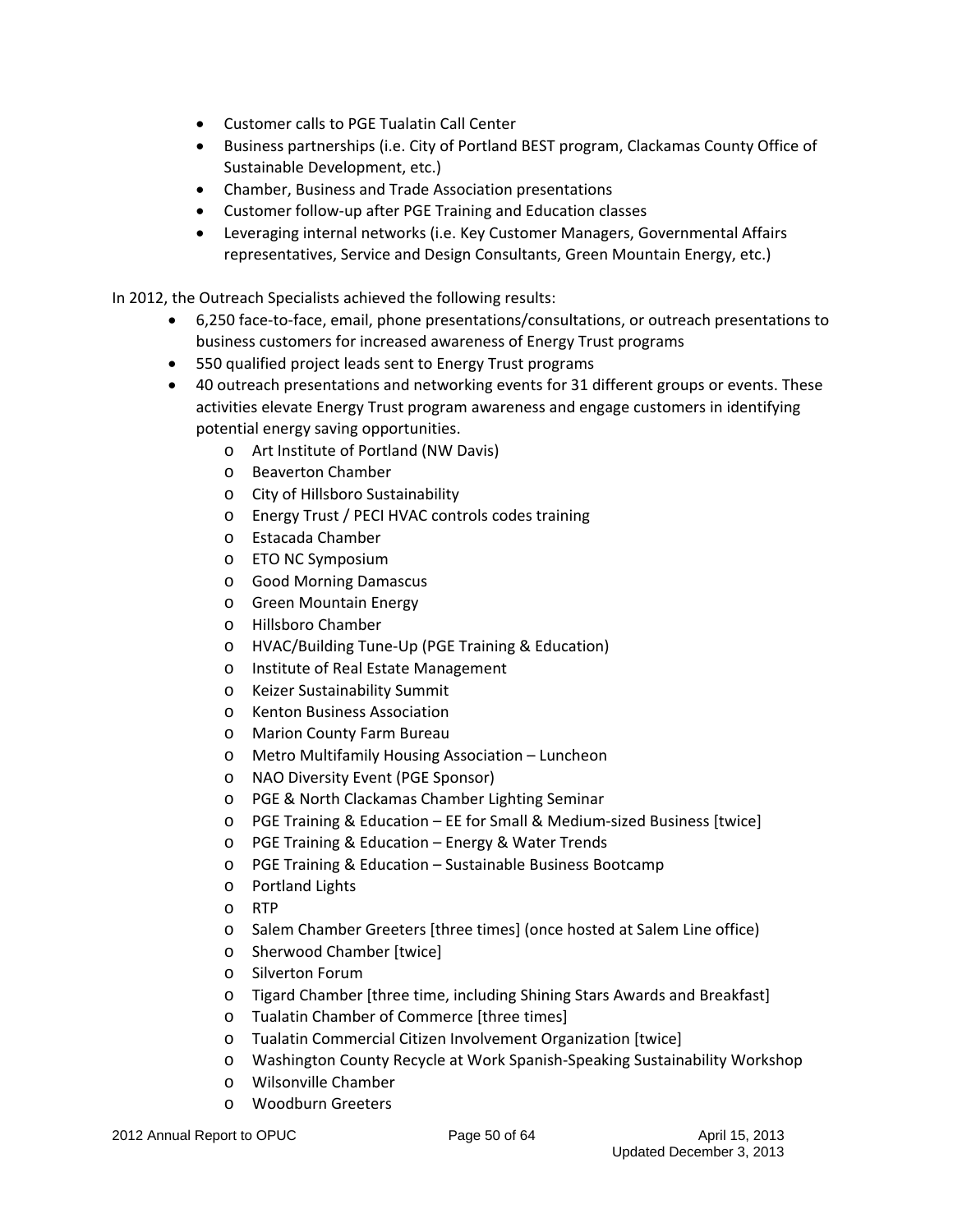- Customer calls to PGE Tualatin Call Center
- Business partnerships (i.e. City of Portland BEST program, Clackamas County Office of Sustainable Development, etc.)
- Chamber, Business and Trade Association presentations
- Customer follow-up after PGE Training and Education classes
- Leveraging internal networks (i.e. Key Customer Managers, Governmental Affairs representatives, Service and Design Consultants, Green Mountain Energy, etc.)

In 2012, the Outreach Specialists achieved the following results:

- 6,250 face-to-face, email, phone presentations/consultations, or outreach presentations to business customers for increased awareness of Energy Trust programs
- 550 qualified project leads sent to Energy Trust programs
- 40 outreach presentations and networking events for 31 different groups or events. These activities elevate Energy Trust program awareness and engage customers in identifying potential energy saving opportunities.
  - Art Institute of Portland (NW Davis)
  - Beaverton Chamber
  - City of Hillsboro Sustainability
  - Energy Trust / PECI HVAC controls codes training
  - Estacada Chamber
  - ETO NC Symposium
  - Good Morning Damascus
  - Green Mountain Energy
  - Hillsboro Chamber
  - HVAC/Building Tune-Up (PGE Training & Education)
  - Institute of Real Estate Management
  - Keizer Sustainability Summit
  - Kenton Business Association
  - Marion County Farm Bureau
  - Metro Multifamily Housing Association – Luncheon
  - NAO Diversity Event (PGE Sponsor)
  - PGE & North Clackamas Chamber Lighting Seminar
  - PGE Training & Education – EE for Small & Medium-sized Business [twice]
  - PGE Training & Education – Energy & Water Trends
  - PGE Training & Education – Sustainable Business Bootcamp
  - Portland Lights
  - RTP
  - Salem Chamber Greeters [three times] (once hosted at Salem Line office)
  - Sherwood Chamber [twice]
  - Silverton Forum
  - Tigard Chamber [three time, including Shining Stars Awards and Breakfast]
  - Tualatin Chamber of Commerce [three times]
  - Tualatin Commercial Citizen Involvement Organization [twice]
  - Washington County Recycle at Work Spanish-Speaking Sustainability Workshop
  - Wilsonville Chamber
  - Woodburn Greeters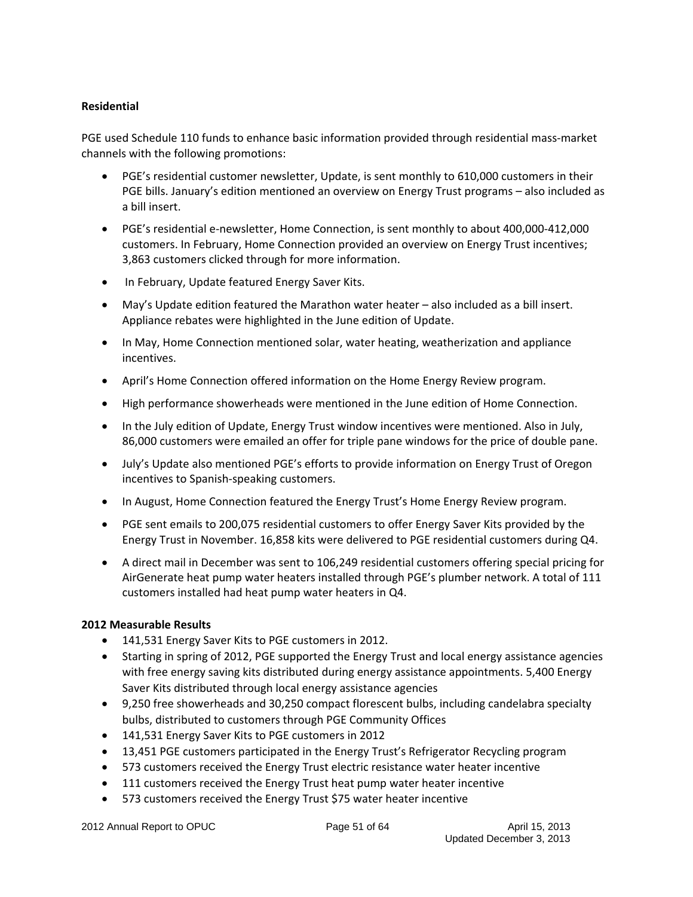**Residential**

PGE used Schedule 110 funds to enhance basic information provided through residential mass-market channels with the following promotions:

- PGE's residential customer newsletter, Update, is sent monthly to 610,000 customers in their PGE bills. January's edition mentioned an overview on Energy Trust programs – also included as a bill insert.
- PGE's residential e-newsletter, Home Connection, is sent monthly to about 400,000-412,000 customers. In February, Home Connection provided an overview on Energy Trust incentives; 3,863 customers clicked through for more information.
- In February, Update featured Energy Saver Kits.
- May's Update edition featured the Marathon water heater – also included as a bill insert. Appliance rebates were highlighted in the June edition of Update.
- In May, Home Connection mentioned solar, water heating, weatherization and appliance incentives.
- April's Home Connection offered information on the Home Energy Review program.
- High performance showerheads were mentioned in the June edition of Home Connection.
- In the July edition of Update, Energy Trust window incentives were mentioned. Also in July, 86,000 customers were emailed an offer for triple pane windows for the price of double pane.
- July's Update also mentioned PGE's efforts to provide information on Energy Trust of Oregon incentives to Spanish-speaking customers.
- In August, Home Connection featured the Energy Trust's Home Energy Review program.
- PGE sent emails to 200,075 residential customers to offer Energy Saver Kits provided by the Energy Trust in November. 16,858 kits were delivered to PGE residential customers during Q4.
- A direct mail in December was sent to 106,249 residential customers offering special pricing for AirGenerate heat pump water heaters installed through PGE's plumber network. A total of 111 customers installed had heat pump water heaters in Q4.

**2012 Measurable Results**

- 141,531 Energy Saver Kits to PGE customers in 2012.
- Starting in spring of 2012, PGE supported the Energy Trust and local energy assistance agencies with free energy saving kits distributed during energy assistance appointments. 5,400 Energy Saver Kits distributed through local energy assistance agencies
- 9,250 free showerheads and 30,250 compact florescent bulbs, including candelabra specialty bulbs, distributed to customers through PGE Community Offices
- 141,531 Energy Saver Kits to PGE customers in 2012
- 13,451 PGE customers participated in the Energy Trust's Refrigerator Recycling program
- 573 customers received the Energy Trust electric resistance water heater incentive
- 111 customers received the Energy Trust heat pump water heater incentive
- 573 customers received the Energy Trust $75 water heater incentive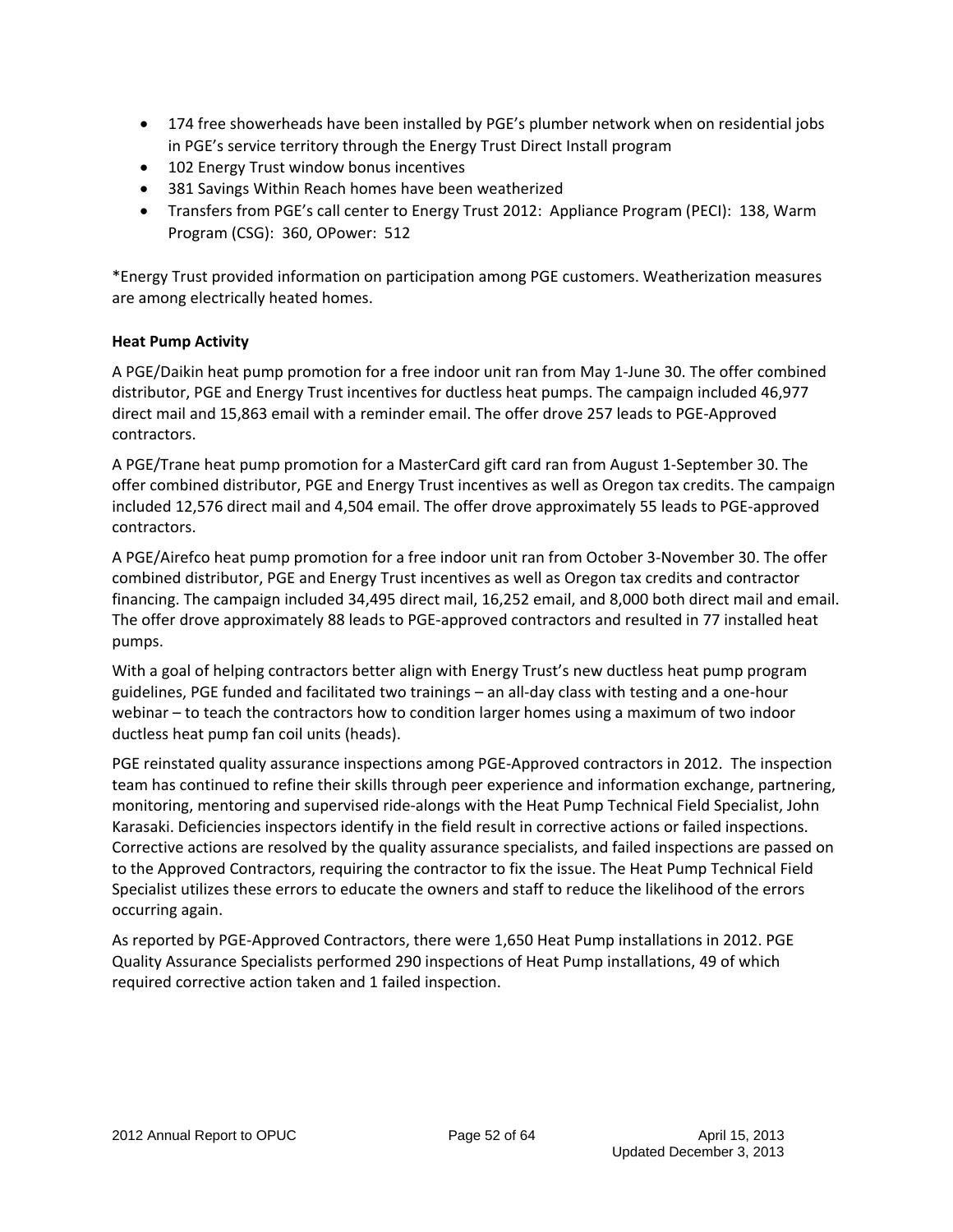- 174 free showerheads have been installed by PGE's plumber network when on residential jobs in PGE's service territory through the Energy Trust Direct Install program
- 102 Energy Trust window bonus incentives
- 381 Savings Within Reach homes have been weatherized
- Transfers from PGE's call center to Energy Trust 2012: Appliance Program (PECI): 138, Warm Program (CSG): 360, OPower: 512

*Energy Trust provided information on participation among PGE customers. Weatherization measures are among electrically heated homes.

**Heat Pump Activity**

A PGE/Daikin heat pump promotion for a free indoor unit ran from May 1-June 30. The offer combined distributor, PGE and Energy Trust incentives for ductless heat pumps. The campaign included 46,977 direct mail and 15,863 email with a reminder email. The offer drove 257 leads to PGE-Approved contractors.

A PGE/Trane heat pump promotion for a MasterCard gift card ran from August 1-September 30. The offer combined distributor, PGE and Energy Trust incentives as well as Oregon tax credits. The campaign included 12,576 direct mail and 4,504 email. The offer drove approximately 55 leads to PGE-approved contractors.

A PGE/Airefco heat pump promotion for a free indoor unit ran from October 3-November 30. The offer combined distributor, PGE and Energy Trust incentives as well as Oregon tax credits and contractor financing. The campaign included 34,495 direct mail, 16,252 email, and 8,000 both direct mail and email. The offer drove approximately 88 leads to PGE-approved contractors and resulted in 77 installed heat pumps.

With a goal of helping contractors better align with Energy Trust's new ductless heat pump program guidelines, PGE funded and facilitated two trainings – an all-day class with testing and a one-hour webinar – to teach the contractors how to condition larger homes using a maximum of two indoor ductless heat pump fan coil units (heads).

PGE reinstated quality assurance inspections among PGE-Approved contractors in 2012. The inspection team has continued to refine their skills through peer experience and information exchange, partnering, monitoring, mentoring and supervised ride-alongs with the Heat Pump Technical Field Specialist, John Karasaki. Deficiencies inspectors identify in the field result in corrective actions or failed inspections. Corrective actions are resolved by the quality assurance specialists, and failed inspections are passed on to the Approved Contractors, requiring the contractor to fix the issue. The Heat Pump Technical Field Specialist utilizes these errors to educate the owners and staff to reduce the likelihood of the errors occurring again.

As reported by PGE-Approved Contractors, there were 1,650 Heat Pump installations in 2012. PGE Quality Assurance Specialists performed 290 inspections of Heat Pump installations, 49 of which required corrective action taken and 1 failed inspection.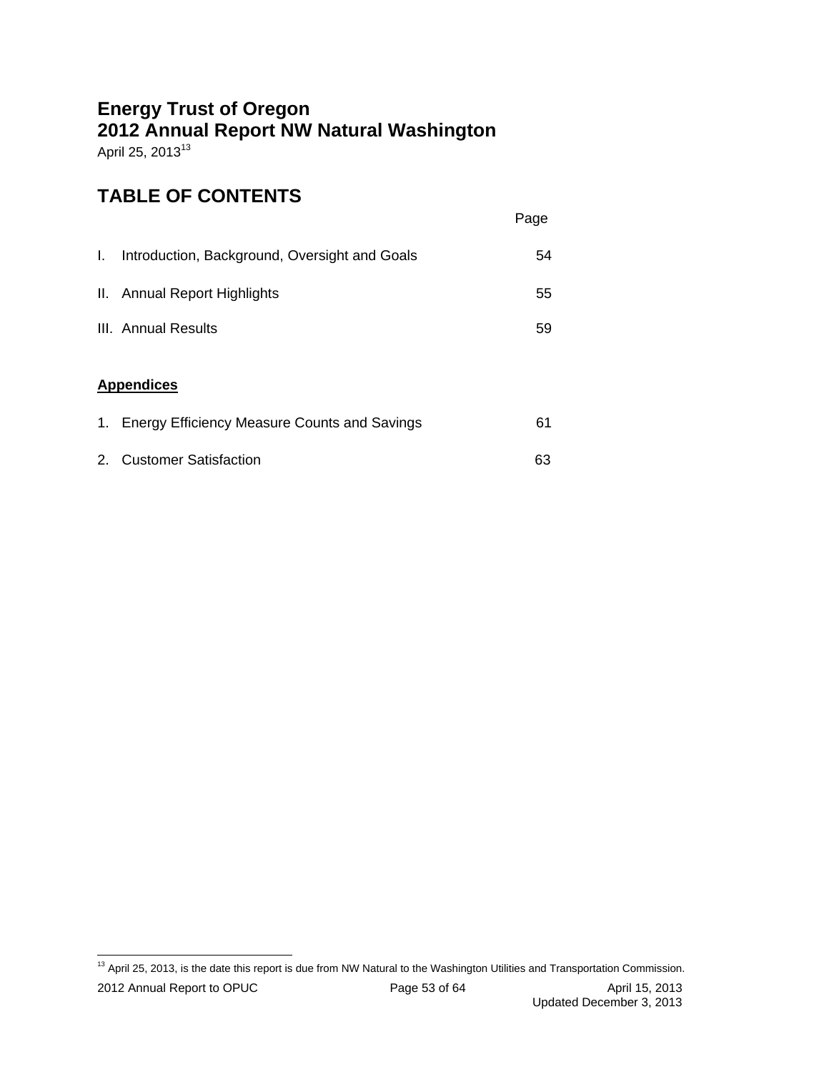# Energy Trust of Oregon
# 2012 Annual Report NW Natural Washington

April 25, 2013[13]

## TABLE OF CONTENTS

| | | Page |
|---|---|---|
| I. | Introduction, Background, Oversight and Goals | 54 |
| II. | Annual Report Highlights | 55 |
| III. | Annual Results | 59 |

**Appendices**

| | | |
|---|---|---|
| 1. | Energy Efficiency Measure Counts and Savings | 61 |
| 2. | Customer Satisfaction | 63 |

[13] April 25, 2013, is the date this report is due from NW Natural to the Washington Utilities and Transportation Commission.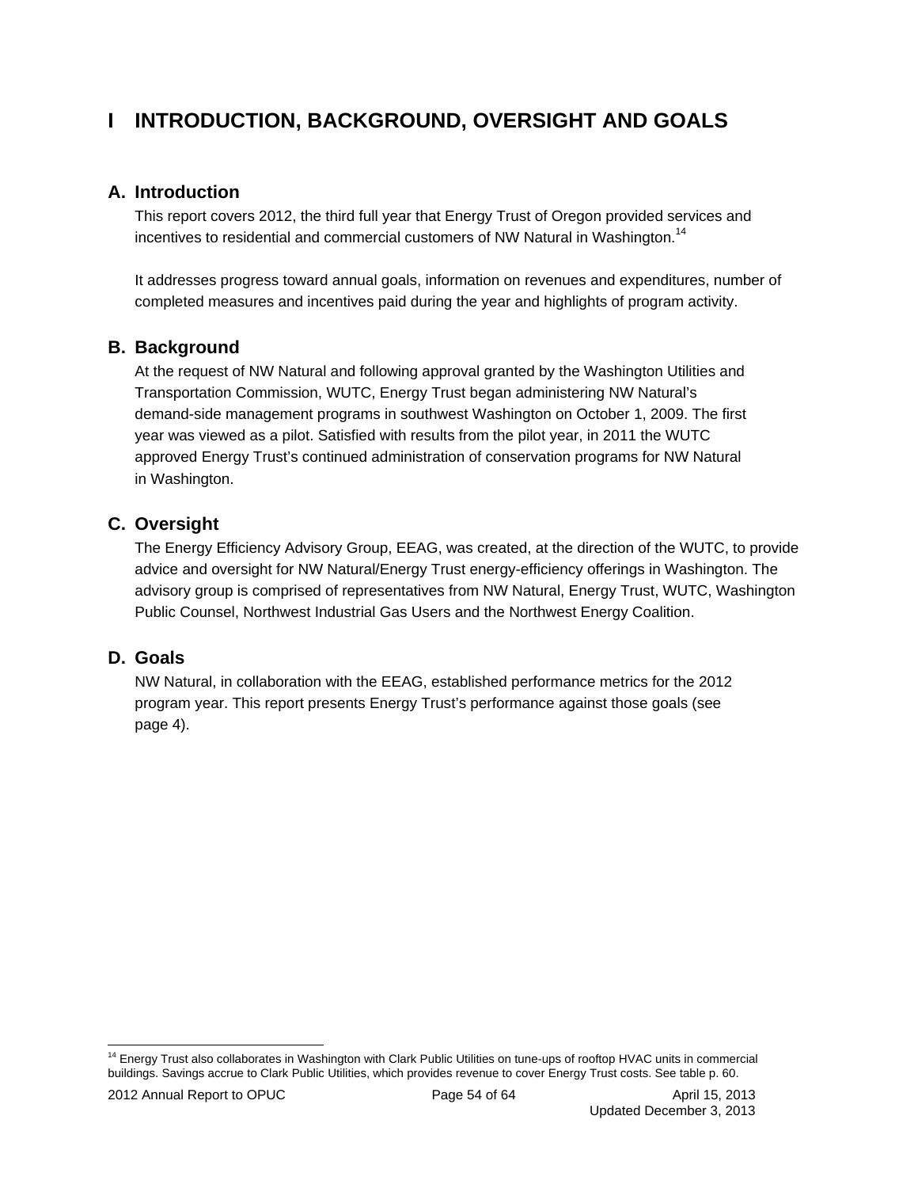# I INTRODUCTION, BACKGROUND, OVERSIGHT AND GOALS

## A. Introduction

This report covers 2012, the third full year that Energy Trust of Oregon provided services and incentives to residential and commercial customers of NW Natural in Washington.[14]

It addresses progress toward annual goals, information on revenues and expenditures, number of completed measures and incentives paid during the year and highlights of program activity.

## B. Background

At the request of NW Natural and following approval granted by the Washington Utilities and Transportation Commission, WUTC, Energy Trust began administering NW Natural's demand-side management programs in southwest Washington on October 1, 2009. The first year was viewed as a pilot. Satisfied with results from the pilot year, in 2011 the WUTC approved Energy Trust's continued administration of conservation programs for NW Natural in Washington.

## C. Oversight

The Energy Efficiency Advisory Group, EEAG, was created, at the direction of the WUTC, to provide advice and oversight for NW Natural/Energy Trust energy-efficiency offerings in Washington. The advisory group is comprised of representatives from NW Natural, Energy Trust, WUTC, Washington Public Counsel, Northwest Industrial Gas Users and the Northwest Energy Coalition.

## D. Goals

NW Natural, in collaboration with the EEAG, established performance metrics for the 2012 program year. This report presents Energy Trust's performance against those goals (see page 4).

---

[14] Energy Trust also collaborates in Washington with Clark Public Utilities on tune-ups of rooftop HVAC units in commercial buildings. Savings accrue to Clark Public Utilities, which provides revenue to cover Energy Trust costs. See table p. 60.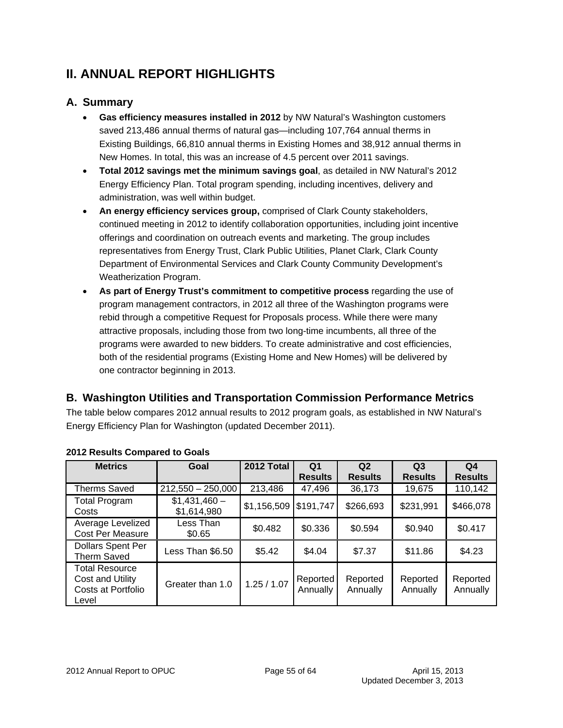# II. ANNUAL REPORT HIGHLIGHTS

## A. Summary

- **Gas efficiency measures installed in 2012** by NW Natural's Washington customers saved 213,486 annual therms of natural gas—including 107,764 annual therms in Existing Buildings, 66,810 annual therms in Existing Homes and 38,912 annual therms in New Homes. In total, this was an increase of 4.5 percent over 2011 savings.
- **Total 2012 savings met the minimum savings goal**, as detailed in NW Natural's 2012 Energy Efficiency Plan. Total program spending, including incentives, delivery and administration, was well within budget.
- **An energy efficiency services group,** comprised of Clark County stakeholders, continued meeting in 2012 to identify collaboration opportunities, including joint incentive offerings and coordination on outreach events and marketing. The group includes representatives from Energy Trust, Clark Public Utilities, Planet Clark, Clark County Department of Environmental Services and Clark County Community Development's Weatherization Program.
- **As part of Energy Trust's commitment to competitive process** regarding the use of program management contractors, in 2012 all three of the Washington programs were rebid through a competitive Request for Proposals process. While there were many attractive proposals, including those from two long-time incumbents, all three of the programs were awarded to new bidders. To create administrative and cost efficiencies, both of the residential programs (Existing Home and New Homes) will be delivered by one contractor beginning in 2013.

## B. Washington Utilities and Transportation Commission Performance Metrics

The table below compares 2012 annual results to 2012 program goals, as established in NW Natural's Energy Efficiency Plan for Washington (updated December 2011).

**2012 Results Compared to Goals**

| Metrics | Goal | 2012 Total | Q1 Results | Q2 Results | Q3 Results | Q4 Results |
|---|---|---|---|---|---|---|
| Therms Saved | 212,550 – 250,000 | 213,486 | 47,496 | 36,173 | 19,675 | 110,142 |
| Total Program Costs | $1,431,460 – $1,614,980 | $1,156,509 | $191,747 | $266,693 | $231,991 | $466,078 |
| Average Levelized Cost Per Measure | Less Than $0.65 | $0.482 | $0.336 | $0.594 | $0.940 | $0.417 |
| Dollars Spent Per Therm Saved | Less Than $6.50 | $5.42 | $4.04 | $7.37 | $11.86 | $4.23 |
| Total Resource Cost and Utility Costs at Portfolio Level | Greater than 1.0 | 1.25 / 1.07 | Reported Annually | Reported Annually | Reported Annually | Reported Annually |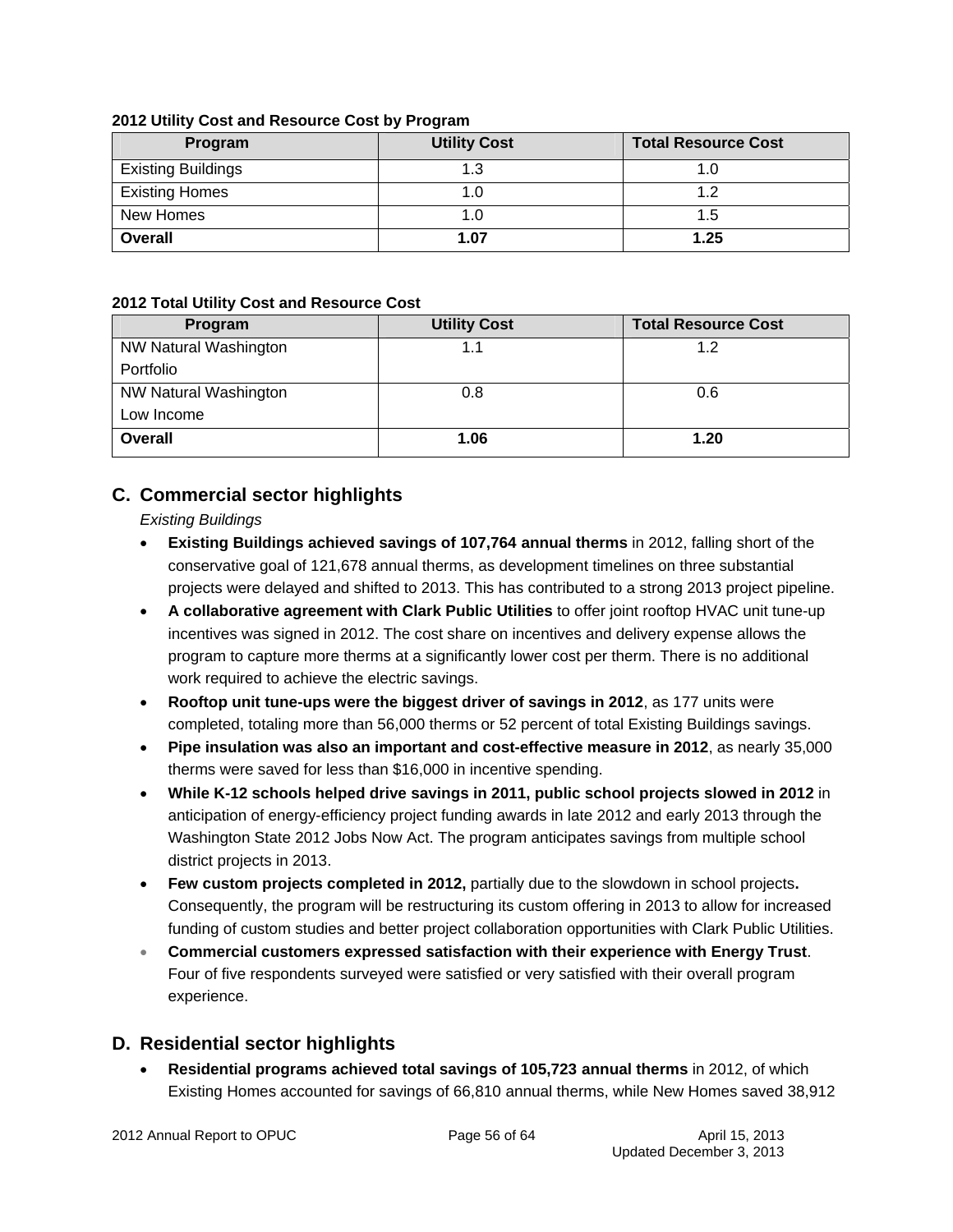**2012 Utility Cost and Resource Cost by Program**

| Program | Utility Cost | Total Resource Cost |
|---|---|---|
| Existing Buildings | 1.3 | 1.0 |
| Existing Homes | 1.0 | 1.2 |
| New Homes | 1.0 | 1.5 |
| **Overall** | **1.07** | **1.25** |

**2012 Total Utility Cost and Resource Cost**

| Program | Utility Cost | Total Resource Cost |
|---|---|---|
| NW Natural Washington Portfolio | 1.1 | 1.2 |
| NW Natural Washington Low Income | 0.8 | 0.6 |
| **Overall** | **1.06** | **1.20** |

## C. Commercial sector highlights

*Existing Buildings*

- **Existing Buildings achieved savings of 107,764 annual therms** in 2012, falling short of the conservative goal of 121,678 annual therms, as development timelines on three substantial projects were delayed and shifted to 2013. This has contributed to a strong 2013 project pipeline.
- **A collaborative agreement with Clark Public Utilities** to offer joint rooftop HVAC unit tune-up incentives was signed in 2012. The cost share on incentives and delivery expense allows the program to capture more therms at a significantly lower cost per therm. There is no additional work required to achieve the electric savings.
- **Rooftop unit tune-ups were the biggest driver of savings in 2012**, as 177 units were completed, totaling more than 56,000 therms or 52 percent of total Existing Buildings savings.
- **Pipe insulation was also an important and cost-effective measure in 2012**, as nearly 35,000 therms were saved for less than $16,000 in incentive spending.
- **While K-12 schools helped drive savings in 2011, public school projects slowed in 2012** in anticipation of energy-efficiency project funding awards in late 2012 and early 2013 through the Washington State 2012 Jobs Now Act. The program anticipates savings from multiple school district projects in 2013.
- **Few custom projects completed in 2012,** partially due to the slowdown in school projects**.** Consequently, the program will be restructuring its custom offering in 2013 to allow for increased funding of custom studies and better project collaboration opportunities with Clark Public Utilities.
- **Commercial customers expressed satisfaction with their experience with Energy Trust**. Four of five respondents surveyed were satisfied or very satisfied with their overall program experience.

## D. Residential sector highlights

- **Residential programs achieved total savings of 105,723 annual therms** in 2012, of which Existing Homes accounted for savings of 66,810 annual therms, while New Homes saved 38,912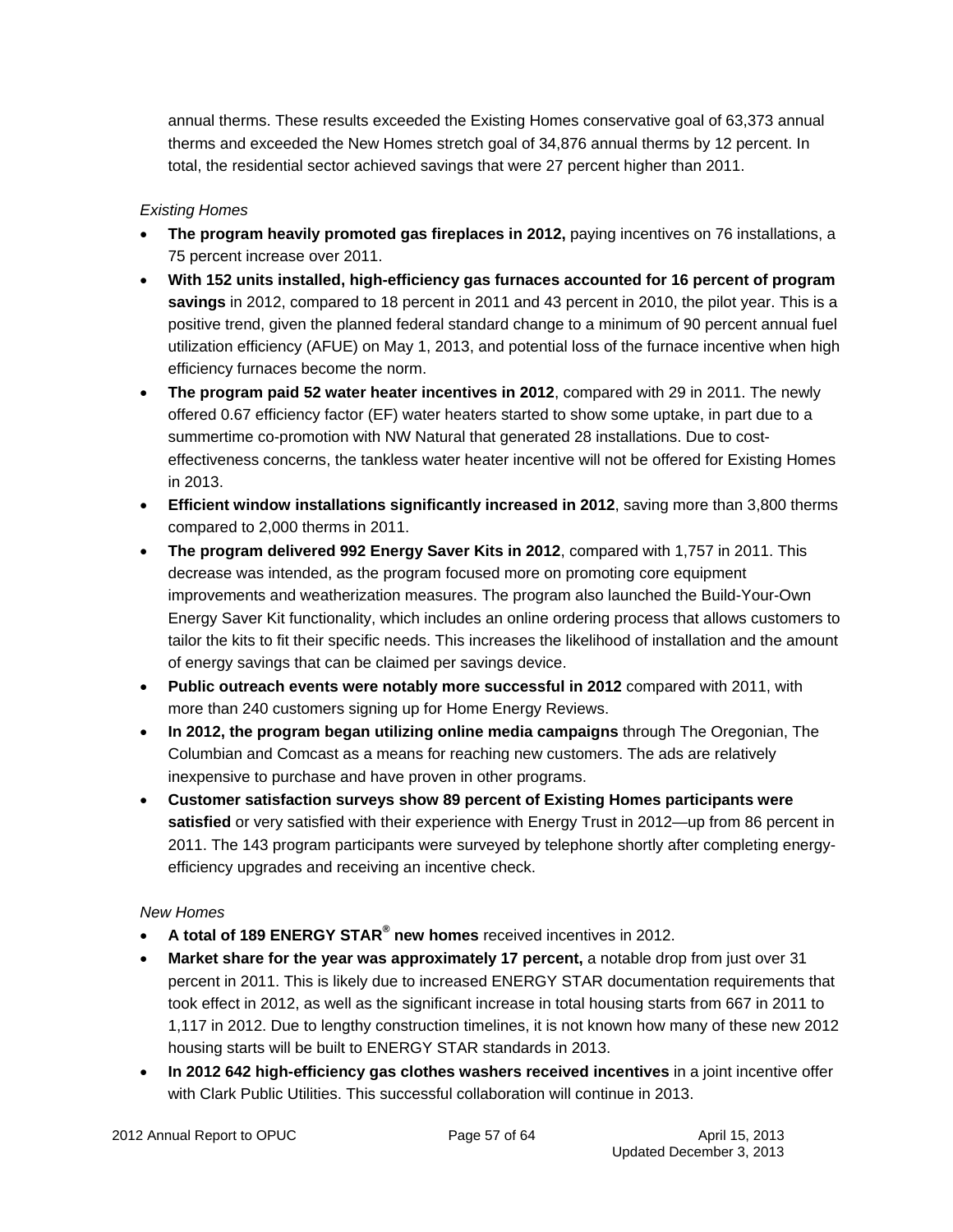annual therms. These results exceeded the Existing Homes conservative goal of 63,373 annual therms and exceeded the New Homes stretch goal of 34,876 annual therms by 12 percent. In total, the residential sector achieved savings that were 27 percent higher than 2011.

*Existing Homes*

- **The program heavily promoted gas fireplaces in 2012,** paying incentives on 76 installations, a 75 percent increase over 2011.
- **With 152 units installed, high-efficiency gas furnaces accounted for 16 percent of program savings** in 2012, compared to 18 percent in 2011 and 43 percent in 2010, the pilot year. This is a positive trend, given the planned federal standard change to a minimum of 90 percent annual fuel utilization efficiency (AFUE) on May 1, 2013, and potential loss of the furnace incentive when high efficiency furnaces become the norm.
- **The program paid 52 water heater incentives in 2012**, compared with 29 in 2011. The newly offered 0.67 efficiency factor (EF) water heaters started to show some uptake, in part due to a summertime co-promotion with NW Natural that generated 28 installations. Due to cost-effectiveness concerns, the tankless water heater incentive will not be offered for Existing Homes in 2013.
- **Efficient window installations significantly increased in 2012**, saving more than 3,800 therms compared to 2,000 therms in 2011.
- **The program delivered 992 Energy Saver Kits in 2012**, compared with 1,757 in 2011. This decrease was intended, as the program focused more on promoting core equipment improvements and weatherization measures. The program also launched the Build-Your-Own Energy Saver Kit functionality, which includes an online ordering process that allows customers to tailor the kits to fit their specific needs. This increases the likelihood of installation and the amount of energy savings that can be claimed per savings device.
- **Public outreach events were notably more successful in 2012** compared with 2011, with more than 240 customers signing up for Home Energy Reviews.
- **In 2012, the program began utilizing online media campaigns** through The Oregonian, The Columbian and Comcast as a means for reaching new customers. The ads are relatively inexpensive to purchase and have proven in other programs.
- **Customer satisfaction surveys show 89 percent of Existing Homes participants were satisfied** or very satisfied with their experience with Energy Trust in 2012—up from 86 percent in 2011. The 143 program participants were surveyed by telephone shortly after completing energy-efficiency upgrades and receiving an incentive check.

*New Homes*

- **A total of 189 ENERGY STAR® new homes** received incentives in 2012.
- **Market share for the year was approximately 17 percent,** a notable drop from just over 31 percent in 2011. This is likely due to increased ENERGY STAR documentation requirements that took effect in 2012, as well as the significant increase in total housing starts from 667 in 2011 to 1,117 in 2012. Due to lengthy construction timelines, it is not known how many of these new 2012 housing starts will be built to ENERGY STAR standards in 2013.
- **In 2012 642 high-efficiency gas clothes washers received incentives** in a joint incentive offer with Clark Public Utilities. This successful collaboration will continue in 2013.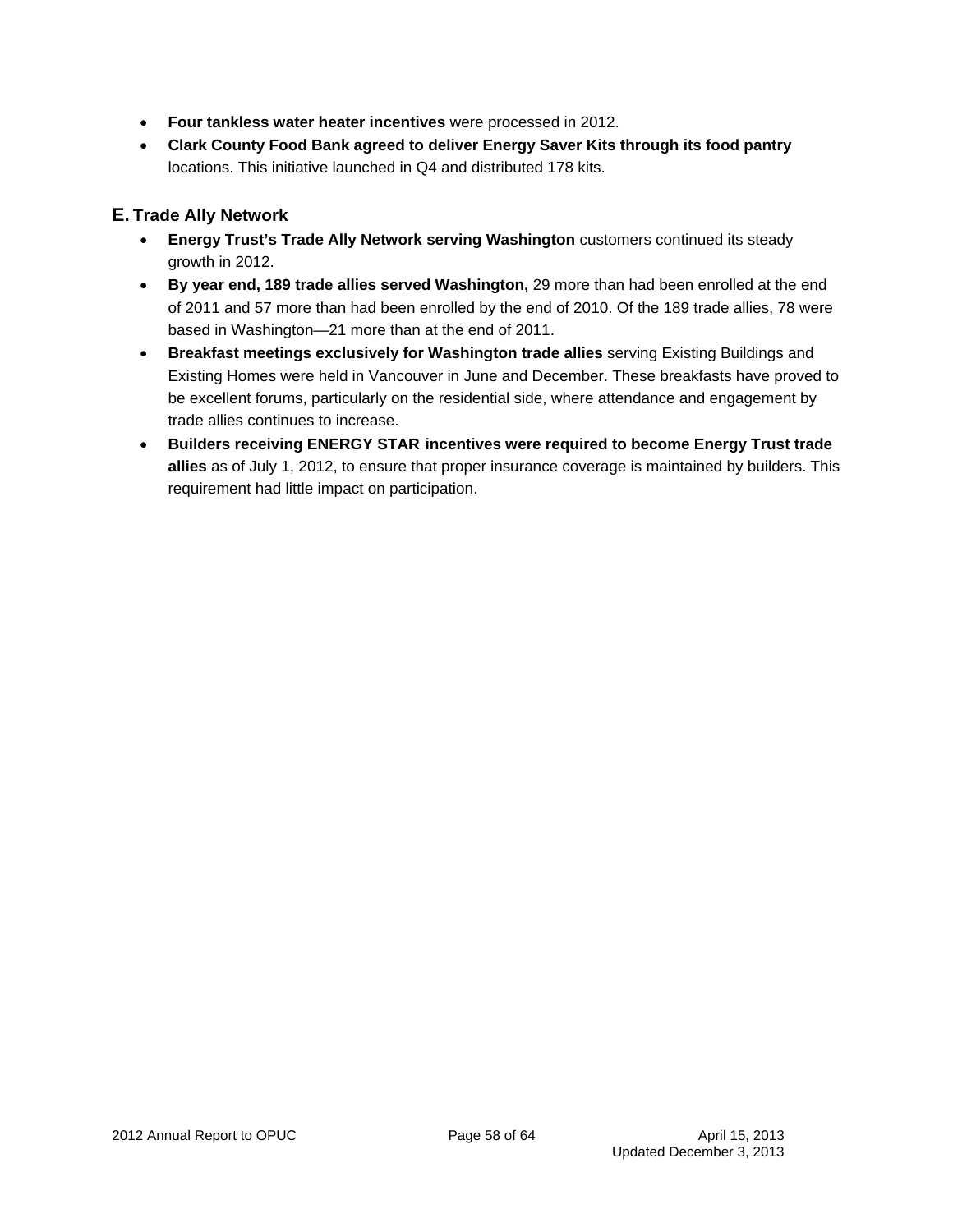- **Four tankless water heater incentives** were processed in 2012.
- **Clark County Food Bank agreed to deliver Energy Saver Kits through its food pantry** locations. This initiative launched in Q4 and distributed 178 kits.

## E. Trade Ally Network

- **Energy Trust's Trade Ally Network serving Washington** customers continued its steady growth in 2012.
- **By year end, 189 trade allies served Washington,** 29 more than had been enrolled at the end of 2011 and 57 more than had been enrolled by the end of 2010. Of the 189 trade allies, 78 were based in Washington—21 more than at the end of 2011.
- **Breakfast meetings exclusively for Washington trade allies** serving Existing Buildings and Existing Homes were held in Vancouver in June and December. These breakfasts have proved to be excellent forums, particularly on the residential side, where attendance and engagement by trade allies continues to increase.
- **Builders receiving ENERGY STAR incentives were required to become Energy Trust trade allies** as of July 1, 2012, to ensure that proper insurance coverage is maintained by builders. This requirement had little impact on participation.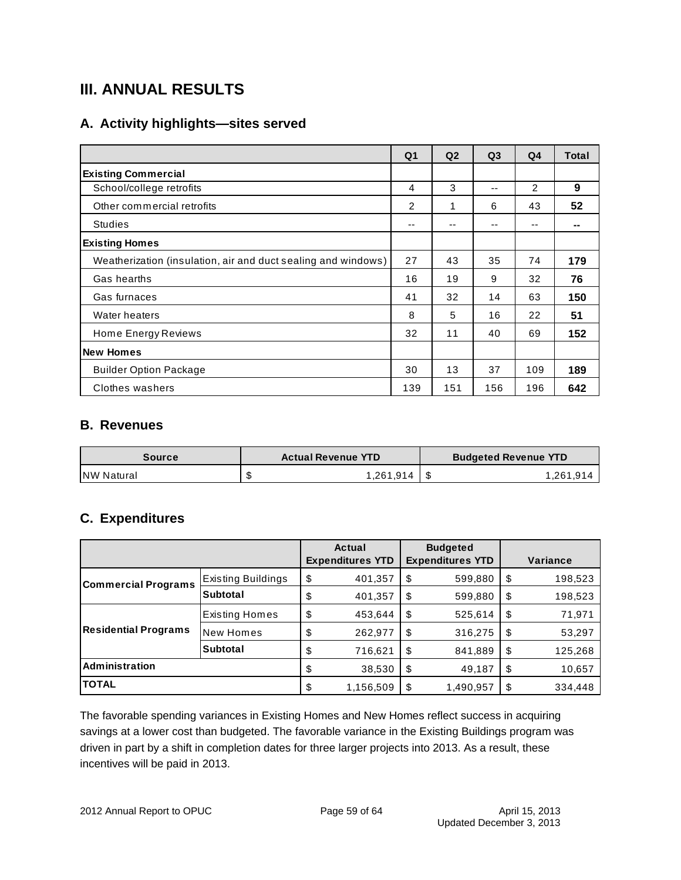# III. ANNUAL RESULTS

## A. Activity highlights—sites served

| | Q1 | Q2 | Q3 | Q4 | Total |
|---|---|---|---|---|---|
| **Existing Commercial** | | | | | |
| School/college retrofits | 4 | 3 | -- | 2 | **9** |
| Other commercial retrofits | 2 | 1 | 6 | 43 | **52** |
| Studies | -- | -- | -- | -- | **--** |
| **Existing Homes** | | | | | |
| Weatherization (insulation, air and duct sealing and windows) | 27 | 43 | 35 | 74 | **179** |
| Gas hearths | 16 | 19 | 9 | 32 | **76** |
| Gas furnaces | 41 | 32 | 14 | 63 | **150** |
| Water heaters | 8 | 5 | 16 | 22 | **51** |
| Home Energy Reviews | 32 | 11 | 40 | 69 | **152** |
| **New Homes** | | | | | |
| Builder Option Package | 30 | 13 | 37 | 109 | **189** |
| Clothes washers | 139 | 151 | 156 | 196 | **642** |

## B. Revenues

| Source | Actual Revenue YTD | Budgeted Revenue YTD |
|---|---|---|
| NW Natural | $ 1,261,914 | $ 1,261,914 |

## C. Expenditures

| | | Actual Expenditures YTD | Budgeted Expenditures YTD | Variance |
|---|---|---|---|---|
| **Commercial Programs** | Existing Buildings | $ 401,357 | $ 599,880 | $ 198,523 |
| | **Subtotal** | $ 401,357 | $ 599,880 | $ 198,523 |
| **Residential Programs** | Existing Homes | $ 453,644 | $ 525,614 | $ 71,971 |
| | New Homes | $ 262,977 | $ 316,275 | $ 53,297 |
| | **Subtotal** | $ 716,621 | $ 841,889 | $ 125,268 |
| **Administration** | | $ 38,530 | $ 49,187 | $ 10,657 |
| **TOTAL** | | $ 1,156,509 | $ 1,490,957 | $ 334,448 |

The favorable spending variances in Existing Homes and New Homes reflect success in acquiring savings at a lower cost than budgeted. The favorable variance in the Existing Buildings program was driven in part by a shift in completion dates for three larger projects into 2013. As a result, these incentives will be paid in 2013.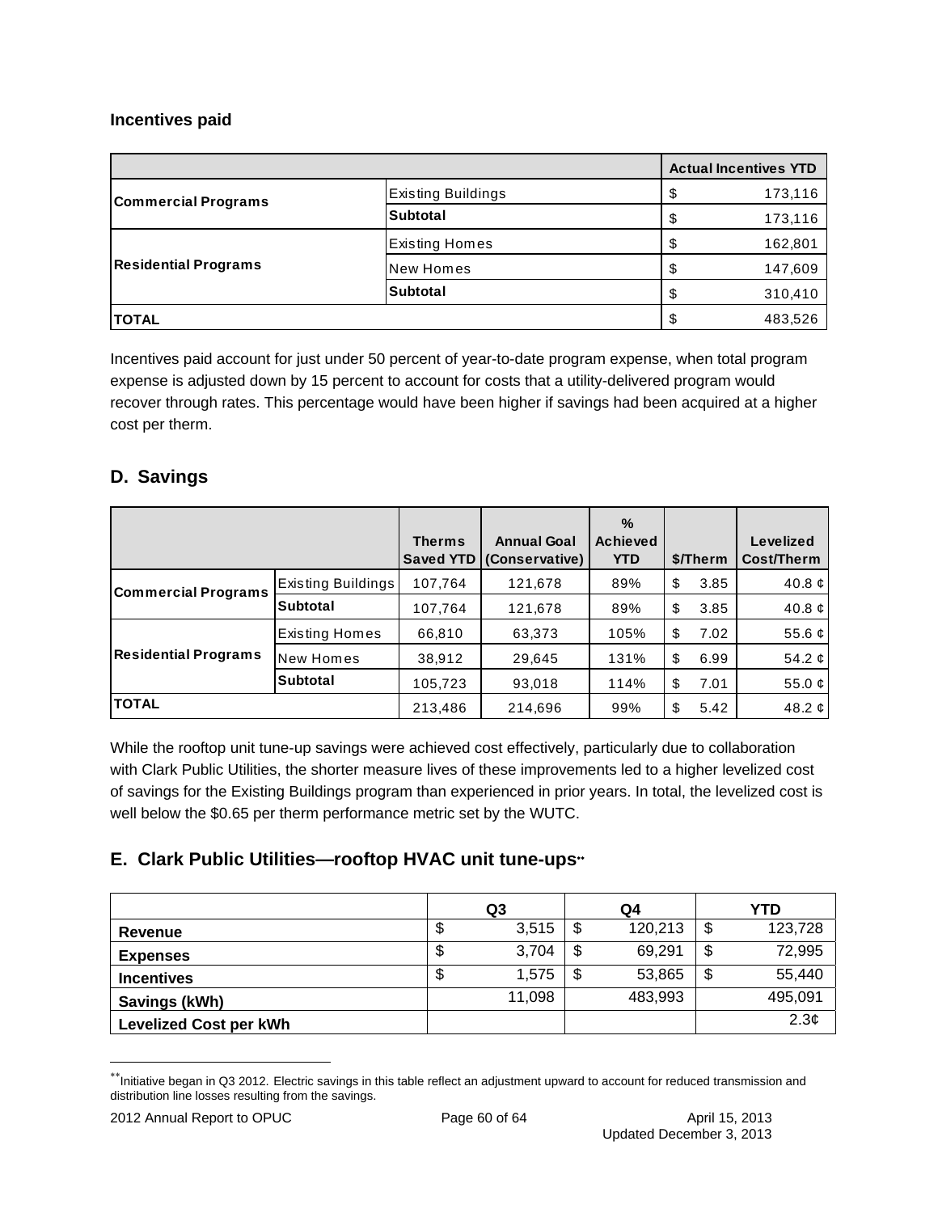**Incentives paid**

| | | Actual Incentives YTD |
|---|---|---|
| Commercial Programs | Existing Buildings | $ 173,116 |
| | Subtotal | $ 173,116 |
| Residential Programs | Existing Homes | $ 162,801 |
| | New Homes | $ 147,609 |
| | Subtotal | $ 310,410 |
| TOTAL | | $ 483,526 |

Incentives paid account for just under 50 percent of year-to-date program expense, when total program expense is adjusted down by 15 percent to account for costs that a utility-delivered program would recover through rates. This percentage would have been higher if savings had been acquired at a higher cost per therm.

## D. Savings

| | | Therms Saved YTD | Annual Goal (Conservative) | % Achieved YTD | $/Therm | Levelized Cost/Therm |
|---|---|---|---|---|---|---|
| Commercial Programs | Existing Buildings | 107,764 | 121,678 | 89% | $ 3.85 | 40.8 ¢ |
| | Subtotal | 107,764 | 121,678 | 89% | $ 3.85 | 40.8 ¢ |
| Residential Programs | Existing Homes | 66,810 | 63,373 | 105% | $ 7.02 | 55.6 ¢ |
| | New Homes | 38,912 | 29,645 | 131% | $ 6.99 | 54.2 ¢ |
| | Subtotal | 105,723 | 93,018 | 114% | $ 7.01 | 55.0 ¢ |
| TOTAL | | 213,486 | 214,696 | 99% | $ 5.42 | 48.2 ¢ |

While the rooftop unit tune-up savings were achieved cost effectively, particularly due to collaboration with Clark Public Utilities, the shorter measure lives of these improvements led to a higher levelized cost of savings for the Existing Buildings program than experienced in prior years. In total, the levelized cost is well below the $0.65 per therm performance metric set by the WUTC.

## E. Clark Public Utilities—rooftop HVAC unit tune-ups**

| | Q3 | Q4 | YTD |
|---|---|---|---|
| Revenue | $ 3,515 | $ 120,213 | $ 123,728 |
| Expenses | $ 3,704 | $ 69,291 | $ 72,995 |
| Incentives | $ 1,575 | $ 53,865 | $ 55,440 |
| Savings (kWh) | 11,098 | 483,993 | 495,091 |
| Levelized Cost per kWh | | | 2.3¢ |

** Initiative began in Q3 2012. Electric savings in this table reflect an adjustment upward to account for reduced transmission and distribution line losses resulting from the savings.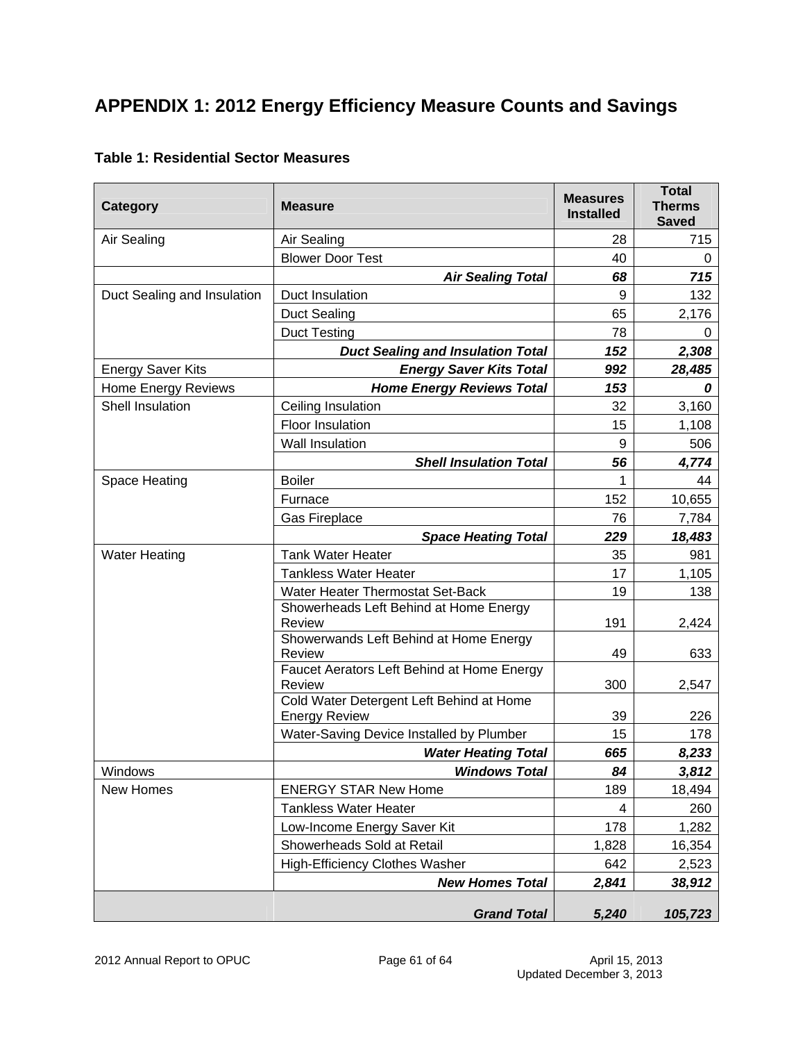# APPENDIX 1: 2012 Energy Efficiency Measure Counts and Savings

### Table 1: Residential Sector Measures

| Category | Measure | Measures Installed | Total Therms Saved |
|---|---|---|---|
| Air Sealing | Air Sealing | 28 | 715 |
| | Blower Door Test | 40 | 0 |
| | ***Air Sealing Total*** | ***68*** | ***715*** |
| Duct Sealing and Insulation | Duct Insulation | 9 | 132 |
| | Duct Sealing | 65 | 2,176 |
| | Duct Testing | 78 | 0 |
| | ***Duct Sealing and Insulation Total*** | ***152*** | ***2,308*** |
| Energy Saver Kits | ***Energy Saver Kits Total*** | ***992*** | ***28,485*** |
| Home Energy Reviews | ***Home Energy Reviews Total*** | ***153*** | ***0*** |
| Shell Insulation | Ceiling Insulation | 32 | 3,160 |
| | Floor Insulation | 15 | 1,108 |
| | Wall Insulation | 9 | 506 |
| | ***Shell Insulation Total*** | ***56*** | ***4,774*** |
| Space Heating | Boiler | 1 | 44 |
| | Furnace | 152 | 10,655 |
| | Gas Fireplace | 76 | 7,784 |
| | ***Space Heating Total*** | ***229*** | ***18,483*** |
| Water Heating | Tank Water Heater | 35 | 981 |
| | Tankless Water Heater | 17 | 1,105 |
| | Water Heater Thermostat Set-Back | 19 | 138 |
| | Showerheads Left Behind at Home Energy Review | 191 | 2,424 |
| | Showerwands Left Behind at Home Energy Review | 49 | 633 |
| | Faucet Aerators Left Behind at Home Energy Review | 300 | 2,547 |
| | Cold Water Detergent Left Behind at Home Energy Review | 39 | 226 |
| | Water-Saving Device Installed by Plumber | 15 | 178 |
| | ***Water Heating Total*** | ***665*** | ***8,233*** |
| Windows | ***Windows Total*** | ***84*** | ***3,812*** |
| New Homes | ENERGY STAR New Home | 189 | 18,494 |
| | Tankless Water Heater | 4 | 260 |
| | Low-Income Energy Saver Kit | 178 | 1,282 |
| | Showerheads Sold at Retail | 1,828 | 16,354 |
| | High-Efficiency Clothes Washer | 642 | 2,523 |
| | ***New Homes Total*** | ***2,841*** | ***38,912*** |
| | ***Grand Total*** | ***5,240*** | ***105,723*** |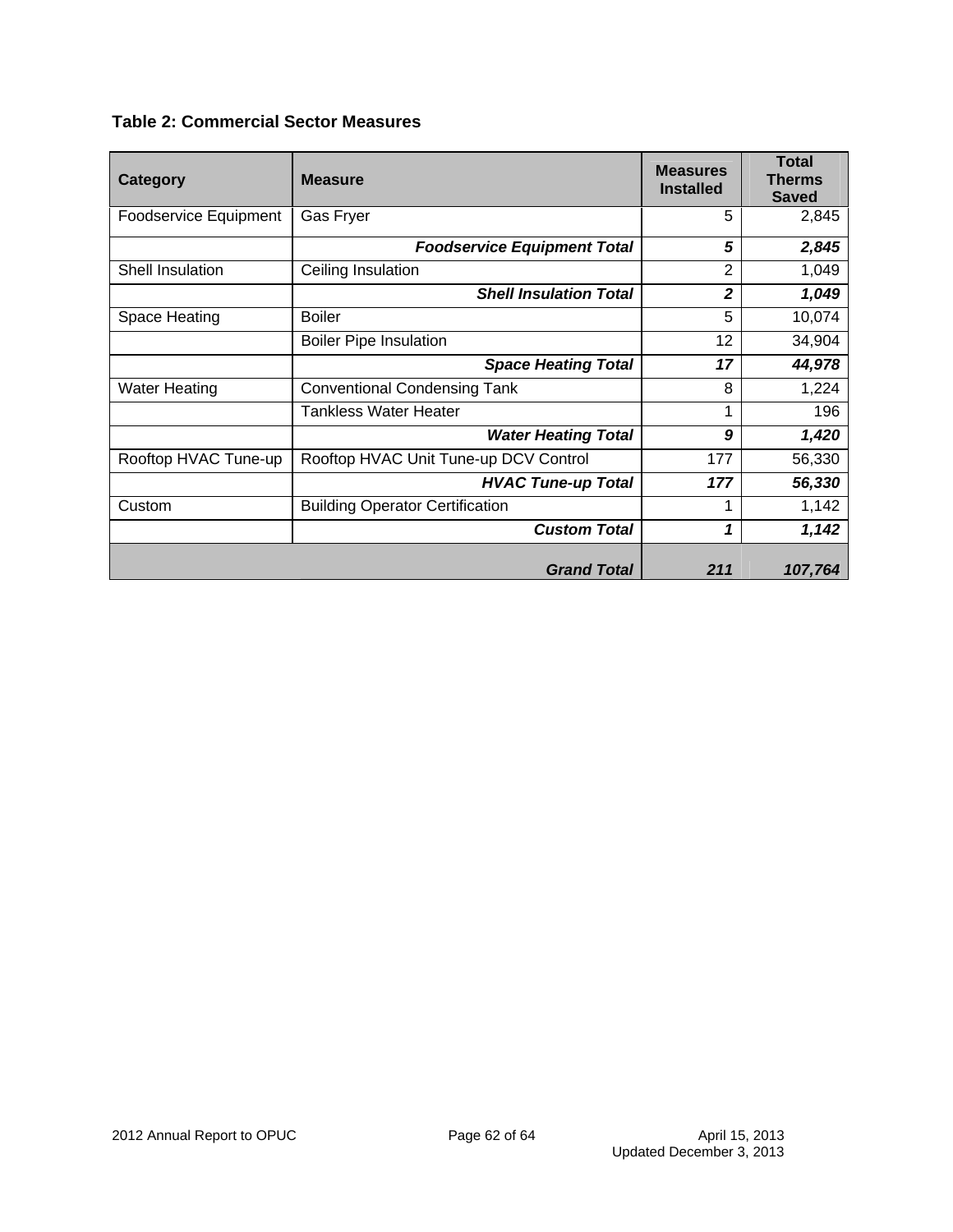**Table 2: Commercial Sector Measures**

| Category | Measure | Measures Installed | Total Therms Saved |
|---|---|---|---|
| Foodservice Equipment | Gas Fryer | 5 | 2,845 |
| | ***Foodservice Equipment Total*** | ***5*** | ***2,845*** |
| Shell Insulation | Ceiling Insulation | 2 | 1,049 |
| | ***Shell Insulation Total*** | ***2*** | ***1,049*** |
| Space Heating | Boiler | 5 | 10,074 |
| | Boiler Pipe Insulation | 12 | 34,904 |
| | ***Space Heating Total*** | ***17*** | ***44,978*** |
| Water Heating | Conventional Condensing Tank | 8 | 1,224 |
| | Tankless Water Heater | 1 | 196 |
| | ***Water Heating Total*** | ***9*** | ***1,420*** |
| Rooftop HVAC Tune-up | Rooftop HVAC Unit Tune-up DCV Control | 177 | 56,330 |
| | ***HVAC Tune-up Total*** | ***177*** | ***56,330*** |
| Custom | Building Operator Certification | 1 | 1,142 |
| | ***Custom Total*** | ***1*** | ***1,142*** |
| | ***Grand Total*** | ***211*** | ***107,764*** |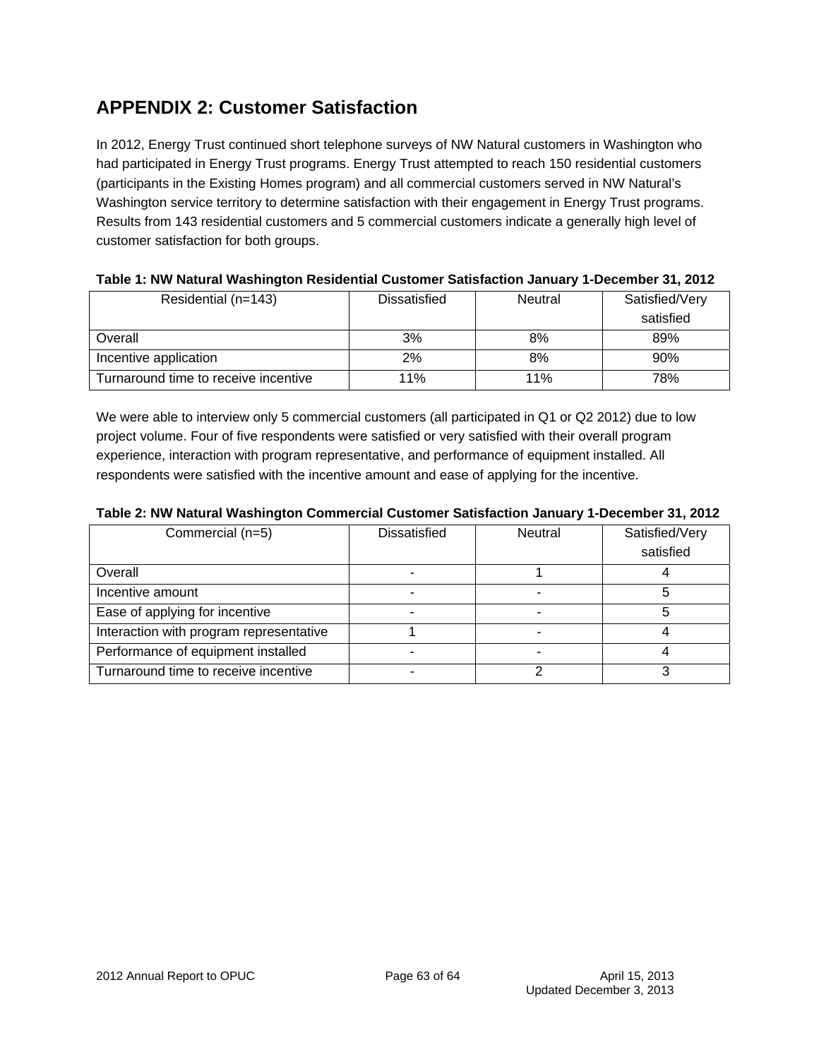## APPENDIX 2: Customer Satisfaction

In 2012, Energy Trust continued short telephone surveys of NW Natural customers in Washington who had participated in Energy Trust programs. Energy Trust attempted to reach 150 residential customers (participants in the Existing Homes program) and all commercial customers served in NW Natural's Washington service territory to determine satisfaction with their engagement in Energy Trust programs. Results from 143 residential customers and 5 commercial customers indicate a generally high level of customer satisfaction for both groups.

**Table 1: NW Natural Washington Residential Customer Satisfaction January 1-December 31, 2012**

| Residential (n=143) | Dissatisfied | Neutral | Satisfied/Very satisfied |
|---|---|---|---|
| Overall | 3% | 8% | 89% |
| Incentive application | 2% | 8% | 90% |
| Turnaround time to receive incentive | 11% | 11% | 78% |

We were able to interview only 5 commercial customers (all participated in Q1 or Q2 2012) due to low project volume. Four of five respondents were satisfied or very satisfied with their overall program experience, interaction with program representative, and performance of equipment installed. All respondents were satisfied with the incentive amount and ease of applying for the incentive.

**Table 2: NW Natural Washington Commercial Customer Satisfaction January 1-December 31, 2012**

| Commercial (n=5) | Dissatisfied | Neutral | Satisfied/Very satisfied |
|---|---|---|---|
| Overall | - | 1 | 4 |
| Incentive amount | - | - | 5 |
| Ease of applying for incentive | - | - | 5 |
| Interaction with program representative | 1 | - | 4 |
| Performance of equipment installed | - | - | 4 |
| Turnaround time to receive incentive | - | 2 | 3 |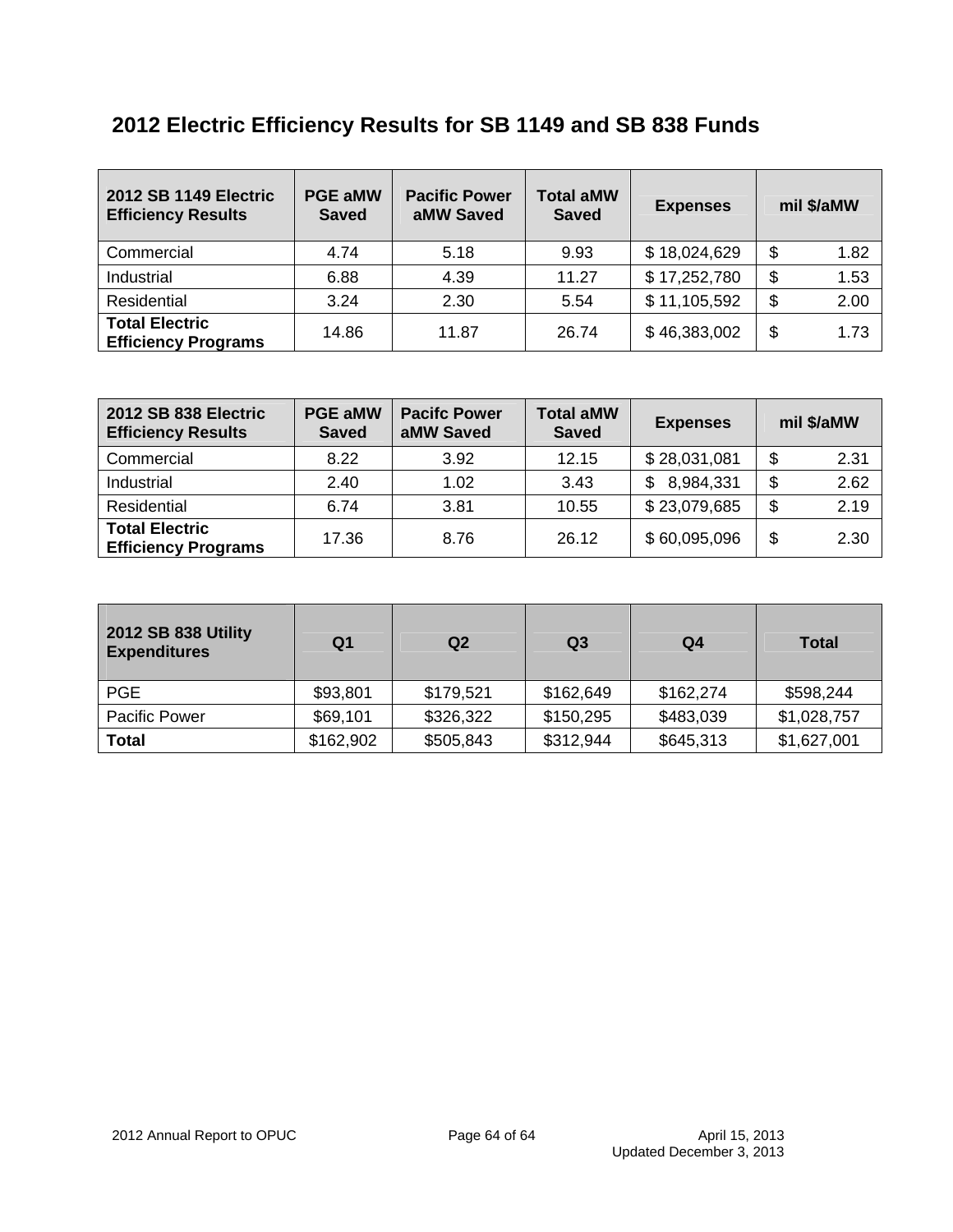## 2012 Electric Efficiency Results for SB 1149 and SB 838 Funds

| 2012 SB 1149 Electric Efficiency Results | PGE aMW Saved | Pacific Power aMW Saved | Total aMW Saved | Expenses | mil $/aMW |
|---|---|---|---|---|---|
| Commercial | 4.74 | 5.18 | 9.93 | $ 18,024,629 | $ 1.82 |
| Industrial | 6.88 | 4.39 | 11.27 | $ 17,252,780 | $ 1.53 |
| Residential | 3.24 | 2.30 | 5.54 | $ 11,105,592 | $ 2.00 |
| **Total Electric Efficiency Programs** | 14.86 | 11.87 | 26.74 | $ 46,383,002 | $ 1.73 |

| 2012 SB 838 Electric Efficiency Results | PGE aMW Saved | Pacifc Power aMW Saved | Total aMW Saved | Expenses | mil $/aMW |
|---|---|---|---|---|---|
| Commercial | 8.22 | 3.92 | 12.15 | $ 28,031,081 | $ 2.31 |
| Industrial | 2.40 | 1.02 | 3.43 | $ 8,984,331 | $ 2.62 |
| Residential | 6.74 | 3.81 | 10.55 | $ 23,079,685 | $ 2.19 |
| **Total Electric Efficiency Programs** | 17.36 | 8.76 | 26.12 | $ 60,095,096 | $ 2.30 |

| 2012 SB 838 Utility Expenditures | Q1 | Q2 | Q3 | Q4 | Total |
|---|---|---|---|---|---|
| PGE | $93,801 | $179,521 | $162,649 | $162,274 | $598,244 |
| Pacific Power | $69,101 | $326,322 | $150,295 | $483,039 | $1,028,757 |
| **Total** | $162,902 | $505,843 | $312,944 | $645,313 | $1,627,001 |